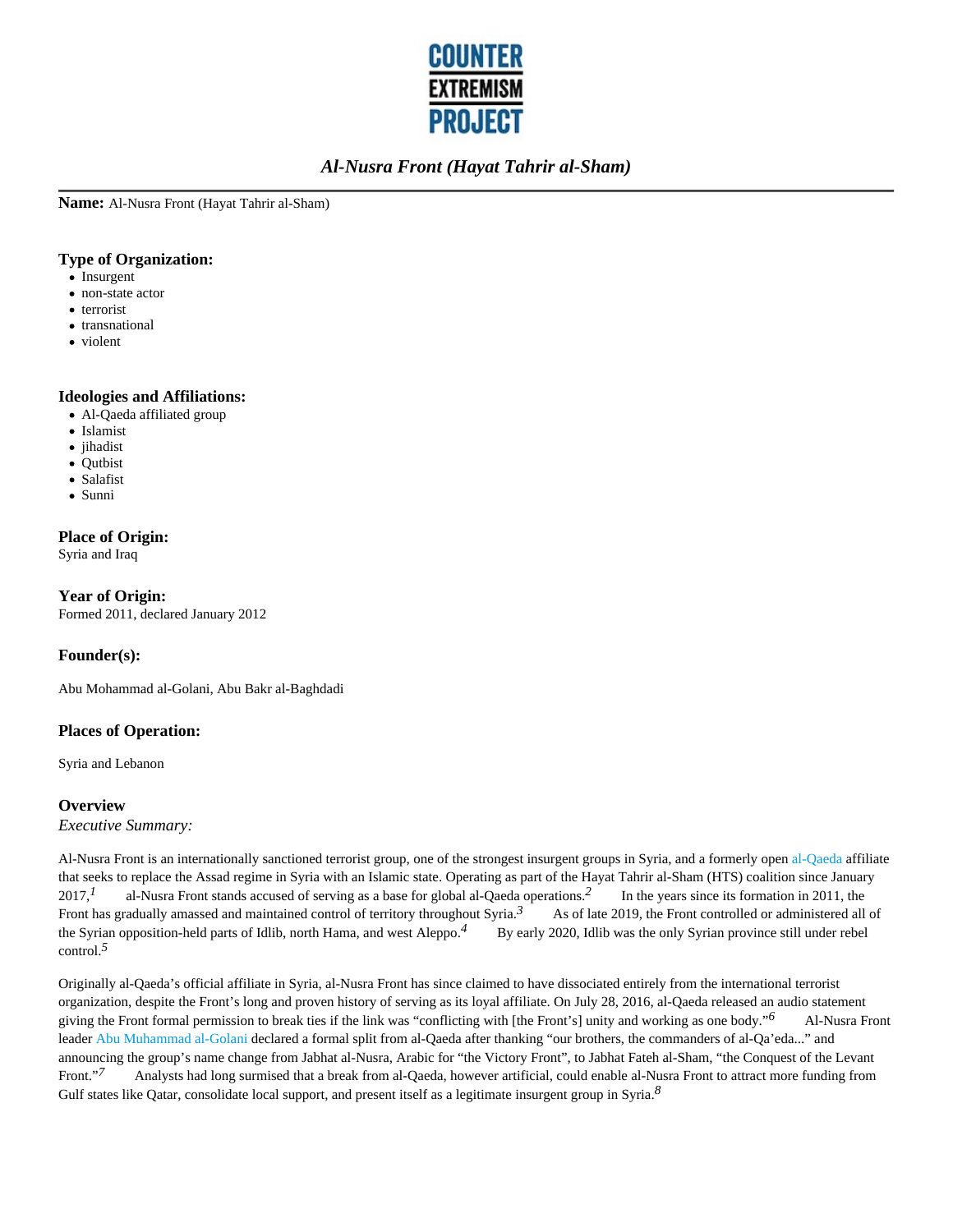# Al-Nusra Front (Hayat Tahrir al-Sham)

**Name:** Al-Nusra Front (Hayat Tahrir al-Sham)

### Type of Organization:

- Insurgent
- non-state actor
- terrorist
- transnational
- violent

### Ideologies and Affiliations:

- Al-Qaeda affiliated group
- Islamist
- jihadist
- Qutbist
- Salafist
- Sunni

### Place of Origin:

Syria and Iraq

### Year of Origin:

Formed 2011, declared January 2012

### Founder(s):

Abu Mohammad al-Golani, Abu Bakr al-Baghdadi

### Places of Operation:

Syria and Lebanon

### Overview

*Executive Summary:*

Al-Nusra Front is an internationally sanctioned terrorist group, one of the strongest insurgent groups in Syria, and a formerly open al-Qaeda affiliate that seeks to replace the Assad regime in Syria with an Islamic state. Operating as part of the Hayat Tahrir al-Sham (HTS) coalition since January 2017,[1] al-Nusra Front stands accused of serving as a base for global al-Qaeda operations.[2] In the years since its formation in 2011, the Front has gradually amassed and maintained control of territory throughout Syria.[3] As of late 2019, the Front controlled or administered all of the Syrian opposition-held parts of Idlib, north Hama, and west Aleppo.[4] By early 2020, Idlib was the only Syrian province still under rebel control.[5]

Originally al-Qaeda's official affiliate in Syria, al-Nusra Front has since claimed to have dissociated entirely from the international terrorist organization, despite the Front's long and proven history of serving as its loyal affiliate. On July 28, 2016, al-Qaeda released an audio statement giving the Front formal permission to break ties if the link was "conflicting with [the Front's] unity and working as one body."[6] Al-Nusra Front leader Abu Muhammad al-Golani declared a formal split from al-Qaeda after thanking "our brothers, the commanders of al-Qa'eda..." and announcing the group's name change from Jabhat al-Nusra, Arabic for "the Victory Front", to Jabhat Fateh al-Sham, "the Conquest of the Levant Front."[7] Analysts had long surmised that a break from al-Qaeda, however artificial, could enable al-Nusra Front to attract more funding from Gulf states like Qatar, consolidate local support, and present itself as a legitimate insurgent group in Syria.[8]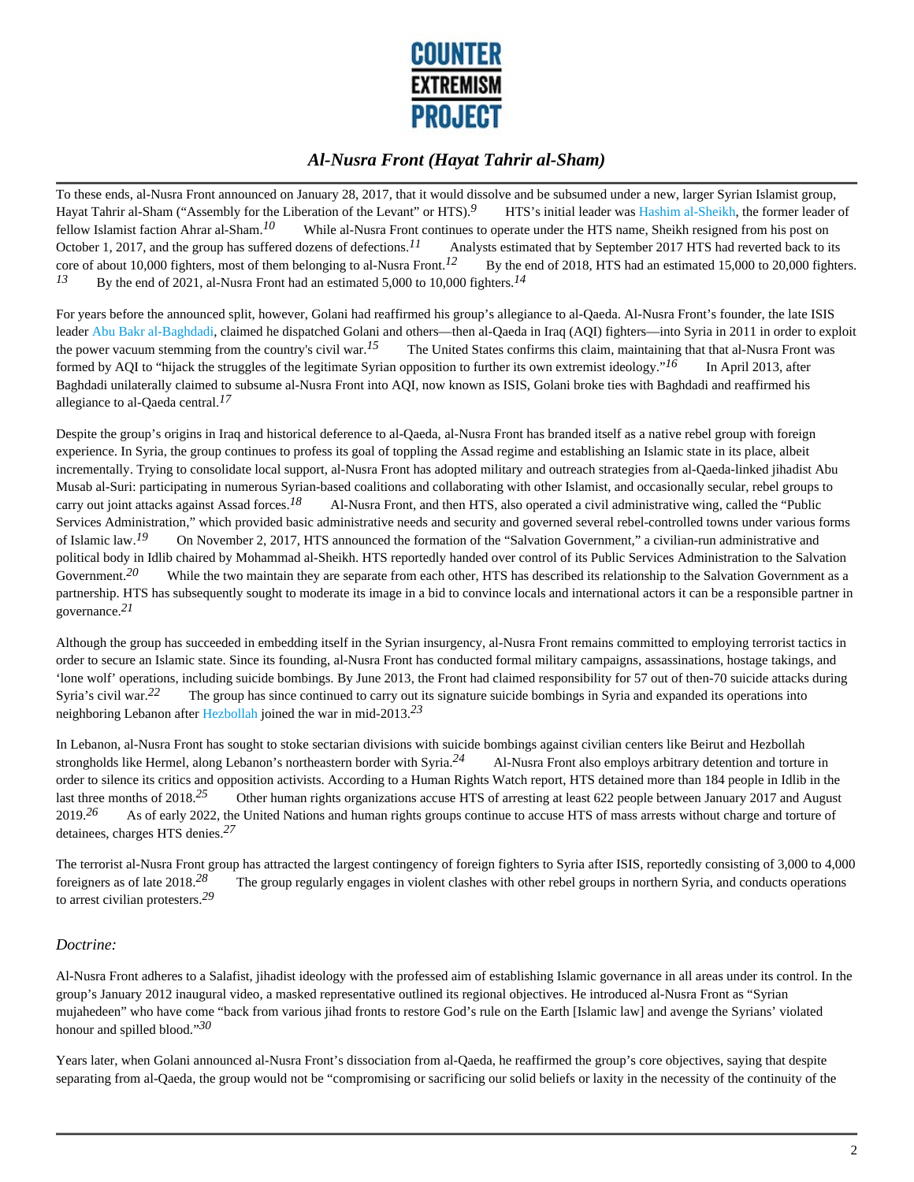To these ends, al-Nusra Front announced on January 28, 2017, that it would dissolve and be subsumed under a new, larger Syrian Islamist group, Hayat Tahrir al-Sham ("Assembly for the Liberation of the Levant" or HTS).[9] HTS's initial leader was Hashim al-Sheikh, the former leader of fellow Islamist faction Ahrar al-Sham.[10] While al-Nusra Front continues to operate under the HTS name, Sheikh resigned from his post on October 1, 2017, and the group has suffered dozens of defections.[11] Analysts estimated that by September 2017 HTS had reverted back to its core of about 10,000 fighters, most of them belonging to al-Nusra Front.[12] By the end of 2018, HTS had an estimated 15,000 to 20,000 fighters.[13] By the end of 2021, al-Nusra Front had an estimated 5,000 to 10,000 fighters.[14]

For years before the announced split, however, Golani had reaffirmed his group's allegiance to al-Qaeda. Al-Nusra Front's founder, the late ISIS leader Abu Bakr al-Baghdadi, claimed he dispatched Golani and others—then al-Qaeda in Iraq (AQI) fighters—into Syria in 2011 in order to exploit the power vacuum stemming from the country's civil war.[15] The United States confirms this claim, maintaining that that al-Nusra Front was formed by AQI to "hijack the struggles of the legitimate Syrian opposition to further its own extremist ideology."[16] In April 2013, after Baghdadi unilaterally claimed to subsume al-Nusra Front into AQI, now known as ISIS, Golani broke ties with Baghdadi and reaffirmed his allegiance to al-Qaeda central.[17]

Despite the group's origins in Iraq and historical deference to al-Qaeda, al-Nusra Front has branded itself as a native rebel group with foreign experience. In Syria, the group continues to profess its goal of toppling the Assad regime and establishing an Islamic state in its place, albeit incrementally. Trying to consolidate local support, al-Nusra Front has adopted military and outreach strategies from al-Qaeda-linked jihadist Abu Musab al-Suri: participating in numerous Syrian-based coalitions and collaborating with other Islamist, and occasionally secular, rebel groups to carry out joint attacks against Assad forces.[18] Al-Nusra Front, and then HTS, also operated a civil administrative wing, called the "Public Services Administration," which provided basic administrative needs and security and governed several rebel-controlled towns under various forms of Islamic law.[19] On November 2, 2017, HTS announced the formation of the "Salvation Government," a civilian-run administrative and political body in Idlib chaired by Mohammad al-Sheikh. HTS reportedly handed over control of its Public Services Administration to the Salvation Government.[20] While the two maintain they are separate from each other, HTS has described its relationship to the Salvation Government as a partnership. HTS has subsequently sought to moderate its image in a bid to convince locals and international actors it can be a responsible partner in governance.[21]

Although the group has succeeded in embedding itself in the Syrian insurgency, al-Nusra Front remains committed to employing terrorist tactics in order to secure an Islamic state. Since its founding, al-Nusra Front has conducted formal military campaigns, assassinations, hostage takings, and 'lone wolf' operations, including suicide bombings. By June 2013, the Front had claimed responsibility for 57 out of then-70 suicide attacks during Syria's civil war.[22] The group has since continued to carry out its signature suicide bombings in Syria and expanded its operations into neighboring Lebanon after Hezbollah joined the war in mid-2013.[23]

In Lebanon, al-Nusra Front has sought to stoke sectarian divisions with suicide bombings against civilian centers like Beirut and Hezbollah strongholds like Hermel, along Lebanon's northeastern border with Syria.[24] Al-Nusra Front also employs arbitrary detention and torture in order to silence its critics and opposition activists. According to a Human Rights Watch report, HTS detained more than 184 people in Idlib in the last three months of 2018.[25] Other human rights organizations accuse HTS of arresting at least 622 people between January 2017 and August 2019.[26] As of early 2022, the United Nations and human rights groups continue to accuse HTS of mass arrests without charge and torture of detainees, charges HTS denies.[27]

The terrorist al-Nusra Front group has attracted the largest contingency of foreign fighters to Syria after ISIS, reportedly consisting of 3,000 to 4,000 foreigners as of late 2018.[28] The group regularly engages in violent clashes with other rebel groups in northern Syria, and conducts operations to arrest civilian protesters.[29]

## *Doctrine:*

Al-Nusra Front adheres to a Salafist, jihadist ideology with the professed aim of establishing Islamic governance in all areas under its control. In the group's January 2012 inaugural video, a masked representative outlined its regional objectives. He introduced al-Nusra Front as "Syrian mujahedeen" who have come "back from various jihad fronts to restore God's rule on the Earth [Islamic law] and avenge the Syrians' violated honour and spilled blood."[30]

Years later, when Golani announced al-Nusra Front's dissociation from al-Qaeda, he reaffirmed the group's core objectives, saying that despite separating from al-Qaeda, the group would not be "compromising or sacrificing our solid beliefs or laxity in the necessity of the continuity of the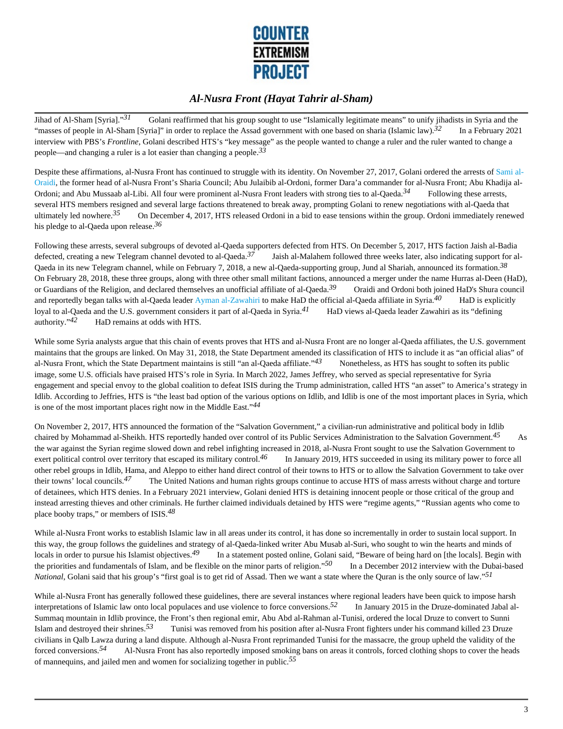Jihad of Al-Sham [Syria]."[31] Golani reaffirmed that his group sought to use "Islamically legitimate means" to unify jihadists in Syria and the "masses of people in Al-Sham [Syria]" in order to replace the Assad government with one based on sharia (Islamic law).[32] In a February 2021 interview with PBS's *Frontline*, Golani described HTS's "key message" as the people wanted to change a ruler and the ruler wanted to change a people—and changing a ruler is a lot easier than changing a people.[33]

Despite these affirmations, al-Nusra Front has continued to struggle with its identity. On November 27, 2017, Golani ordered the arrests of Sami al-Oraidi, the former head of al-Nusra Front's Sharia Council; Abu Julaibib al-Ordoni, former Dara'a commander for al-Nusra Front; Abu Khadija al-Ordoni; and Abu Mussaab al-Libi. All four were prominent al-Nusra Front leaders with strong ties to al-Qaeda.[34] Following these arrests, several HTS members resigned and several large factions threatened to break away, prompting Golani to renew negotiations with al-Qaeda that ultimately led nowhere.[35] On December 4, 2017, HTS released Ordoni in a bid to ease tensions within the group. Ordoni immediately renewed his pledge to al-Qaeda upon release.[36]

Following these arrests, several subgroups of devoted al-Qaeda supporters defected from HTS. On December 5, 2017, HTS faction Jaish al-Badia defected, creating a new Telegram channel devoted to al-Qaeda.[37] Jaish al-Malahem followed three weeks later, also indicating support for al-Qaeda in its new Telegram channel, while on February 7, 2018, a new al-Qaeda-supporting group, Jund al Shariah, announced its formation.[38] On February 28, 2018, these three groups, along with three other small militant factions, announced a merger under the name Hurras al-Deen (HaD), or Guardians of the Religion, and declared themselves an unofficial affiliate of al-Qaeda.[39] Oraidi and Ordoni both joined HaD's Shura council and reportedly began talks with al-Qaeda leader Ayman al-Zawahiri to make HaD the official al-Qaeda affiliate in Syria.[40] HaD is explicitly loyal to al-Qaeda and the U.S. government considers it part of al-Qaeda in Syria.[41] HaD views al-Qaeda leader Zawahiri as its "defining authority."[42] HaD remains at odds with HTS.

While some Syria analysts argue that this chain of events proves that HTS and al-Nusra Front are no longer al-Qaeda affiliates, the U.S. government maintains that the groups are linked. On May 31, 2018, the State Department amended its classification of HTS to include it as "an official alias" of al-Nusra Front, which the State Department maintains is still "an al-Qaeda affiliate."[43] Nonetheless, as HTS has sought to soften its public image, some U.S. officials have praised HTS's role in Syria. In March 2022, James Jeffrey, who served as special representative for Syria engagement and special envoy to the global coalition to defeat ISIS during the Trump administration, called HTS "an asset" to America's strategy in Idlib. According to Jeffries, HTS is "the least bad option of the various options on Idlib, and Idlib is one of the most important places in Syria, which is one of the most important places right now in the Middle East."[44]

On November 2, 2017, HTS announced the formation of the "Salvation Government," a civilian-run administrative and political body in Idlib chaired by Mohammad al-Sheikh. HTS reportedly handed over control of its Public Services Administration to the Salvation Government.[45] As the war against the Syrian regime slowed down and rebel infighting increased in 2018, al-Nusra Front sought to use the Salvation Government to exert political control over territory that escaped its military control.[46] In January 2019, HTS succeeded in using its military power to force all other rebel groups in Idlib, Hama, and Aleppo to either hand direct control of their towns to HTS or to allow the Salvation Government to take over their towns' local councils.[47] The United Nations and human rights groups continue to accuse HTS of mass arrests without charge and torture of detainees, which HTS denies. In a February 2021 interview, Golani denied HTS is detaining innocent people or those critical of the group and instead arresting thieves and other criminals. He further claimed individuals detained by HTS were "regime agents," "Russian agents who come to place booby traps," or members of ISIS.[48]

While al-Nusra Front works to establish Islamic law in all areas under its control, it has done so incrementally in order to sustain local support. In this way, the group follows the guidelines and strategy of al-Qaeda-linked writer Abu Musab al-Suri, who sought to win the hearts and minds of locals in order to pursue his Islamist objectives.[49] In a statement posted online, Golani said, "Beware of being hard on [the locals]. Begin with the priorities and fundamentals of Islam, and be flexible on the minor parts of religion."[50] In a December 2012 interview with the Dubai-based *National*, Golani said that his group's "first goal is to get rid of Assad. Then we want a state where the Quran is the only source of law."[51]

While al-Nusra Front has generally followed these guidelines, there are several instances where regional leaders have been quick to impose harsh interpretations of Islamic law onto local populaces and use violence to force conversions.[52] In January 2015 in the Druze-dominated Jabal al-Summaq mountain in Idlib province, the Front's then regional emir, Abu Abd al-Rahman al-Tunisi, ordered the local Druze to convert to Sunni Islam and destroyed their shrines.[53] Tunisi was removed from his position after al-Nusra Front fighters under his command killed 23 Druze civilians in Qalb Lawza during a land dispute. Although al-Nusra Front reprimanded Tunisi for the massacre, the group upheld the validity of the forced conversions.[54] Al-Nusra Front has also reportedly imposed smoking bans on areas it controls, forced clothing shops to cover the heads of mannequins, and jailed men and women for socializing together in public.[55]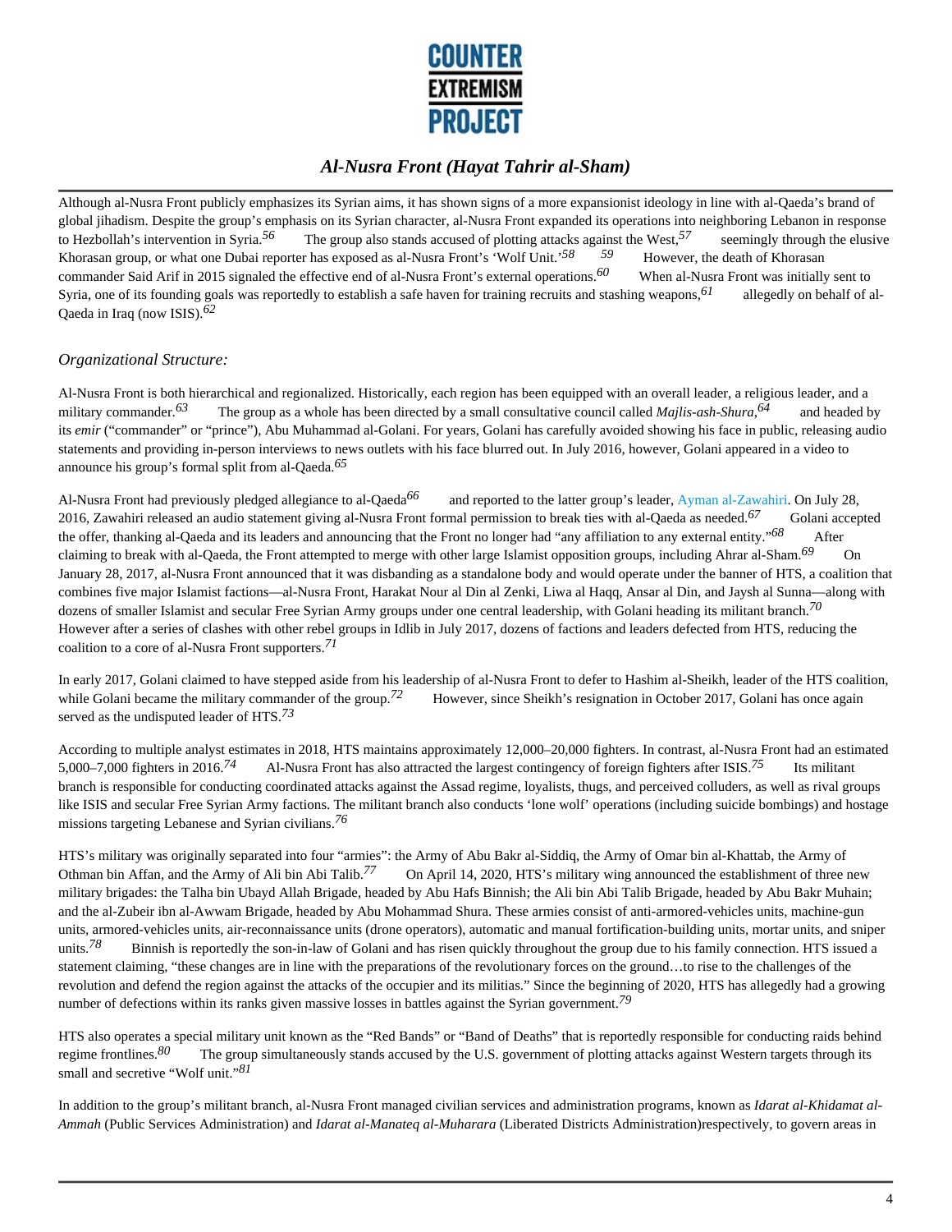Although al-Nusra Front publicly emphasizes its Syrian aims, it has shown signs of a more expansionist ideology in line with al-Qaeda's brand of global jihadism. Despite the group's emphasis on its Syrian character, al-Nusra Front expanded its operations into neighboring Lebanon in response to Hezbollah's intervention in Syria.[56] The group also stands accused of plotting attacks against the West,[57] seemingly through the elusive Khorasan group, or what one Dubai reporter has exposed as al-Nusra Front's 'Wolf Unit.'[58] [59] However, the death of Khorasan commander Said Arif in 2015 signaled the effective end of al-Nusra Front's external operations.[60] When al-Nusra Front was initially sent to Syria, one of its founding goals was reportedly to establish a safe haven for training recruits and stashing weapons,[61] allegedly on behalf of al-Qaeda in Iraq (now ISIS).[62]

*Organizational Structure:*

Al-Nusra Front is both hierarchical and regionalized. Historically, each region has been equipped with an overall leader, a religious leader, and a military commander.[63] The group as a whole has been directed by a small consultative council called *Majlis-ash-Shura*,[64] and headed by its *emir* ("commander" or "prince"), Abu Muhammad al-Golani. For years, Golani has carefully avoided showing his face in public, releasing audio statements and providing in-person interviews to news outlets with his face blurred out. In July 2016, however, Golani appeared in a video to announce his group's formal split from al-Qaeda.[65]

Al-Nusra Front had previously pledged allegiance to al-Qaeda[66] and reported to the latter group's leader, Ayman al-Zawahiri. On July 28, 2016, Zawahiri released an audio statement giving al-Nusra Front formal permission to break ties with al-Qaeda as needed.[67] Golani accepted the offer, thanking al-Qaeda and its leaders and announcing that the Front no longer had "any affiliation to any external entity."[68] After claiming to break with al-Qaeda, the Front attempted to merge with other large Islamist opposition groups, including Ahrar al-Sham.[69] On January 28, 2017, al-Nusra Front announced that it was disbanding as a standalone body and would operate under the banner of HTS, a coalition that combines five major Islamist factions—al-Nusra Front, Harakat Nour al Din al Zenki, Liwa al Haqq, Ansar al Din, and Jaysh al Sunna—along with dozens of smaller Islamist and secular Free Syrian Army groups under one central leadership, with Golani heading its militant branch.[70] However after a series of clashes with other rebel groups in Idlib in July 2017, dozens of factions and leaders defected from HTS, reducing the coalition to a core of al-Nusra Front supporters.[71]

In early 2017, Golani claimed to have stepped aside from his leadership of al-Nusra Front to defer to Hashim al-Sheikh, leader of the HTS coalition, while Golani became the military commander of the group.[72] However, since Sheikh's resignation in October 2017, Golani has once again served as the undisputed leader of HTS.[73]

According to multiple analyst estimates in 2018, HTS maintains approximately 12,000–20,000 fighters. In contrast, al-Nusra Front had an estimated 5,000–7,000 fighters in 2016.[74] Al-Nusra Front has also attracted the largest contingency of foreign fighters after ISIS.[75] Its militant branch is responsible for conducting coordinated attacks against the Assad regime, loyalists, thugs, and perceived colluders, as well as rival groups like ISIS and secular Free Syrian Army factions. The militant branch also conducts 'lone wolf' operations (including suicide bombings) and hostage missions targeting Lebanese and Syrian civilians.[76]

HTS's military was originally separated into four "armies": the Army of Abu Bakr al-Siddiq, the Army of Omar bin al-Khattab, the Army of Othman bin Affan, and the Army of Ali bin Abi Talib.[77] On April 14, 2020, HTS's military wing announced the establishment of three new military brigades: the Talha bin Ubayd Allah Brigade, headed by Abu Hafs Binnish; the Ali bin Abi Talib Brigade, headed by Abu Bakr Muhain; and the al-Zubeir ibn al-Awwam Brigade, headed by Abu Mohammad Shura. These armies consist of anti-armored-vehicles units, machine-gun units, armored-vehicles units, air-reconnaissance units (drone operators), automatic and manual fortification-building units, mortar units, and sniper units.[78] Binnish is reportedly the son-in-law of Golani and has risen quickly throughout the group due to his family connection. HTS issued a statement claiming, "these changes are in line with the preparations of the revolutionary forces on the ground…to rise to the challenges of the revolution and defend the region against the attacks of the occupier and its militias." Since the beginning of 2020, HTS has allegedly had a growing number of defections within its ranks given massive losses in battles against the Syrian government.[79]

HTS also operates a special military unit known as the "Red Bands" or "Band of Deaths" that is reportedly responsible for conducting raids behind regime frontlines.[80] The group simultaneously stands accused by the U.S. government of plotting attacks against Western targets through its small and secretive "Wolf unit."[81]

In addition to the group's militant branch, al-Nusra Front managed civilian services and administration programs, known as *Idarat al-Khidamat al-Ammah* (Public Services Administration) and *Idarat al-Manateq al-Muharara* (Liberated Districts Administration)respectively, to govern areas in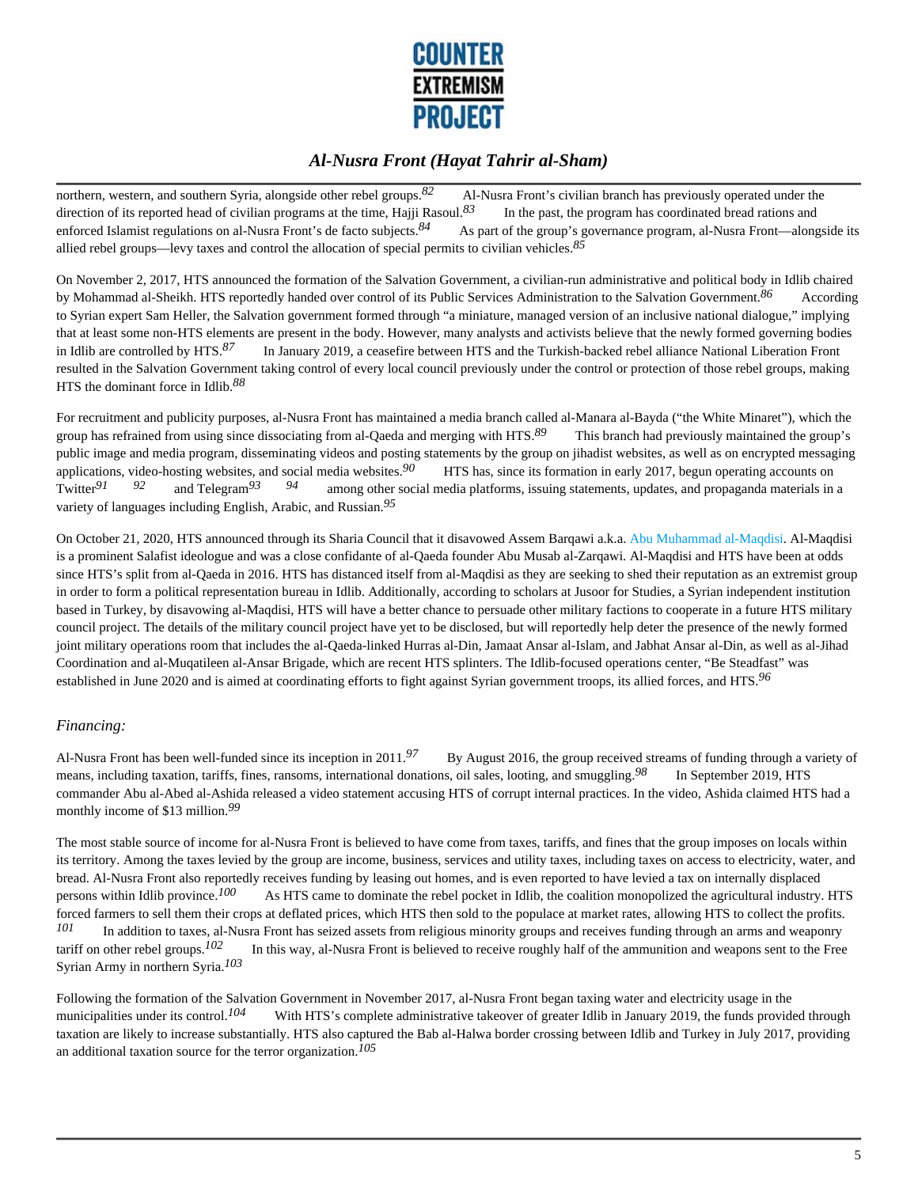northern, western, and southern Syria, alongside other rebel groups.[82] Al-Nusra Front's civilian branch has previously operated under the direction of its reported head of civilian programs at the time, Hajji Rasoul.[83] In the past, the program has coordinated bread rations and enforced Islamist regulations on al-Nusra Front's de facto subjects.[84] As part of the group's governance program, al-Nusra Front—alongside its allied rebel groups—levy taxes and control the allocation of special permits to civilian vehicles.[85]

On November 2, 2017, HTS announced the formation of the Salvation Government, a civilian-run administrative and political body in Idlib chaired by Mohammad al-Sheikh. HTS reportedly handed over control of its Public Services Administration to the Salvation Government.[86] According to Syrian expert Sam Heller, the Salvation government formed through "a miniature, managed version of an inclusive national dialogue," implying that at least some non-HTS elements are present in the body. However, many analysts and activists believe that the newly formed governing bodies in Idlib are controlled by HTS.[87] In January 2019, a ceasefire between HTS and the Turkish-backed rebel alliance National Liberation Front resulted in the Salvation Government taking control of every local council previously under the control or protection of those rebel groups, making HTS the dominant force in Idlib.[88]

For recruitment and publicity purposes, al-Nusra Front has maintained a media branch called al-Manara al-Bayda ("the White Minaret"), which the group has refrained from using since dissociating from al-Qaeda and merging with HTS.[89] This branch had previously maintained the group's public image and media program, disseminating videos and posting statements by the group on jihadist websites, as well as on encrypted messaging applications, video-hosting websites, and social media websites.[90] HTS has, since its formation in early 2017, begun operating accounts on Twitter[91] [92] and Telegram[93] [94] among other social media platforms, issuing statements, updates, and propaganda materials in a variety of languages including English, Arabic, and Russian.[95]

On October 21, 2020, HTS announced through its Sharia Council that it disavowed Assem Barqawi a.k.a. Abu Muhammad al-Maqdisi. Al-Maqdisi is a prominent Salafist ideologue and was a close confidante of al-Qaeda founder Abu Musab al-Zarqawi. Al-Maqdisi and HTS have been at odds since HTS's split from al-Qaeda in 2016. HTS has distanced itself from al-Maqdisi as they are seeking to shed their reputation as an extremist group in order to form a political representation bureau in Idlib. Additionally, according to scholars at Jusoor for Studies, a Syrian independent institution based in Turkey, by disavowing al-Maqdisi, HTS will have a better chance to persuade other military factions to cooperate in a future HTS military council project. The details of the military council project have yet to be disclosed, but will reportedly help deter the presence of the newly formed joint military operations room that includes the al-Qaeda-linked Hurras al-Din, Jamaat Ansar al-Islam, and Jabhat Ansar al-Din, as well as al-Jihad Coordination and al-Muqatileen al-Ansar Brigade, which are recent HTS splinters. The Idlib-focused operations center, "Be Steadfast" was established in June 2020 and is aimed at coordinating efforts to fight against Syrian government troops, its allied forces, and HTS.[96]

### *Financing:*

Al-Nusra Front has been well-funded since its inception in 2011.[97] By August 2016, the group received streams of funding through a variety of means, including taxation, tariffs, fines, ransoms, international donations, oil sales, looting, and smuggling.[98] In September 2019, HTS commander Abu al-Abed al-Ashida released a video statement accusing HTS of corrupt internal practices. In the video, Ashida claimed HTS had a monthly income of $13 million.[99]

The most stable source of income for al-Nusra Front is believed to have come from taxes, tariffs, and fines that the group imposes on locals within its territory. Among the taxes levied by the group are income, business, services and utility taxes, including taxes on access to electricity, water, and bread. Al-Nusra Front also reportedly receives funding by leasing out homes, and is even reported to have levied a tax on internally displaced persons within Idlib province.[100] As HTS came to dominate the rebel pocket in Idlib, the coalition monopolized the agricultural industry. HTS forced farmers to sell them their crops at deflated prices, which HTS then sold to the populace at market rates, allowing HTS to collect the profits.[101] In addition to taxes, al-Nusra Front has seized assets from religious minority groups and receives funding through an arms and weaponry tariff on other rebel groups.[102] In this way, al-Nusra Front is believed to receive roughly half of the ammunition and weapons sent to the Free Syrian Army in northern Syria.[103]

Following the formation of the Salvation Government in November 2017, al-Nusra Front began taxing water and electricity usage in the municipalities under its control.[104] With HTS's complete administrative takeover of greater Idlib in January 2019, the funds provided through taxation are likely to increase substantially. HTS also captured the Bab al-Halwa border crossing between Idlib and Turkey in July 2017, providing an additional taxation source for the terror organization.[105]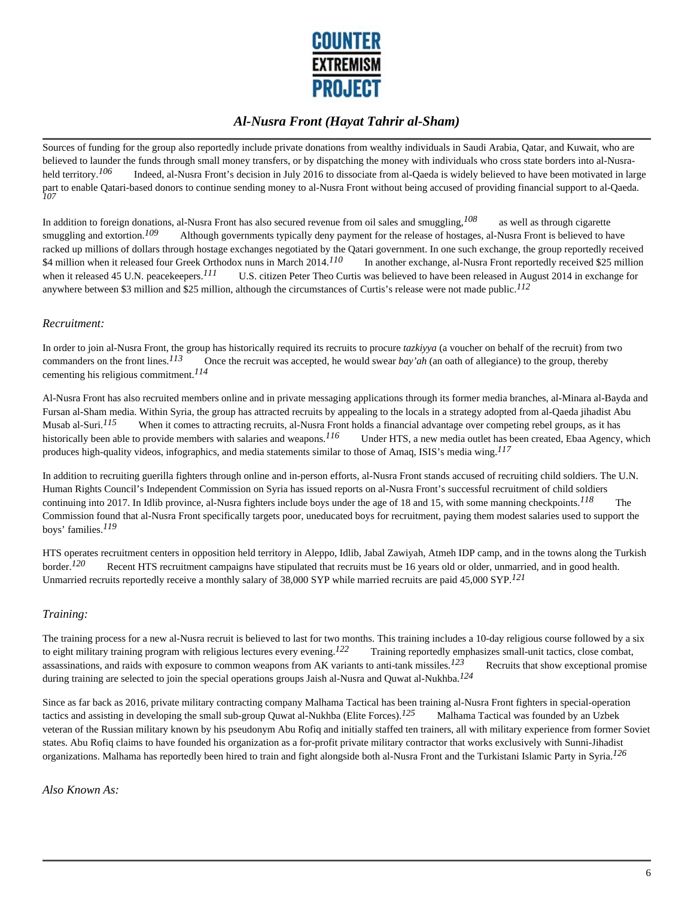Sources of funding for the group also reportedly include private donations from wealthy individuals in Saudi Arabia, Qatar, and Kuwait, who are believed to launder the funds through small money transfers, or by dispatching the money with individuals who cross state borders into al-Nusra-held territory.[106] Indeed, al-Nusra Front's decision in July 2016 to dissociate from al-Qaeda is widely believed to have been motivated in large part to enable Qatari-based donors to continue sending money to al-Nusra Front without being accused of providing financial support to al-Qaeda.[107]

In addition to foreign donations, al-Nusra Front has also secured revenue from oil sales and smuggling,[108] as well as through cigarette smuggling and extortion.[109] Although governments typically deny payment for the release of hostages, al-Nusra Front is believed to have racked up millions of dollars through hostage exchanges negotiated by the Qatari government. In one such exchange, the group reportedly received $4 million when it released four Greek Orthodox nuns in March 2014.[110] In another exchange, al-Nusra Front reportedly received $25 million when it released 45 U.N. peacekeepers.[111] U.S. citizen Peter Theo Curtis was believed to have been released in August 2014 in exchange for anywhere between $3 million and $25 million, although the circumstances of Curtis's release were not made public.[112]

### *Recruitment:*

In order to join al-Nusra Front, the group has historically required its recruits to procure *tazkiyya* (a voucher on behalf of the recruit) from two commanders on the front lines.[113] Once the recruit was accepted, he would swear *bay'ah* (an oath of allegiance) to the group, thereby cementing his religious commitment.[114]

Al-Nusra Front has also recruited members online and in private messaging applications through its former media branches, al-Minara al-Bayda and Fursan al-Sham media. Within Syria, the group has attracted recruits by appealing to the locals in a strategy adopted from al-Qaeda jihadist Abu Musab al-Suri.[115] When it comes to attracting recruits, al-Nusra Front holds a financial advantage over competing rebel groups, as it has historically been able to provide members with salaries and weapons.[116] Under HTS, a new media outlet has been created, Ebaa Agency, which produces high-quality videos, infographics, and media statements similar to those of Amaq, ISIS's media wing.[117]

In addition to recruiting guerilla fighters through online and in-person efforts, al-Nusra Front stands accused of recruiting child soldiers. The U.N. Human Rights Council's Independent Commission on Syria has issued reports on al-Nusra Front's successful recruitment of child soldiers continuing into 2017. In Idlib province, al-Nusra fighters include boys under the age of 18 and 15, with some manning checkpoints.[118] The Commission found that al-Nusra Front specifically targets poor, uneducated boys for recruitment, paying them modest salaries used to support the boys' families.[119]

HTS operates recruitment centers in opposition held territory in Aleppo, Idlib, Jabal Zawiyah, Atmeh IDP camp, and in the towns along the Turkish border.[120] Recent HTS recruitment campaigns have stipulated that recruits must be 16 years old or older, unmarried, and in good health. Unmarried recruits reportedly receive a monthly salary of 38,000 SYP while married recruits are paid 45,000 SYP.[121]

### *Training:*

The training process for a new al-Nusra recruit is believed to last for two months. This training includes a 10-day religious course followed by a six to eight military training program with religious lectures every evening.[122] Training reportedly emphasizes small-unit tactics, close combat, assassinations, and raids with exposure to common weapons from AK variants to anti-tank missiles.[123] Recruits that show exceptional promise during training are selected to join the special operations groups Jaish al-Nusra and Quwat al-Nukhba.[124]

Since as far back as 2016, private military contracting company Malhama Tactical has been training al-Nusra Front fighters in special-operation tactics and assisting in developing the small sub-group Quwat al-Nukhba (Elite Forces).[125] Malhama Tactical was founded by an Uzbek veteran of the Russian military known by his pseudonym Abu Rofiq and initially staffed ten trainers, all with military experience from former Soviet states. Abu Rofiq claims to have founded his organization as a for-profit private military contractor that works exclusively with Sunni-Jihadist organizations. Malhama has reportedly been hired to train and fight alongside both al-Nusra Front and the Turkistani Islamic Party in Syria.[126]

### *Also Known As:*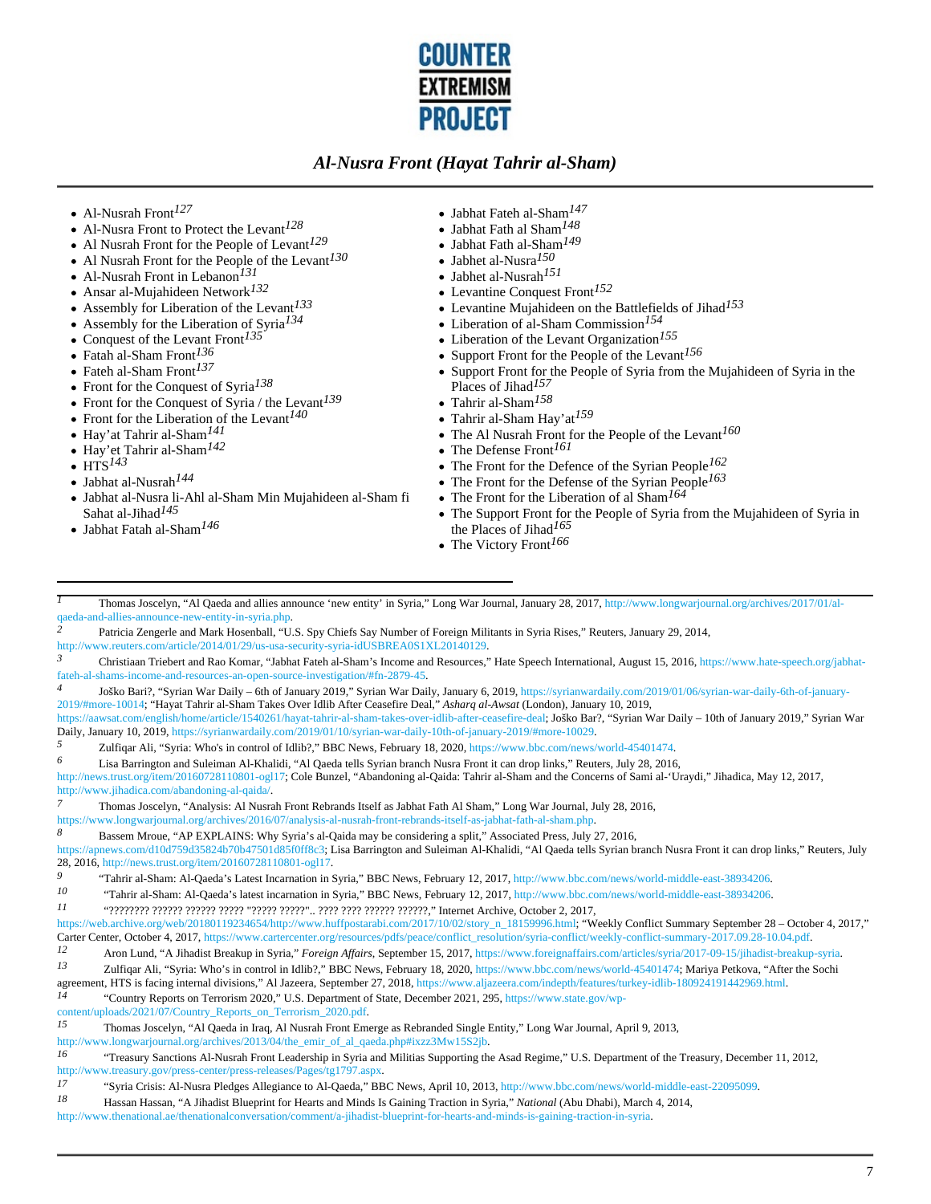- Al-Nusrah Front[127]
- Al-Nusra Front to Protect the Levant[128]
- Al Nusrah Front for the People of Levant[129]
- Al Nusrah Front for the People of the Levant[130]
- Al-Nusrah Front in Lebanon[131]
- Ansar al-Mujahideen Network[132]
- Assembly for Liberation of the Levant[133]
- Assembly for the Liberation of Syria[134]
- Conquest of the Levant Front[135]
- Fatah al-Sham Front[136]
- Fateh al-Sham Front[137]
- Front for the Conquest of Syria[138]
- Front for the Conquest of Syria / the Levant[139]
- Front for the Liberation of the Levant[140]
- Hay'at Tahrir al-Sham[141]
- Hay'et Tahrir al-Sham[142]
- HTS[143]
- Jabhat al-Nusrah[144]
- Jabhat al-Nusra li-Ahl al-Sham Min Mujahideen al-Sham fi Sahat al-Jihad[145]
- Jabhat Fatah al-Sham[146]
- Jabhat Fateh al-Sham[147]
- Jabhat Fath al Sham[148]
- Jabhat Fath al-Sham[149]
- Jabhet al-Nusra[150]
- Jabhet al-Nusrah[151]
- Levantine Conquest Front[152]
- Levantine Mujahideen on the Battlefields of Jihad[153]
- Liberation of al-Sham Commission[154]
- Liberation of the Levant Organization[155]
- Support Front for the People of the Levant[156]
- Support Front for the People of Syria from the Mujahideen of Syria in the Places of Jihad[157]
- Tahrir al-Sham[158]
- Tahrir al-Sham Hay'at[159]
- The Al Nusrah Front for the People of the Levant[160]
- The Defense Front[161]
- The Front for the Defence of the Syrian People[162]
- The Front for the Defense of the Syrian People[163]
- The Front for the Liberation of al Sham[164]
- The Support Front for the People of Syria from the Mujahideen of Syria in the Places of Jihad[165]
- The Victory Front[166]

---

[1] Thomas Joscelyn, "Al Qaeda and allies announce 'new entity' in Syria," Long War Journal, January 28, 2017, http://www.longwarjournal.org/archives/2017/01/al-qaeda-and-allies-announce-new-entity-in-syria.php.

[2] Patricia Zengerle and Mark Hosenball, "U.S. Spy Chiefs Say Number of Foreign Militants in Syria Rises," Reuters, January 29, 2014, http://www.reuters.com/article/2014/01/29/us-usa-security-syria-idUSBREA0S1XL20140129.

[3] Christiaan Triebert and Rao Komar, "Jabhat Fateh al-Sham's Income and Resources," Hate Speech International, August 15, 2016, https://www.hate-speech.org/jabhat-fateh-al-shams-income-and-resources-an-open-source-investigation/#fn-2879-45.

[4] Joško Bari?, "Syrian War Daily – 6th of January 2019," Syrian War Daily, January 6, 2019, https://syrianwardaily.com/2019/01/06/syrian-war-daily-6th-of-january-2019/#more-10014; "Hayat Tahrir al-Sham Takes Over Idlib After Ceasefire Deal," *Asharq al-Awsat* (London), January 10, 2019, https://aawsat.com/english/home/article/1540261/hayat-tahrir-al-sham-takes-over-idlib-after-ceasefire-deal; Joško Bar?, "Syrian War Daily – 10th of January 2019," Syrian War Daily, January 10, 2019, https://syrianwardaily.com/2019/01/10/syrian-war-daily-10th-of-january-2019/#more-10029.

[5] Zulfiqar Ali, "Syria: Who's in control of Idlib?," BBC News, February 18, 2020, https://www.bbc.com/news/world-45401474.

[6] Lisa Barrington and Suleiman Al-Khalidi, "Al Qaeda tells Syrian branch Nusra Front it can drop links," Reuters, July 28, 2016, http://news.trust.org/item/20160728110801-ogl17; Cole Bunzel, "Abandoning al-Qaida: Tahrir al-Sham and the Concerns of Sami al-'Uraydi," Jihadica, May 12, 2017, http://www.jihadica.com/abandoning-al-qaida/.

[7] Thomas Joscelyn, "Analysis: Al Nusrah Front Rebrands Itself as Jabhat Fath Al Sham," Long War Journal, July 28, 2016, https://www.longwarjournal.org/archives/2016/07/analysis-al-nusrah-front-rebrands-itself-as-jabhat-fath-al-sham.php.

[8] Bassem Mroue, "AP EXPLAINS: Why Syria's al-Qaida may be considering a split," Associated Press, July 27, 2016, https://apnews.com/d10d759d35824b70b47501d85f0ff8c3; Lisa Barrington and Suleiman Al-Khalidi, "Al Qaeda tells Syrian branch Nusra Front it can drop links," Reuters, July 28, 2016, http://news.trust.org/item/20160728110801-ogl17.

[9] "Tahrir al-Sham: Al-Qaeda's Latest Incarnation in Syria," BBC News, February 12, 2017, http://www.bbc.com/news/world-middle-east-38934206.

[10] "Tahrir al-Sham: Al-Qaeda's latest incarnation in Syria," BBC News, February 12, 2017, http://www.bbc.com/news/world-middle-east-38934206.

[11] "???????? ?????? ?????? ????? "????? ?????".. ???? ???? ?????? ??????," Internet Archive, October 2, 2017, https://web.archive.org/web/20180119234654/http://www.huffpostarabi.com/2017/10/02/story_n_18159996.html; "Weekly Conflict Summary September 28 – October 4, 2017," Carter Center, October 4, 2017, https://www.cartercenter.org/resources/pdfs/peace/conflict_resolution/syria-conflict/weekly-conflict-summary-2017.09.28-10.04.pdf.

[12] Aron Lund, "A Jihadist Breakup in Syria," *Foreign Affairs*, September 15, 2017, https://www.foreignaffairs.com/articles/syria/2017-09-15/jihadist-breakup-syria.

[13] Zulfiqar Ali, "Syria: Who's in control in Idlib?," BBC News, February 18, 2020, https://www.bbc.com/news/world-45401474; Mariya Petkova, "After the Sochi agreement, HTS is facing internal divisions," Al Jazeera, September 27, 2018, https://www.aljazeera.com/indepth/features/turkey-idlib-180924191442969.html.

[14] "Country Reports on Terrorism 2020," U.S. Department of State, December 2021, 295, https://www.state.gov/wp-content/uploads/2021/07/Country_Reports_on_Terrorism_2020.pdf.

[15] Thomas Joscelyn, "Al Qaeda in Iraq, Al Nusrah Front Emerge as Rebranded Single Entity," Long War Journal, April 9, 2013, http://www.longwarjournal.org/archives/2013/04/the_emir_of_al_qaeda.php#ixzz3Mw15S2jb.

[16] "Treasury Sanctions Al-Nusrah Front Leadership in Syria and Militias Supporting the Asad Regime," U.S. Department of the Treasury, December 11, 2012, http://www.treasury.gov/press-center/press-releases/Pages/tg1797.aspx.

[17] "Syria Crisis: Al-Nusra Pledges Allegiance to Al-Qaeda," BBC News, April 10, 2013, http://www.bbc.com/news/world-middle-east-22095099.

[18] Hassan Hassan, "A Jihadist Blueprint for Hearts and Minds Is Gaining Traction in Syria," *National* (Abu Dhabi), March 4, 2014, http://www.thenational.ae/thenationalconversation/comment/a-jihadist-blueprint-for-hearts-and-minds-is-gaining-traction-in-syria.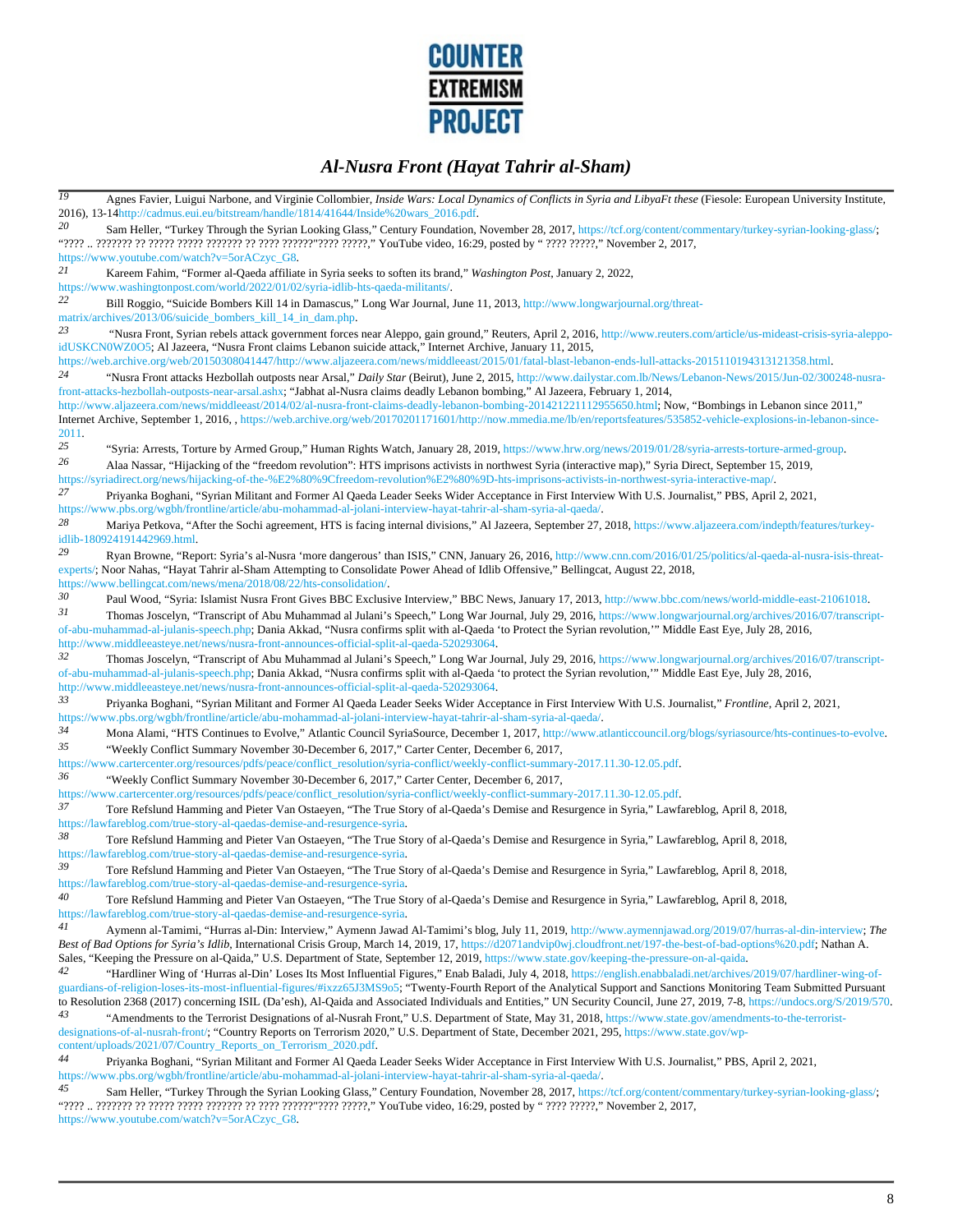[19] Agnes Favier, Luigui Narbone, and Virginie Collombier, *Inside Wars: Local Dynamics of Conflicts in Syria and LibyaFt these* (Fiesole: European University Institute, 2016), 13-14http://cadmus.eui.eu/bitstream/handle/1814/41644/Inside%20wars_2016.pdf.

[20] Sam Heller, "Turkey Through the Syrian Looking Glass," Century Foundation, November 28, 2017, https://tcf.org/content/commentary/turkey-syrian-looking-glass/; "???? .. ??????? ?? ????? ????? ??????? ?? ???? ??????"???? ?????," YouTube video, 16:29, posted by " ???? ?????," November 2, 2017, https://www.youtube.com/watch?v=5orACzyc_G8.

[21] Kareem Fahim, "Former al-Qaeda affiliate in Syria seeks to soften its brand," *Washington Post*, January 2, 2022, https://www.washingtonpost.com/world/2022/01/02/syria-idlib-hts-qaeda-militants/.

[22] Bill Roggio, "Suicide Bombers Kill 14 in Damascus," Long War Journal, June 11, 2013, http://www.longwarjournal.org/threat-matrix/archives/2013/06/suicide_bombers_kill_14_in_dam.php.

[23] "Nusra Front, Syrian rebels attack government forces near Aleppo, gain ground," Reuters, April 2, 2016, http://www.reuters.com/article/us-mideast-crisis-syria-aleppo-idUSKCN0WZ0O5; Al Jazeera, "Nusra Front claims Lebanon suicide attack," Internet Archive, January 11, 2015, https://web.archive.org/web/20150308041447/http://www.aljazeera.com/news/middleeast/2015/01/fatal-blast-lebanon-ends-lull-attacks-2015110194313121358.html.

[24] "Nusra Front attacks Hezbollah outposts near Arsal," *Daily Star* (Beirut), June 2, 2015, http://www.dailystar.com.lb/News/Lebanon-News/2015/Jun-02/300248-nusra-front-attacks-hezbollah-outposts-near-arsal.ashx; "Jabhat al-Nusra claims deadly Lebanon bombing," Al Jazeera, February 1, 2014, http://www.aljazeera.com/news/middleeast/2014/02/al-nusra-front-claims-deadly-lebanon-bombing-201421221112955650.html; Now, "Bombings in Lebanon since 2011," Internet Archive, September 1, 2016, , https://web.archive.org/web/20170201171601/http://now.mmedia.me/lb/en/reportsfeatures/535852-vehicle-explosions-in-lebanon-since-2011.

[25] "Syria: Arrests, Torture by Armed Group," Human Rights Watch, January 28, 2019, https://www.hrw.org/news/2019/01/28/syria-arrests-torture-armed-group.

[26] Alaa Nassar, "Hijacking of the "freedom revolution": HTS imprisons activists in northwest Syria (interactive map)," Syria Direct, September 15, 2019, https://syriadirect.org/news/hijacking-of-the-%E2%80%9Cfreedom-revolution%E2%80%9D-hts-imprisons-activists-in-northwest-syria-interactive-map/.

[27] Priyanka Boghani, "Syrian Militant and Former Al Qaeda Leader Seeks Wider Acceptance in First Interview With U.S. Journalist," PBS, April 2, 2021, https://www.pbs.org/wgbh/frontline/article/abu-mohammad-al-jolani-interview-hayat-tahrir-al-sham-syria-al-qaeda/.

[28] Mariya Petkova, "After the Sochi agreement, HTS is facing internal divisions," Al Jazeera, September 27, 2018, https://www.aljazeera.com/indepth/features/turkey-idlib-180924191442969.html.

[29] Ryan Browne, "Report: Syria's al-Nusra 'more dangerous' than ISIS," CNN, January 26, 2016, http://www.cnn.com/2016/01/25/politics/al-qaeda-al-nusra-isis-threat-experts/; Noor Nahas, "Hayat Tahrir al-Sham Attempting to Consolidate Power Ahead of Idlib Offensive," Bellingcat, August 22, 2018, https://www.bellingcat.com/news/mena/2018/08/22/hts-consolidation/.

[30] Paul Wood, "Syria: Islamist Nusra Front Gives BBC Exclusive Interview," BBC News, January 17, 2013, http://www.bbc.com/news/world-middle-east-21061018.

[31] Thomas Joscelyn, "Transcript of Abu Muhammad al Julani's Speech," Long War Journal, July 29, 2016, https://www.longwarjournal.org/archives/2016/07/transcript-of-abu-muhammad-al-julanis-speech.php; Dania Akkad, "Nusra confirms split with al-Qaeda 'to Protect the Syrian revolution,'" Middle East Eye, July 28, 2016, http://www.middleeasteye.net/news/nusra-front-announces-official-split-al-qaeda-520293064.

[32] Thomas Joscelyn, "Transcript of Abu Muhammad al Julani's Speech," Long War Journal, July 29, 2016, https://www.longwarjournal.org/archives/2016/07/transcript-of-abu-muhammad-al-julanis-speech.php; Dania Akkad, "Nusra confirms split with al-Qaeda 'to protect the Syrian revolution,'" Middle East Eye, July 28, 2016, http://www.middleeasteye.net/news/nusra-front-announces-official-split-al-qaeda-520293064.

[33] Priyanka Boghani, "Syrian Militant and Former Al Qaeda Leader Seeks Wider Acceptance in First Interview With U.S. Journalist," *Frontline*, April 2, 2021, https://www.pbs.org/wgbh/frontline/article/abu-mohammad-al-jolani-interview-hayat-tahrir-al-sham-syria-al-qaeda/.

[34] Mona Alami, "HTS Continues to Evolve," Atlantic Council SyriaSource, December 1, 2017, http://www.atlanticcouncil.org/blogs/syriasource/hts-continues-to-evolve.

[35] "Weekly Conflict Summary November 30-December 6, 2017," Carter Center, December 6, 2017, https://www.cartercenter.org/resources/pdfs/peace/conflict_resolution/syria-conflict/weekly-conflict-summary-2017.11.30-12.05.pdf.

[36] "Weekly Conflict Summary November 30-December 6, 2017," Carter Center, December 6, 2017, https://www.cartercenter.org/resources/pdfs/peace/conflict_resolution/syria-conflict/weekly-conflict-summary-2017.11.30-12.05.pdf.

[37] Tore Refslund Hamming and Pieter Van Ostaeyen, "The True Story of al-Qaeda's Demise and Resurgence in Syria," Lawfareblog, April 8, 2018, https://lawfareblog.com/true-story-al-qaedas-demise-and-resurgence-syria.

[38] Tore Refslund Hamming and Pieter Van Ostaeyen, "The True Story of al-Qaeda's Demise and Resurgence in Syria," Lawfareblog, April 8, 2018, https://lawfareblog.com/true-story-al-qaedas-demise-and-resurgence-syria.

[39] Tore Refslund Hamming and Pieter Van Ostaeyen, "The True Story of al-Qaeda's Demise and Resurgence in Syria," Lawfareblog, April 8, 2018, https://lawfareblog.com/true-story-al-qaedas-demise-and-resurgence-syria.

[40] Tore Refslund Hamming and Pieter Van Ostaeyen, "The True Story of al-Qaeda's Demise and Resurgence in Syria," Lawfareblog, April 8, 2018, https://lawfareblog.com/true-story-al-qaedas-demise-and-resurgence-syria.

[41] Aymenn al-Tamimi, "Hurras al-Din: Interview," Aymenn Jawad Al-Tamimi's blog, July 11, 2019, http://www.aymennjawad.org/2019/07/hurras-al-din-interview; *The Best of Bad Options for Syria's Idlib*, International Crisis Group, March 14, 2019, 17, https://d2071andvip0wj.cloudfront.net/197-the-best-of-bad-options%20.pdf; Nathan A. Sales, "Keeping the Pressure on al-Qaida," U.S. Department of State, September 12, 2019, https://www.state.gov/keeping-the-pressure-on-al-qaida.

[42] "Hardliner Wing of 'Hurras al-Din' Loses Its Most Influential Figures," Enab Baladi, July 4, 2018, https://english.enabbaladi.net/archives/2019/07/hardliner-wing-of-guardians-of-religion-loses-its-most-influential-figures/#ixzz65J3MS9o5; "Twenty-Fourth Report of the Analytical Support and Sanctions Monitoring Team Submitted Pursuant to Resolution 2368 (2017) concerning ISIL (Da'esh), Al-Qaida and Associated Individuals and Entities," UN Security Council, June 27, 2019, 7-8, https://undocs.org/S/2019/570.

[43] "Amendments to the Terrorist Designations of al-Nusrah Front," U.S. Department of State, May 31, 2018, https://www.state.gov/amendments-to-the-terrorist-designations-of-al-nusrah-front/; "Country Reports on Terrorism 2020," U.S. Department of State, December 2021, 295, https://www.state.gov/wp-content/uploads/2021/07/Country_Reports_on_Terrorism_2020.pdf.

[44] Priyanka Boghani, "Syrian Militant and Former Al Qaeda Leader Seeks Wider Acceptance in First Interview With U.S. Journalist," PBS, April 2, 2021, https://www.pbs.org/wgbh/frontline/article/abu-mohammad-al-jolani-interview-hayat-tahrir-al-sham-syria-al-qaeda/.

[45] Sam Heller, "Turkey Through the Syrian Looking Glass," Century Foundation, November 28, 2017, https://tcf.org/content/commentary/turkey-syrian-looking-glass/; "???? .. ??????? ?? ????? ????? ??????? ?? ???? ??????"???? ?????," YouTube video, 16:29, posted by " ???? ?????," November 2, 2017, https://www.youtube.com/watch?v=5orACzyc_G8.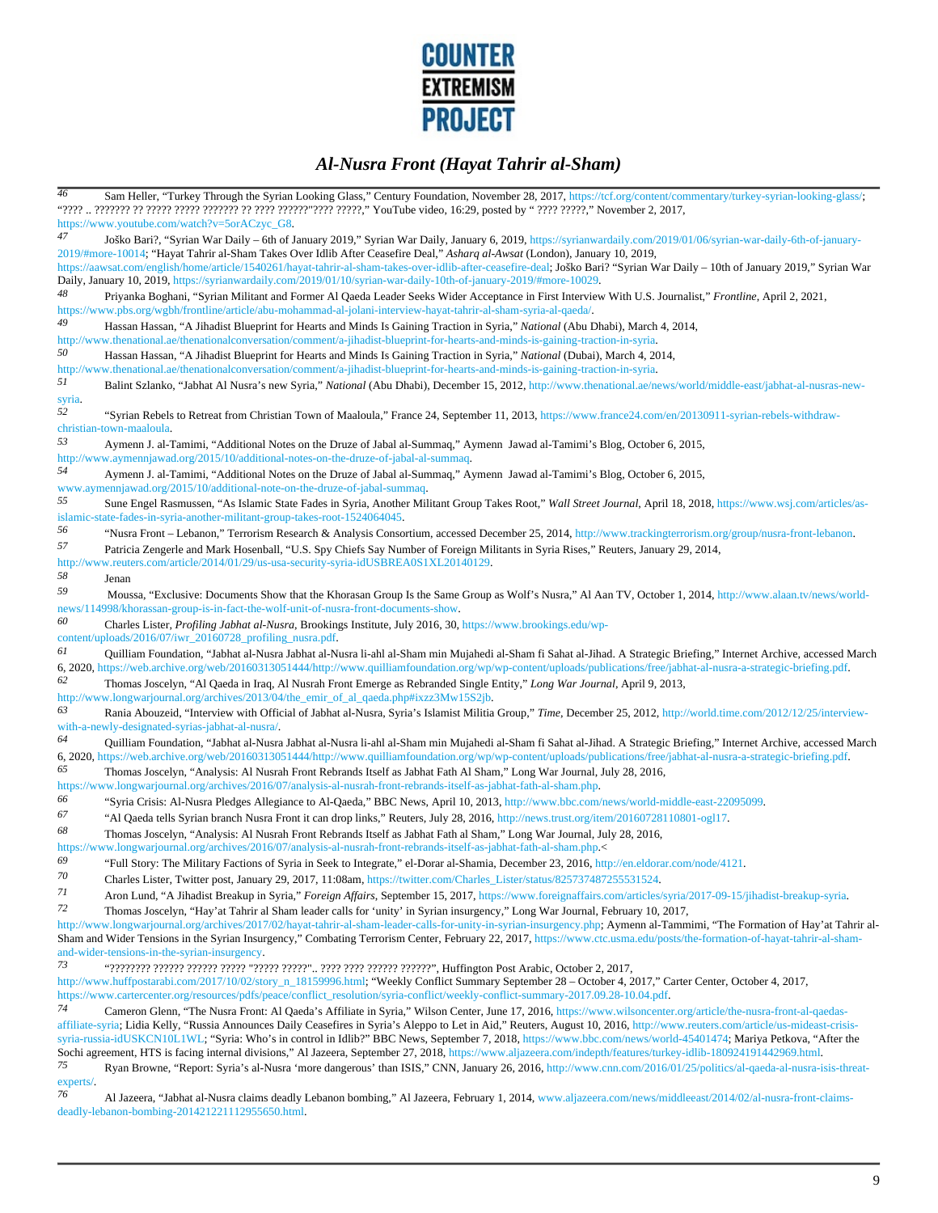46 Sam Heller, "Turkey Through the Syrian Looking Glass," Century Foundation, November 28, 2017, https://tcf.org/content/commentary/turkey-syrian-looking-glass/; "???? .. ??????? ?? ????? ????? ??????? ?? ???? ??????"???? ?????," YouTube video, 16:29, posted by " ???? ?????," November 2, 2017, https://www.youtube.com/watch?v=5orACzyc_G8.

47 Joško Bari?, "Syrian War Daily – 6th of January 2019," Syrian War Daily, January 6, 2019, https://syrianwardaily.com/2019/01/06/syrian-war-daily-6th-of-january-2019/#more-10014; "Hayat Tahrir al-Sham Takes Over Idlib After Ceasefire Deal," *Asharq al-Awsat* (London), January 10, 2019, https://aawsat.com/english/home/article/1540261/hayat-tahrir-al-sham-takes-over-idlib-after-ceasefire-deal; Joško Bari? "Syrian War Daily – 10th of January 2019," Syrian War Daily, January 10, 2019, https://syrianwardaily.com/2019/01/10/syrian-war-daily-10th-of-january-2019/#more-10029.

48 Priyanka Boghani, "Syrian Militant and Former Al Qaeda Leader Seeks Wider Acceptance in First Interview With U.S. Journalist," *Frontline*, April 2, 2021, https://www.pbs.org/wgbh/frontline/article/abu-mohammad-al-jolani-interview-hayat-tahrir-al-sham-syria-al-qaeda/.

49 Hassan Hassan, "A Jihadist Blueprint for Hearts and Minds Is Gaining Traction in Syria," *National* (Abu Dhabi), March 4, 2014, http://www.thenational.ae/thenationalconversation/comment/a-jihadist-blueprint-for-hearts-and-minds-is-gaining-traction-in-syria.

50 Hassan Hassan, "A Jihadist Blueprint for Hearts and Minds Is Gaining Traction in Syria," *National* (Dubai), March 4, 2014, http://www.thenational.ae/thenationalconversation/comment/a-jihadist-blueprint-for-hearts-and-minds-is-gaining-traction-in-syria.

51 Balint Szlanko, "Jabhat Al Nusra's new Syria," *National* (Abu Dhabi), December 15, 2012, http://www.thenational.ae/news/world/middle-east/jabhat-al-nusras-new-syria.

52 "Syrian Rebels to Retreat from Christian Town of Maaloula," France 24, September 11, 2013, https://www.france24.com/en/20130911-syrian-rebels-withdraw-christian-town-maaloula.

53 Aymenn J. al-Tamimi, "Additional Notes on the Druze of Jabal al-Summaq," Aymenn Jawad al-Tamimi's Blog, October 6, 2015, http://www.aymennjawad.org/2015/10/additional-notes-on-the-druze-of-jabal-al-summaq.

54 Aymenn J. al-Tamimi, "Additional Notes on the Druze of Jabal al-Summaq," Aymenn Jawad al-Tamimi's Blog, October 6, 2015, www.aymennjawad.org/2015/10/additional-note-on-the-druze-of-jabal-summaq.

55 Sune Engel Rasmussen, "As Islamic State Fades in Syria, Another Militant Group Takes Root," *Wall Street Journal*, April 18, 2018, https://www.wsj.com/articles/as-islamic-state-fades-in-syria-another-militant-group-takes-root-1524064045.

56 "Nusra Front – Lebanon," Terrorism Research & Analysis Consortium, accessed December 25, 2014, http://www.trackingterrorism.org/group/nusra-front-lebanon.

57 Patricia Zengerle and Mark Hosenball, "U.S. Spy Chiefs Say Number of Foreign Militants in Syria Rises," Reuters, January 29, 2014, http://www.reuters.com/article/2014/01/29/us-usa-security-syria-idUSBREA0S1XL20140129.

58 Jenan

59 Moussa, "Exclusive: Documents Show that the Khorasan Group Is the Same Group as Wolf's Nusra," Al Aan TV, October 1, 2014, http://www.alaan.tv/news/world-news/114998/khorassan-group-is-in-fact-the-wolf-unit-of-nusra-front-documents-show.

60 Charles Lister, *Profiling Jabhat al-Nusra*, Brookings Institute, July 2016, 30, https://www.brookings.edu/wp-content/uploads/2016/07/iwr_20160728_profiling_nusra.pdf.

61 Quilliam Foundation, "Jabhat al-Nusra Jabhat al-Nusra li-ahl al-Sham min Mujahedi al-Sham fi Sahat al-Jihad. A Strategic Briefing," Internet Archive, accessed March 6, 2020, https://web.archive.org/web/20160313051444/http://www.quilliamfoundation.org/wp/wp-content/uploads/publications/free/jabhat-al-nusra-a-strategic-briefing.pdf.

62 Thomas Joscelyn, "Al Qaeda in Iraq, Al Nusrah Front Emerge as Rebranded Single Entity," *Long War Journal*, April 9, 2013, http://www.longwarjournal.org/archives/2013/04/the_emir_of_al_qaeda.php#ixzz3Mw15S2jb.

63 Rania Abouzeid, "Interview with Official of Jabhat al-Nusra, Syria's Islamist Militia Group," *Time*, December 25, 2012, http://world.time.com/2012/12/25/interview-with-a-newly-designated-syrias-jabhat-al-nusra/.

64 Quilliam Foundation, "Jabhat al-Nusra Jabhat al-Nusra li-ahl al-Sham min Mujahedi al-Sham fi Sahat al-Jihad. A Strategic Briefing," Internet Archive, accessed March 6, 2020, https://web.archive.org/web/20160313051444/http://www.quilliamfoundation.org/wp/wp-content/uploads/publications/free/jabhat-al-nusra-a-strategic-briefing.pdf.

65 Thomas Joscelyn, "Analysis: Al Nusrah Front Rebrands Itself as Jabhat Fath Al Sham," Long War Journal, July 28, 2016, https://www.longwarjournal.org/archives/2016/07/analysis-al-nusrah-front-rebrands-itself-as-jabhat-fath-al-sham.php.

66 "Syria Crisis: Al-Nusra Pledges Allegiance to Al-Qaeda," BBC News, April 10, 2013, http://www.bbc.com/news/world-middle-east-22095099.

67 "Al Qaeda tells Syrian branch Nusra Front it can drop links," Reuters, July 28, 2016, http://news.trust.org/item/20160728110801-ogl17.

68 Thomas Joscelyn, "Analysis: Al Nusrah Front Rebrands Itself as Jabhat Fath al Sham," Long War Journal, July 28, 2016, https://www.longwarjournal.org/archives/2016/07/analysis-al-nusrah-front-rebrands-itself-as-jabhat-fath-al-sham.php.<

69 "Full Story: The Military Factions of Syria in Seek to Integrate," el-Dorar al-Shamia, December 23, 2016, http://en.eldorar.com/node/4121.

70 Charles Lister, Twitter post, January 29, 2017, 11:08am, https://twitter.com/Charles_Lister/status/825737487255531524.

71 Aron Lund, "A Jihadist Breakup in Syria," *Foreign Affairs*, September 15, 2017, https://www.foreignaffairs.com/articles/syria/2017-09-15/jihadist-breakup-syria.

72 Thomas Joscelyn, "Hay'at Tahrir al Sham leader calls for 'unity' in Syrian insurgency," Long War Journal, February 10, 2017, http://www.longwarjournal.org/archives/2017/02/hayat-tahrir-al-sham-leader-calls-for-unity-in-syrian-insurgency.php; Aymenn al-Tammimi, "The Formation of Hay'at Tahrir al-Sham and Wider Tensions in the Syrian Insurgency," Combating Terrorism Center, February 22, 2017, https://www.ctc.usma.edu/posts/the-formation-of-hayat-tahrir-al-sham-and-wider-tensions-in-the-syrian-insurgency.

73 "???????? ?????? ?????? ????? "????? ?????".. ???? ???? ?????? ??????", Huffington Post Arabic, October 2, 2017, http://www.huffpostarabi.com/2017/10/02/story_n_18159996.html; "Weekly Conflict Summary September 28 – October 4, 2017," Carter Center, October 4, 2017, https://www.cartercenter.org/resources/pdfs/peace/conflict_resolution/syria-conflict/weekly-conflict-summary-2017.09.28-10.04.pdf.

74 Cameron Glenn, "The Nusra Front: Al Qaeda's Affiliate in Syria," Wilson Center, June 17, 2016, https://www.wilsoncenter.org/article/the-nusra-front-al-qaedas-affiliate-syria; Lidia Kelly, "Russia Announces Daily Ceasefires in Syria's Aleppo to Let in Aid," Reuters, August 10, 2016, http://www.reuters.com/article/us-mideast-crisis-syria-russia-idUSKCN10L1WL; "Syria: Who's in control in Idlib?" BBC News, September 7, 2018, https://www.bbc.com/news/world-45401474; Mariya Petkova, "After the Sochi agreement, HTS is facing internal divisions," Al Jazeera, September 27, 2018, https://www.aljazeera.com/indepth/features/turkey-idlib-180924191442969.html.

75 Ryan Browne, "Report: Syria's al-Nusra 'more dangerous' than ISIS," CNN, January 26, 2016, http://www.cnn.com/2016/01/25/politics/al-qaeda-al-nusra-isis-threat-experts/.

76 Al Jazeera, "Jabhat al-Nusra claims deadly Lebanon bombing," Al Jazeera, February 1, 2014, www.aljazeera.com/news/middleeast/2014/02/al-nusra-front-claims-deadly-lebanon-bombing-201421221112955650.html.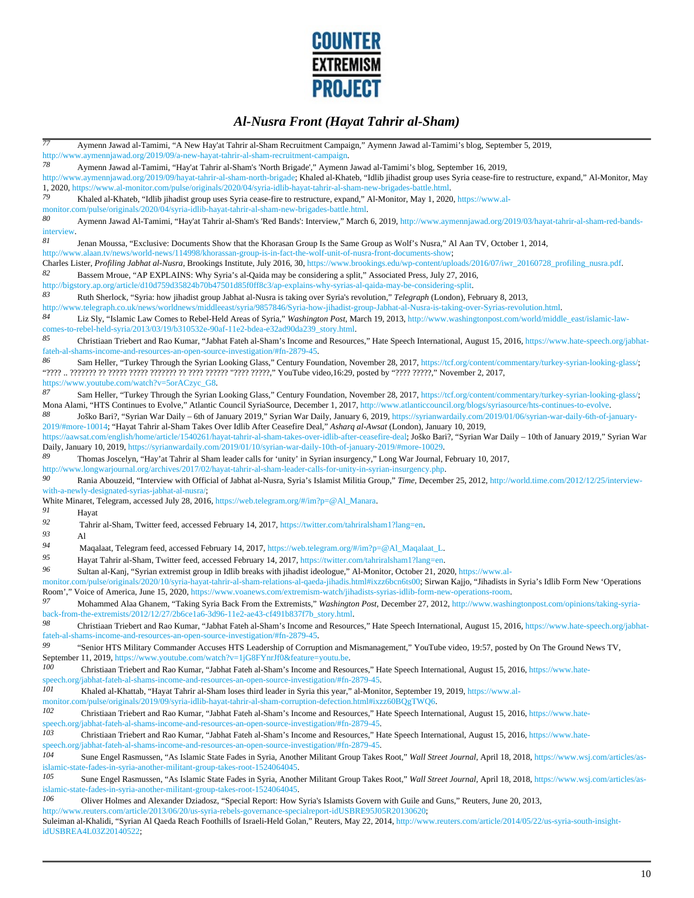[77] Aymenn Jawad al-Tamimi, "A New Hay'at Tahrir al-Sham Recruitment Campaign," Aymenn Jawad al-Tamimi's blog, September 5, 2019, http://www.aymennjawad.org/2019/09/a-new-hayat-tahrir-al-sham-recruitment-campaign.

[78] Aymenn Jawad al-Tamimi, "Hay'at Tahrir al-Sham's 'North Brigade'," Aymenn Jawad al-Tamimi's blog, September 16, 2019, http://www.aymennjawad.org/2019/09/hayat-tahrir-al-sham-north-brigade; Khaled al-Khateb, "Idlib jihadist group uses Syria cease-fire to restructure, expand," Al-Monitor, May 1, 2020, https://www.al-monitor.com/pulse/originals/2020/04/syria-idlib-hayat-tahrir-al-sham-new-brigades-battle.html.

[79] Khaled al-Khateb, "Idlib jihadist group uses Syria cease-fire to restructure, expand," Al-Monitor, May 1, 2020, https://www.al-monitor.com/pulse/originals/2020/04/syria-idlib-hayat-tahrir-al-sham-new-brigades-battle.html.

[80] Aymenn Jawad Al-Tamimi, "Hay'at Tahrir al-Sham's 'Red Bands': Interview," March 6, 2019, http://www.aymennjawad.org/2019/03/hayat-tahrir-al-sham-red-bands-interview.

[81] Jenan Moussa, "Exclusive: Documents Show that the Khorasan Group Is the Same Group as Wolf's Nusra," Al Aan TV, October 1, 2014, http://www.alaan.tv/news/world-news/114998/khorassan-group-is-in-fact-the-wolf-unit-of-nusra-front-documents-show; Charles Lister, *Profiling Jabhat al-Nusra*, Brookings Institute, July 2016, 30, https://www.brookings.edu/wp-content/uploads/2016/07/iwr_20160728_profiling_nusra.pdf.

[82] Bassem Mroue, "AP EXPLAINS: Why Syria's al-Qaida may be considering a split," Associated Press, July 27, 2016, http://bigstory.ap.org/article/d10d759d35824b70b47501d85f0ff8c3/ap-explains-why-syrias-al-qaida-may-be-considering-split.

[83] Ruth Sherlock, "Syria: how jihadist group Jabhat al-Nusra is taking over Syria's revolution," *Telegraph* (London), February 8, 2013, http://www.telegraph.co.uk/news/worldnews/middleeast/syria/9857846/Syria-how-jihadist-group-Jabhat-al-Nusra-is-taking-over-Syrias-revolution.html.

[84] Liz Sly, "Islamic Law Comes to Rebel-Held Areas of Syria," *Washington Post*, March 19, 2013, http://www.washingtonpost.com/world/middle_east/islamic-law-comes-to-rebel-held-syria/2013/03/19/b310532e-90af-11e2-bdea-e32ad90da239_story.html.

[85] Christiaan Triebert and Rao Kumar, "Jabhat Fateh al-Sham's Income and Resources," Hate Speech International, August 15, 2016, https://www.hate-speech.org/jabhat-fateh-al-shams-income-and-resources-an-open-source-investigation/#fn-2879-45.

[86] Sam Heller, "Turkey Through the Syrian Looking Glass," Century Foundation, November 28, 2017, https://tcf.org/content/commentary/turkey-syrian-looking-glass/; "???? .. ??????? ?? ????? ????? ??????? ?? ???? ?????? "???? ?????," YouTube video,16:29, posted by "???? ?????," November 2, 2017, https://www.youtube.com/watch?v=5orACzyc_G8.

[87] Sam Heller, "Turkey Through the Syrian Looking Glass," Century Foundation, November 28, 2017, https://tcf.org/content/commentary/turkey-syrian-looking-glass/; Mona Alami, "HTS Continues to Evolve," Atlantic Council SyriaSource, December 1, 2017, http://www.atlanticcouncil.org/blogs/syriasource/hts-continues-to-evolve.

[88] Joško Bari?, "Syrian War Daily – 6th of January 2019," Syrian War Daily, January 6, 2019, https://syrianwardaily.com/2019/01/06/syrian-war-daily-6th-of-january-2019/#more-10014; "Hayat Tahrir al-Sham Takes Over Idlib After Ceasefire Deal," *Asharq al-Awsat* (London), January 10, 2019, https://aawsat.com/english/home/article/1540261/hayat-tahrir-al-sham-takes-over-idlib-after-ceasefire-deal; Joško Bari?, "Syrian War Daily – 10th of January 2019," Syrian War Daily, January 10, 2019, https://syrianwardaily.com/2019/01/10/syrian-war-daily-10th-of-january-2019/#more-10029.

[89] Thomas Joscelyn, "Hay'at Tahrir al Sham leader calls for 'unity' in Syrian insurgency," Long War Journal, February 10, 2017, http://www.longwarjournal.org/archives/2017/02/hayat-tahrir-al-sham-leader-calls-for-unity-in-syrian-insurgency.php.

[90] Rania Abouzeid, "Interview with Official of Jabhat al-Nusra, Syria's Islamist Militia Group," *Time*, December 25, 2012, http://world.time.com/2012/12/25/interview-with-a-newly-designated-syrias-jabhat-al-nusra/; White Minaret, Telegram, accessed July 28, 2016, https://web.telegram.org/#/im?p=@Al_Manara.

[91] Hayat

[92] Tahrir al-Sham, Twitter feed, accessed February 14, 2017, https://twitter.com/tahriralsham1?lang=en.

[93] Al

[94] Maqalaat, Telegram feed, accessed February 14, 2017, https://web.telegram.org/#/im?p=@Al_Maqalaat_L.

[95] Hayat Tahrir al-Sham, Twitter feed, accessed February 14, 2017, https://twitter.com/tahriralsham1?lang=en.

[96] Sultan al-Kanj, "Syrian extremist group in Idlib breaks with jihadist ideologue," Al-Monitor, October 21, 2020, https://www.al-monitor.com/pulse/originals/2020/10/syria-hayat-tahrir-al-sham-relations-al-qaeda-jihadis.html#ixzz6bcn6ts00; Sirwan Kajjo, "Jihadists in Syria's Idlib Form New 'Operations Room'," Voice of America, June 15, 2020, https://www.voanews.com/extremism-watch/jihadists-syrias-idlib-form-new-operations-room.

[97] Mohammed Alaa Ghanem, "Taking Syria Back From the Extremists," *Washington Post*, December 27, 2012, http://www.washingtonpost.com/opinions/taking-syria-back-from-the-extremists/2012/12/27/2b6ce1a6-3d96-11e2-ae43-cf491b837f7b_story.html.

[98] Christiaan Triebert and Rao Kumar, "Jabhat Fateh al-Sham's Income and Resources," Hate Speech International, August 15, 2016, https://www.hate-speech.org/jabhat-fateh-al-shams-income-and-resources-an-open-source-investigation/#fn-2879-45.

[99] "Senior HTS Military Commander Accuses HTS Leadership of Corruption and Mismanagement," YouTube video, 19:57, posted by On The Ground News TV, September 11, 2019, https://www.youtube.com/watch?v=1jG8FYnrJf0&feature=youtu.be.

[100] Christiaan Triebert and Rao Kumar, "Jabhat Fateh al-Sham's Income and Resources," Hate Speech International, August 15, 2016, https://www.hate-speech.org/jabhat-fateh-al-shams-income-and-resources-an-open-source-investigation/#fn-2879-45.

[101] Khaled al-Khattab, "Hayat Tahrir al-Sham loses third leader in Syria this year," al-Monitor, September 19, 2019, https://www.al-monitor.com/pulse/originals/2019/09/syria-idlib-hayat-tahrir-al-sham-corruption-defection.html#ixzz60BQgTWQ6.

[102] Christiaan Triebert and Rao Kumar, "Jabhat Fateh al-Sham's Income and Resources," Hate Speech International, August 15, 2016, https://www.hate-speech.org/jabhat-fateh-al-shams-income-and-resources-an-open-source-investigation/#fn-2879-45.

[103] Christiaan Triebert and Rao Kumar, "Jabhat Fateh al-Sham's Income and Resources," Hate Speech International, August 15, 2016, https://www.hate-speech.org/jabhat-fateh-al-shams-income-and-resources-an-open-source-investigation/#fn-2879-45.

[104] Sune Engel Rasmussen, "As Islamic State Fades in Syria, Another Militant Group Takes Root," *Wall Street Journal*, April 18, 2018, https://www.wsj.com/articles/as-islamic-state-fades-in-syria-another-militant-group-takes-root-1524064045.

[105] Sune Engel Rasmussen, "As Islamic State Fades in Syria, Another Militant Group Takes Root," *Wall Street Journal*, April 18, 2018, https://www.wsj.com/articles/as-islamic-state-fades-in-syria-another-militant-group-takes-root-1524064045.

[106] Oliver Holmes and Alexander Dziadosz, "Special Report: How Syria's Islamists Govern with Guile and Guns," Reuters, June 20, 2013, http://www.reuters.com/article/2013/06/20/us-syria-rebels-governance-specialreport-idUSBRE95J05R20130620; Suleiman al-Khalidi, "Syrian Al Qaeda Reach Foothills of Israeli-Held Golan," Reuters, May 22, 2014, http://www.reuters.com/article/2014/05/22/us-syria-south-insight-idUSBREA4L03Z20140522;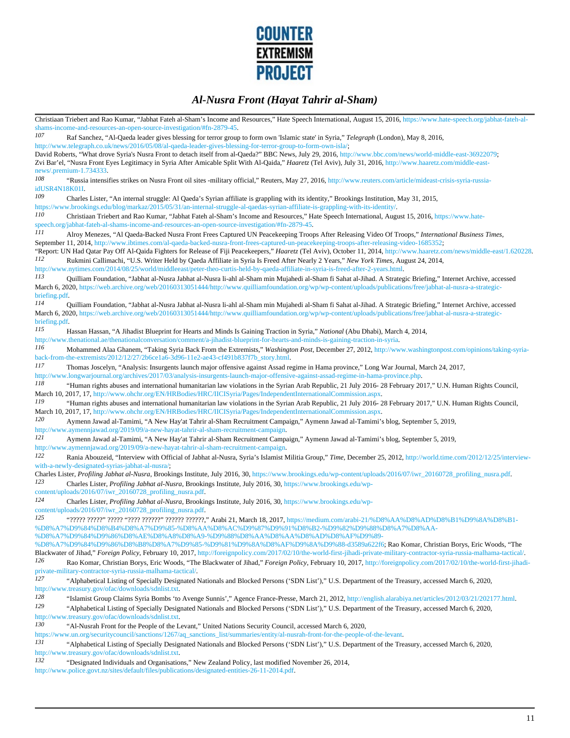Christiaan Triebert and Rao Kumar, "Jabhat Fateh al-Sham's Income and Resources," Hate Speech International, August 15, 2016, https://www.hate-speech.org/jabhat-fateh-al-shams-income-and-resources-an-open-source-investigation/#fn-2879-45.

107 Raf Sanchez, "Al-Qaeda leader gives blessing for terror group to form own 'Islamic state' in Syria," *Telegraph* (London), May 8, 2016, http://www.telegraph.co.uk/news/2016/05/08/al-qaeda-leader-gives-blessing-for-terror-group-to-form-own-isla/; David Roberts, "What drove Syria's Nusra Front to detach itself from al-Qaeda?" BBC News, July 29, 2016, http://www.bbc.com/news/world-middle-east-36922079; Zvi Bar'el, "Nusra Front Eyes Legitimacy in Syria After Amicable Split With Al-Qaida," *Haaretz* (Tel Aviv), July 31, 2016, http://www.haaretz.com/middle-east-news/.premium-1.734333.

108 "Russia intensifies strikes on Nusra Front oil sites -military official," Reuters, May 27, 2016, http://www.reuters.com/article/mideast-crisis-syria-russia-idUSR4N18K01I.

109 Charles Lister, "An internal struggle: Al Qaeda's Syrian affiliate is grappling with its identity," Brookings Institution, May 31, 2015, https://www.brookings.edu/blog/markaz/2015/05/31/an-internal-struggle-al-qaedas-syrian-affiliate-is-grappling-with-its-identity/.

110 Christiaan Triebert and Rao Kumar, "Jabhat Fateh al-Sham's Income and Resources," Hate Speech International, August 15, 2016, https://www.hate-speech.org/jabhat-fateh-al-shams-income-and-resources-an-open-source-investigation/#fn-2879-45.

111 Alroy Menezes, "Al Qaeda-Backed Nusra Front Frees Captured UN Peacekeeping Troops After Releasing Video Of Troops," *International Business Times*, September 11, 2014, http://www.ibtimes.com/al-qaeda-backed-nusra-front-frees-captured-un-peacekeeping-troops-after-releasing-video-1685352; "Report: UN Had Qatar Pay Off Al-Qaida Fighters for Release of Fiji Peacekeepers," *Haaretz* (Tel Aviv), October 11, 2014, http://www.haaretz.com/news/middle-east/1.620228.

112 Rukmini Callimachi, "U.S. Writer Held by Qaeda Affiliate in Syria Is Freed After Nearly 2 Years," *New York Times*, August 24, 2014, http://www.nytimes.com/2014/08/25/world/middleeast/peter-theo-curtis-held-by-qaeda-affiliate-in-syria-is-freed-after-2-years.html.

113 Quilliam Foundation, "Jabhat al-Nusra Jabhat al-Nusra li-ahl al-Sham min Mujahedi al-Sham fi Sahat al-Jihad. A Strategic Briefing," Internet Archive, accessed March 6, 2020, https://web.archive.org/web/20160313051444/http://www.quilliamfoundation.org/wp/wp-content/uploads/publications/free/jabhat-al-nusra-a-strategic-briefing.pdf.

114 Quilliam Foundation, "Jabhat al-Nusra Jabhat al-Nusra li-ahl al-Sham min Mujahedi al-Sham fi Sahat al-Jihad. A Strategic Briefing," Internet Archive, accessed March 6, 2020, https://web.archive.org/web/20160313051444/http://www.quilliamfoundation.org/wp/wp-content/uploads/publications/free/jabhat-al-nusra-a-strategic-briefing.pdf.

115 Hassan Hassan, "A Jihadist Blueprint for Hearts and Minds Is Gaining Traction in Syria," *National* (Abu Dhabi), March 4, 2014, http://www.thenational.ae/thenationalconversation/comment/a-jihadist-blueprint-for-hearts-and-minds-is-gaining-traction-in-syria.

116 Mohammed Alaa Ghanem, "Taking Syria Back From the Extremists," *Washington Post*, December 27, 2012, http://www.washingtonpost.com/opinions/taking-syria-back-from-the-extremists/2012/12/27/2b6ce1a6-3d96-11e2-ae43-cf491b837f7b_story.html.

117 Thomas Joscelyn, "Analysis: Insurgents launch major offensive against Assad regime in Hama province," Long War Journal, March 24, 2017, http://www.longwarjournal.org/archives/2017/03/analysis-insurgents-launch-major-offensive-against-assad-regime-in-hama-province.php.

118 "Human rights abuses and international humanitarian law violations in the Syrian Arab Republic, 21 July 2016- 28 February 2017," U.N. Human Rights Council, March 10, 2017, 17, http://www.ohchr.org/EN/HRBodies/HRC/IICISyria/Pages/IndependentInternationalCommission.aspx.

119 "Human rights abuses and international humanitarian law violations in the Syrian Arab Republic, 21 July 2016- 28 February 2017," U.N. Human Rights Council, March 10, 2017, 17, http://www.ohchr.org/EN/HRBodies/HRC/IICISyria/Pages/IndependentInternationalCommission.aspx.

120 Aymenn Jawad al-Tamimi, "A New Hay'at Tahrir al-Sham Recruitment Campaign," Aymenn Jawad al-Tamimi's blog, September 5, 2019, http://www.aymennjawad.org/2019/09/a-new-hayat-tahrir-al-sham-recruitment-campaign.

121 Aymenn Jawad al-Tamimi, "A New Hay'at Tahrir al-Sham Recruitment Campaign," Aymenn Jawad al-Tamimi's blog, September 5, 2019, http://www.aymennjawad.org/2019/09/a-new-hayat-tahrir-al-sham-recruitment-campaign.

122 Rania Abouzeid, "Interview with Official of Jabhat al-Nusra, Syria's Islamist Militia Group," *Time*, December 25, 2012, http://world.time.com/2012/12/25/interview-with-a-newly-designated-syrias-jabhat-al-nusra/; Charles Lister, *Profiling Jabhat al-Nusra*, Brookings Institute, July 2016, 30, https://www.brookings.edu/wp-content/uploads/2016/07/iwr_20160728_profiling_nusra.pdf.

123 Charles Lister, *Profiling Jabhat al-Nusra*, Brookings Institute, July 2016, 30, https://www.brookings.edu/wp-content/uploads/2016/07/iwr_20160728_profiling_nusra.pdf.

124 Charles Lister, *Profiling Jabhat al-Nusra*, Brookings Institute, July 2016, 30, https://www.brookings.edu/wp-content/uploads/2016/07/iwr_20160728_profiling_nusra.pdf.

125 "????? ?????" ????? "???? ??????" ?????? ??????," Arabi 21, March 18, 2017, https://medium.com/arabi-21/%D8%AA%D8%AD%D8%B1%D9%8A%D8%B1-%D8%A7%D9%84%D8%B4%D8%A7%D9%85-%D8%AA%D8%AC%D9%87%D9%91%D8%B2-%D9%82%D9%88%D8%A7%D8%AA-%D8%A7%D9%84%D9%86%D8%AE%D8%A8%D8%A9-%D9%88%D8%AA%D8%AA%D8%AD%D8%AF%D9%89-%D8%A7%D9%84%D9%86%D8%B8%D8%A7%D9%85-%D9%81%D9%8A%D8%AF%D9%8A%D9%88-d3589a622f6; Rao Komar, Christian Borys, Eric Woods, "The Blackwater of Jihad," *Foreign Policy*, February 10, 2017, http://foreignpolicy.com/2017/02/10/the-world-first-jihadi-private-military-contractor-syria-russia-malhama-tactical/.

126 Rao Komar, Christian Borys, Eric Woods, "The Blackwater of Jihad," *Foreign Policy*, February 10, 2017, http://foreignpolicy.com/2017/02/10/the-world-first-jihadi-private-military-contractor-syria-russia-malhama-tactical/.

127 "Alphabetical Listing of Specially Designated Nationals and Blocked Persons ('SDN List')," U.S. Department of the Treasury, accessed March 6, 2020, http://www.treasury.gov/ofac/downloads/sdnlist.txt.

128 "Islamist Group Claims Syria Bombs 'to Avenge Sunnis'," Agence France-Presse, March 21, 2012, http://english.alarabiya.net/articles/2012/03/21/202177.html.

129 "Alphabetical Listing of Specially Designated Nationals and Blocked Persons ('SDN List')," U.S. Department of the Treasury, accessed March 6, 2020, http://www.treasury.gov/ofac/downloads/sdnlist.txt.

130 "Al-Nusrah Front for the People of the Levant," United Nations Security Council, accessed March 6, 2020, https://www.un.org/securitycouncil/sanctions/1267/aq_sanctions_list/summaries/entity/al-nusrah-front-for-the-people-of-the-levant.

131 "Alphabetical Listing of Specially Designated Nationals and Blocked Persons ('SDN List')," U.S. Department of the Treasury, accessed March 6, 2020, http://www.treasury.gov/ofac/downloads/sdnlist.txt.

132 "Designated Individuals and Organisations," New Zealand Policy, last modified November 26, 2014, http://www.police.govt.nz/sites/default/files/publications/designated-entities-26-11-2014.pdf.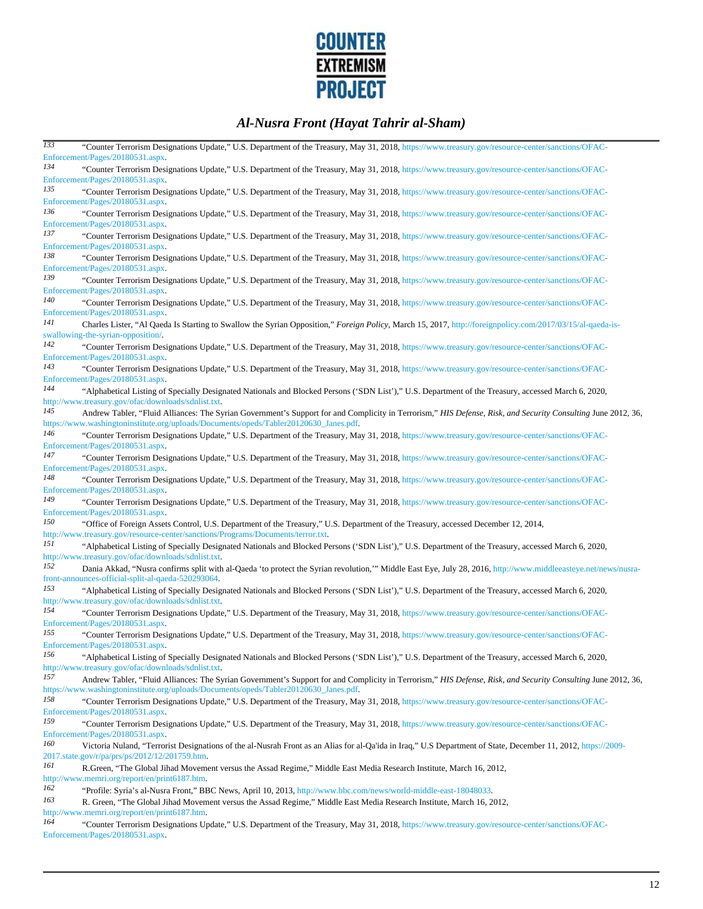133 "Counter Terrorism Designations Update," U.S. Department of the Treasury, May 31, 2018, https://www.treasury.gov/resource-center/sanctions/OFAC-Enforcement/Pages/20180531.aspx.

134 "Counter Terrorism Designations Update," U.S. Department of the Treasury, May 31, 2018, https://www.treasury.gov/resource-center/sanctions/OFAC-Enforcement/Pages/20180531.aspx.

135 "Counter Terrorism Designations Update," U.S. Department of the Treasury, May 31, 2018, https://www.treasury.gov/resource-center/sanctions/OFAC-Enforcement/Pages/20180531.aspx.

136 "Counter Terrorism Designations Update," U.S. Department of the Treasury, May 31, 2018, https://www.treasury.gov/resource-center/sanctions/OFAC-Enforcement/Pages/20180531.aspx.

137 "Counter Terrorism Designations Update," U.S. Department of the Treasury, May 31, 2018, https://www.treasury.gov/resource-center/sanctions/OFAC-Enforcement/Pages/20180531.aspx.

138 "Counter Terrorism Designations Update," U.S. Department of the Treasury, May 31, 2018, https://www.treasury.gov/resource-center/sanctions/OFAC-Enforcement/Pages/20180531.aspx.

139 "Counter Terrorism Designations Update," U.S. Department of the Treasury, May 31, 2018, https://www.treasury.gov/resource-center/sanctions/OFAC-Enforcement/Pages/20180531.aspx.

140 "Counter Terrorism Designations Update," U.S. Department of the Treasury, May 31, 2018, https://www.treasury.gov/resource-center/sanctions/OFAC-Enforcement/Pages/20180531.aspx.

141 Charles Lister, "Al Qaeda Is Starting to Swallow the Syrian Opposition," *Foreign Policy*, March 15, 2017, http://foreignpolicy.com/2017/03/15/al-qaeda-is-swallowing-the-syrian-opposition/.

142 "Counter Terrorism Designations Update," U.S. Department of the Treasury, May 31, 2018, https://www.treasury.gov/resource-center/sanctions/OFAC-Enforcement/Pages/20180531.aspx.

143 "Counter Terrorism Designations Update," U.S. Department of the Treasury, May 31, 2018, https://www.treasury.gov/resource-center/sanctions/OFAC-Enforcement/Pages/20180531.aspx.

144 "Alphabetical Listing of Specially Designated Nationals and Blocked Persons ('SDN List')," U.S. Department of the Treasury, accessed March 6, 2020, http://www.treasury.gov/ofac/downloads/sdnlist.txt.

145 Andrew Tabler, "Fluid Alliances: The Syrian Government's Support for and Complicity in Terrorism," *HIS Defense, Risk, and Security Consulting* June 2012, 36, https://www.washingtoninstitute.org/uploads/Documents/opeds/Tabler20120630_Janes.pdf.

146 "Counter Terrorism Designations Update," U.S. Department of the Treasury, May 31, 2018, https://www.treasury.gov/resource-center/sanctions/OFAC-Enforcement/Pages/20180531.aspx.

147 "Counter Terrorism Designations Update," U.S. Department of the Treasury, May 31, 2018, https://www.treasury.gov/resource-center/sanctions/OFAC-Enforcement/Pages/20180531.aspx.

148 "Counter Terrorism Designations Update," U.S. Department of the Treasury, May 31, 2018, https://www.treasury.gov/resource-center/sanctions/OFAC-Enforcement/Pages/20180531.aspx.

149 "Counter Terrorism Designations Update," U.S. Department of the Treasury, May 31, 2018, https://www.treasury.gov/resource-center/sanctions/OFAC-Enforcement/Pages/20180531.aspx.

150 "Office of Foreign Assets Control, U.S. Department of the Treasury," U.S. Department of the Treasury, accessed December 12, 2014, http://www.treasury.gov/resource-center/sanctions/Programs/Documents/terror.txt.

151 "Alphabetical Listing of Specially Designated Nationals and Blocked Persons ('SDN List')," U.S. Department of the Treasury, accessed March 6, 2020, http://www.treasury.gov/ofac/downloads/sdnlist.txt.

152 Dania Akkad, "Nusra confirms split with al-Qaeda 'to protect the Syrian revolution,'" Middle East Eye, July 28, 2016, http://www.middleeasteye.net/news/nusra-front-announces-official-split-al-qaeda-520293064.

153 "Alphabetical Listing of Specially Designated Nationals and Blocked Persons ('SDN List')," U.S. Department of the Treasury, accessed March 6, 2020, http://www.treasury.gov/ofac/downloads/sdnlist.txt.

154 "Counter Terrorism Designations Update," U.S. Department of the Treasury, May 31, 2018, https://www.treasury.gov/resource-center/sanctions/OFAC-Enforcement/Pages/20180531.aspx.

155 "Counter Terrorism Designations Update," U.S. Department of the Treasury, May 31, 2018, https://www.treasury.gov/resource-center/sanctions/OFAC-Enforcement/Pages/20180531.aspx.

156 "Alphabetical Listing of Specially Designated Nationals and Blocked Persons ('SDN List')," U.S. Department of the Treasury, accessed March 6, 2020, http://www.treasury.gov/ofac/downloads/sdnlist.txt.

157 Andrew Tabler, "Fluid Alliances: The Syrian Government's Support for and Complicity in Terrorism," *HIS Defense, Risk, and Security Consulting* June 2012, 36, https://www.washingtoninstitute.org/uploads/Documents/opeds/Tabler20120630_Janes.pdf.

158 "Counter Terrorism Designations Update," U.S. Department of the Treasury, May 31, 2018, https://www.treasury.gov/resource-center/sanctions/OFAC-Enforcement/Pages/20180531.aspx.

159 "Counter Terrorism Designations Update," U.S. Department of the Treasury, May 31, 2018, https://www.treasury.gov/resource-center/sanctions/OFAC-Enforcement/Pages/20180531.aspx.

160 Victoria Nuland, "Terrorist Designations of the al-Nusrah Front as an Alias for al-Qa'ida in Iraq," U.S Department of State, December 11, 2012, https://2009-2017.state.gov/r/pa/prs/ps/2012/12/201759.htm.

161 R.Green, "The Global Jihad Movement versus the Assad Regime," Middle East Media Research Institute, March 16, 2012, http://www.memri.org/report/en/print6187.htm.

162 "Profile: Syria's al-Nusra Front," BBC News, April 10, 2013, http://www.bbc.com/news/world-middle-east-18048033.

163 R. Green, "The Global Jihad Movement versus the Assad Regime," Middle East Media Research Institute, March 16, 2012, http://www.memri.org/report/en/print6187.htm.

164 "Counter Terrorism Designations Update," U.S. Department of the Treasury, May 31, 2018, https://www.treasury.gov/resource-center/sanctions/OFAC-Enforcement/Pages/20180531.aspx.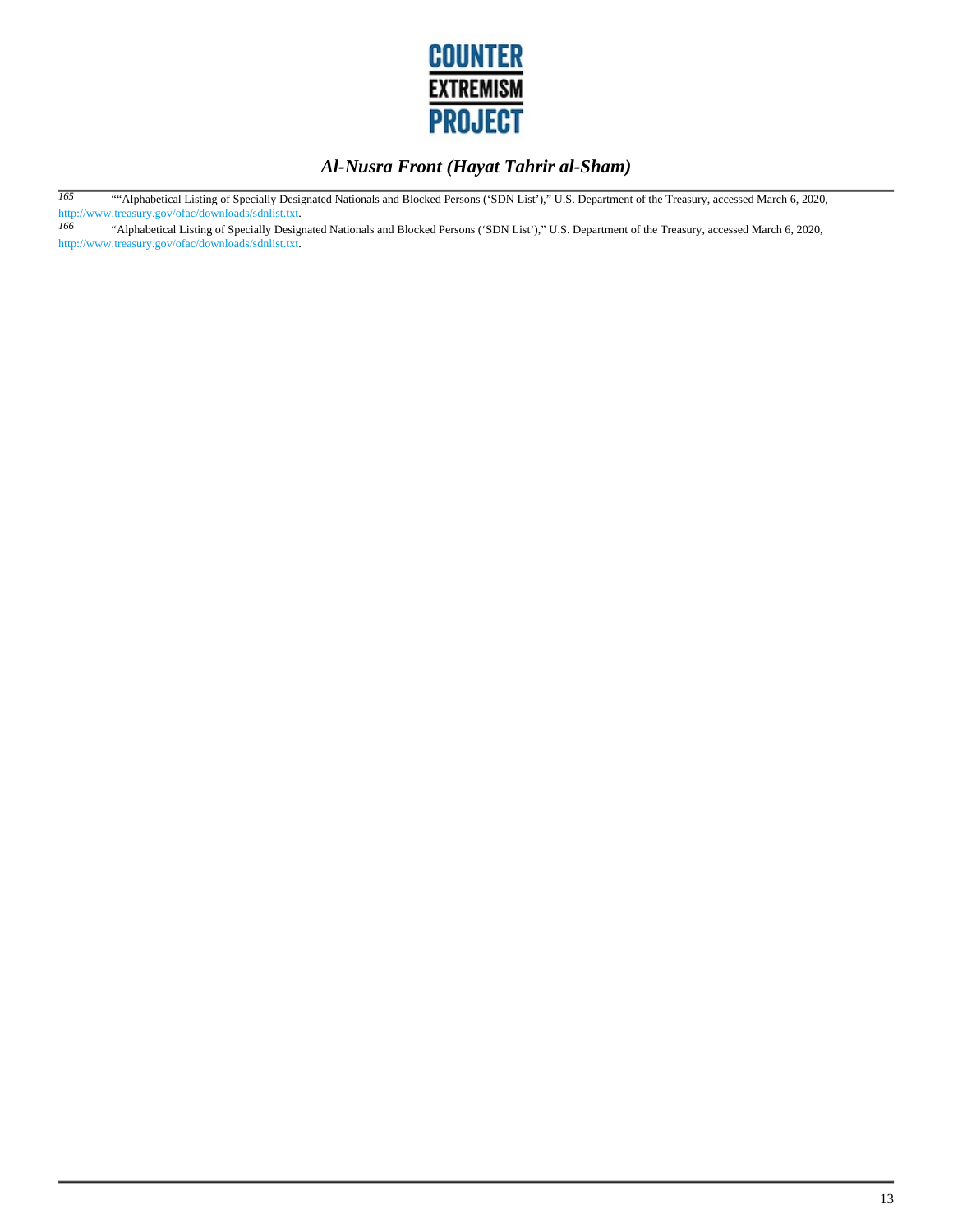[165] ""Alphabetical Listing of Specially Designated Nationals and Blocked Persons ('SDN List')," U.S. Department of the Treasury, accessed March 6, 2020, http://www.treasury.gov/ofac/downloads/sdnlist.txt.

[166] "Alphabetical Listing of Specially Designated Nationals and Blocked Persons ('SDN List')," U.S. Department of the Treasury, accessed March 6, 2020, http://www.treasury.gov/ofac/downloads/sdnlist.txt.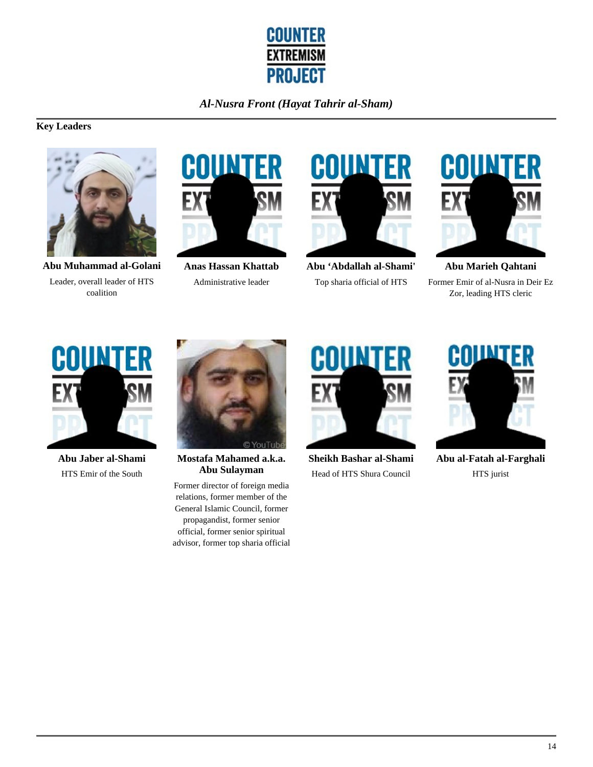## Key Leaders

**Abu Muhammad al-Golani**
Leader, overall leader of HTS coalition

**Anas Hassan Khattab**
Administrative leader

**Abu 'Abdallah al-Shami'**
Top sharia official of HTS

**Abu Marieh Qahtani**
Former Emir of al-Nusra in Deir Ez Zor, leading HTS cleric

**Abu Jaber al-Shami**
HTS Emir of the South

**Mostafa Mahamed a.k.a. Abu Sulayman**
Former director of foreign media relations, former member of the General Islamic Council, former propagandist, former senior official, former senior spiritual advisor, former top sharia official

**Sheikh Bashar al-Shami**
Head of HTS Shura Council

**Abu al-Fatah al-Farghali**
HTS jurist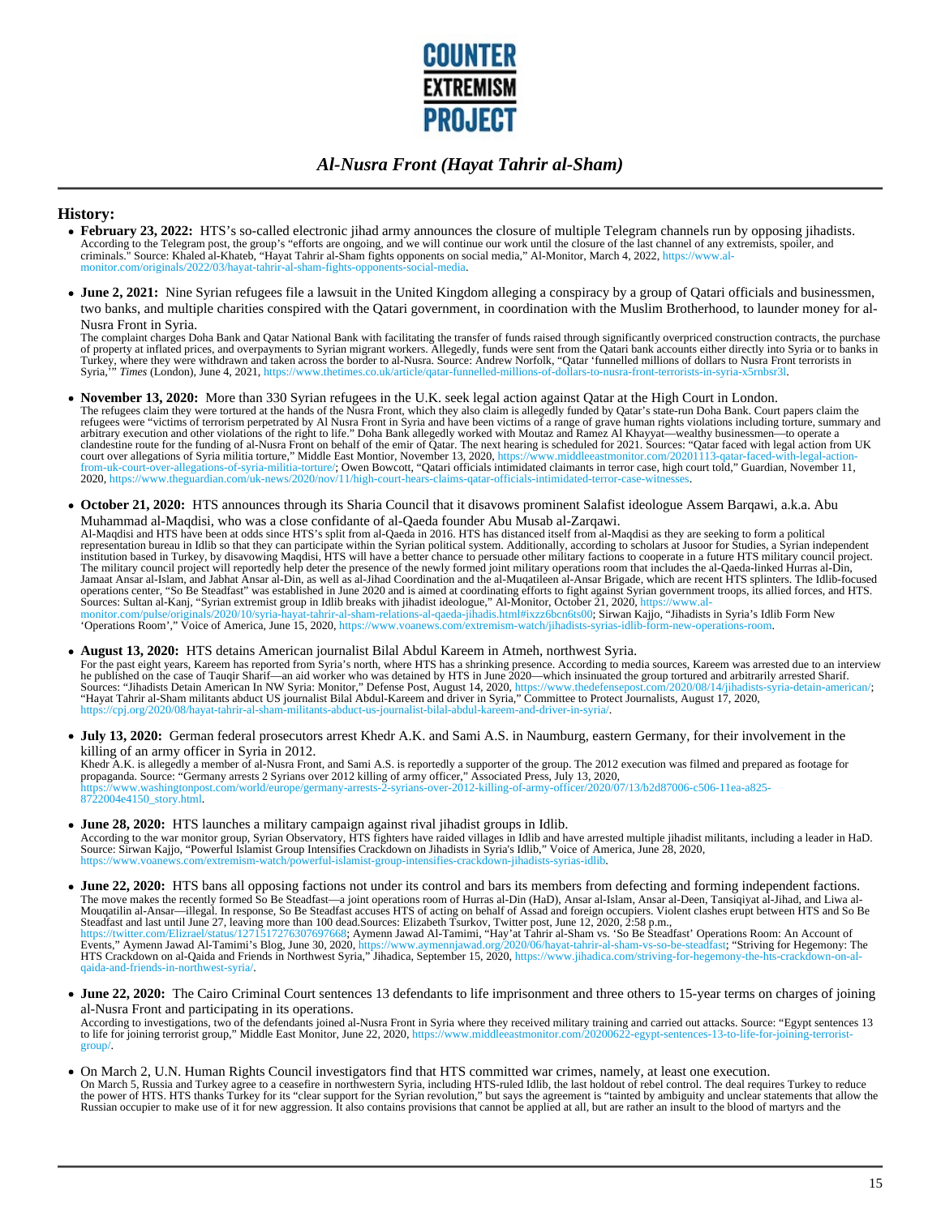## History:

- **February 23, 2022:** HTS's so-called electronic jihad army announces the closure of multiple Telegram channels run by opposing jihadists.
According to the Telegram post, the group's "efforts are ongoing, and we will continue our work until the closure of the last channel of any extremists, spoiler, and criminals." Source: Khaled al-Khateb, "Hayat Tahrir al-Sham fights opponents on social media," Al-Monitor, March 4, 2022, https://www.al-monitor.com/originals/2022/03/hayat-tahrir-al-sham-fights-opponents-social-media.

- **June 2, 2021:** Nine Syrian refugees file a lawsuit in the United Kingdom alleging a conspiracy by a group of Qatari officials and businessmen, two banks, and multiple charities conspired with the Qatari government, in coordination with the Muslim Brotherhood, to launder money for al-Nusra Front in Syria.
The complaint charges Doha Bank and Qatar National Bank with facilitating the transfer of funds raised through significantly overpriced construction contracts, the purchase of property at inflated prices, and overpayments to Syrian migrant workers. Allegedly, funds were sent from the Qatari bank accounts either directly into Syria or to banks in Turkey, where they were withdrawn and taken across the border to al-Nusra. Source: Andrew Norfolk, "Qatar 'funnelled millions of dollars to Nusra Front terrorists in Syria,'" *Times* (London), June 4, 2021, https://www.thetimes.co.uk/article/qatar-funnelled-millions-of-dollars-to-nusra-front-terrorists-in-syria-x5rnbsr3l.

- **November 13, 2020:** More than 330 Syrian refugees in the U.K. seek legal action against Qatar at the High Court in London.
The refugees claim they were tortured at the hands of the Nusra Front, which they also claim is allegedly funded by Qatar's state-run Doha Bank. Court papers claim the refugees were "victims of terrorism perpetrated by Al Nusra Front in Syria and have been victims of a range of grave human rights violations including torture, summary and arbitrary execution and other violations of the right to life." Doha Bank allegedly worked with Moutaz and Ramez Al Khayyat—wealthy businessmen—to operate a clandestine route for the funding of al-Nusra Front on behalf of the emir of Qatar. The next hearing is scheduled for 2021. Sources: "Qatar faced with legal action from UK court over allegations of Syria militia torture," Middle East Montior, November 13, 2020, https://www.middleeastmonitor.com/20201113-qatar-faced-with-legal-action-from-uk-court-over-allegations-of-syria-militia-torture/; Owen Bowcott, "Qatari officials intimidated claimants in terror case, high court told," Guardian, November 11, 2020, https://www.theguardian.com/uk-news/2020/nov/11/high-court-hears-claims-qatar-officials-intimidated-terror-case-witnesses.

- **October 21, 2020:** HTS announces through its Sharia Council that it disavows prominent Salafist ideologue Assem Barqawi, a.k.a. Abu Muhammad al-Maqdisi, who was a close confidante of al-Qaeda founder Abu Musab al-Zarqawi.
Al-Maqdisi and HTS have been at odds since HTS's split from al-Qaeda in 2016. HTS has distanced itself from al-Maqdisi as they are seeking to form a political representation bureau in Idlib so that they can participate within the Syrian political system. Additionally, according to scholars at Jusoor for Studies, a Syrian independent institution based in Turkey, by disavowing Maqdisi, HTS will have a better chance to persuade other military factions to cooperate in a future HTS military council project. The military council project will reportedly help deter the presence of the newly formed joint military operations room that includes the al-Qaeda-linked Hurras al-Din, Jamaat Ansar al-Islam, and Jabhat Ansar al-Din, as well as al-Jihad Coordination and the al-Muqatileen al-Ansar Brigade, which are recent HTS splinters. The Idlib-focused operations center, "So Be Steadfast" was established in June 2020 and is aimed at coordinating efforts to fight against Syrian government troops, its allied forces, and HTS. Sources: Sultan al-Kanj, "Syrian extremist group in Idlib breaks with jihadist ideologue," Al-Monitor, October 21, 2020, https://www.al-monitor.com/pulse/originals/2020/10/syria-hayat-tahrir-al-sham-relations-al-qaeda-jihadis.html#ixzz6bcn6ts00; Sirwan Kajjo, "Jihadists in Syria's Idlib Form New 'Operations Room'," Voice of America, June 15, 2020, https://www.voanews.com/extremism-watch/jihadists-syrias-idlib-form-new-operations-room.

- **August 13, 2020:** HTS detains American journalist Bilal Abdul Kareem in Atmeh, northwest Syria.
For the past eight years, Kareem has reported from Syria's north, where HTS has a shrinking presence. According to media sources, Kareem was arrested due to an interview he published on the case of Tauqir Sharif—an aid worker who was detained by HTS in June 2020—which insinuated the group tortured and arbitrarily arrested Sharif. Sources: "Jihadists Detain American In NW Syria: Monitor," Defense Post, August 14, 2020, https://www.thedefensepost.com/2020/08/14/jihadists-syria-detain-american/; "Hayat Tahrir al-Sham militants abduct US journalist Bilal Abdul-Kareem and driver in Syria," Committee to Protect Journalists, August 17, 2020, https://cpj.org/2020/08/hayat-tahrir-al-sham-militants-abduct-us-journalist-bilal-abdul-kareem-and-driver-in-syria/.

- **July 13, 2020:** German federal prosecutors arrest Khedr A.K. and Sami A.S. in Naumburg, eastern Germany, for their involvement in the killing of an army officer in Syria in 2012.
Khedr A.K. is allegedly a member of al-Nusra Front, and Sami A.S. is reportedly a supporter of the group. The 2012 execution was filmed and prepared as footage for propaganda. Source: "Germany arrests 2 Syrians over 2012 killing of army officer," Associated Press, July 13, 2020, https://www.washingtonpost.com/world/europe/germany-arrests-2-syrians-over-2012-killing-of-army-officer/2020/07/13/b2d87006-c506-11ea-a825-8722004e4150_story.html.

- **June 28, 2020:** HTS launches a military campaign against rival jihadist groups in Idlib.
According to the war monitor group, Syrian Observatory, HTS fighters have raided villages in Idlib and have arrested multiple jihadist militants, including a leader in HaD. Source: Sirwan Kajjo, "Powerful Islamist Group Intensifies Crackdown on Jihadists in Syria's Idlib," Voice of America, June 28, 2020, https://www.voanews.com/extremism-watch/powerful-islamist-group-intensifies-crackdown-jihadists-syrias-idlib.

- **June 22, 2020:** HTS bans all opposing factions not under its control and bars its members from defecting and forming independent factions.
The move makes the recently formed So Be Steadfast—a joint operations room of Hurras al-Din (HaD), Ansar al-Islam, Ansar al-Deen, Tansiqiyat al-Jihad, and Liwa al-Mouqatilin al-Ansar—illegal. In response, So Be Steadfast accuses HTS of acting on behalf of Assad and foreign occupiers. Violent clashes erupt between HTS and So Be Steadfast and last until June 27, leaving more than 100 dead.Sources: Elizabeth Tsurkov, Twitter post, June 12, 2020, 2:58 p.m., https://twitter.com/Elizrael/status/1271517276307697668; Aymenn Jawad Al-Tamimi, "Hay'at Tahrir al-Sham vs. 'So Be Steadfast' Operations Room: An Account of Events," Aymenn Jawad Al-Tamimi's Blog, June 30, 2020, https://www.aymennjawad.org/2020/06/hayat-tahrir-al-sham-vs-so-be-steadfast; "Striving for Hegemony: The HTS Crackdown on al-Qaida and Friends in Northwest Syria," Jihadica, September 15, 2020, https://www.jihadica.com/striving-for-hegemony-the-hts-crackdown-on-al-qaida-and-friends-in-northwest-syria/.

- **June 22, 2020:** The Cairo Criminal Court sentences 13 defendants to life imprisonment and three others to 15-year terms on charges of joining al-Nusra Front and participating in its operations.
According to investigations, two of the defendants joined al-Nusra Front in Syria where they received military training and carried out attacks. Source: "Egypt sentences 13 to life for joining terrorist group," Middle East Monitor, June 22, 2020, https://www.middleeastmonitor.com/20200622-egypt-sentences-13-to-life-for-joining-terrorist-group/.

- On March 2, U.N. Human Rights Council investigators find that HTS committed war crimes, namely, at least one execution.
On March 5, Russia and Turkey agree to a ceasefire in northwestern Syria, including HTS-ruled Idlib, the last holdout of rebel control. The deal requires Turkey to reduce the power of HTS. HTS thanks Turkey for its "clear support for the Syrian revolution," but says the agreement is "tainted by ambiguity and unclear statements that allow the Russian occupier to make use of it for new aggression. It also contains provisions that cannot be applied at all, but are rather an insult to the blood of martyrs and the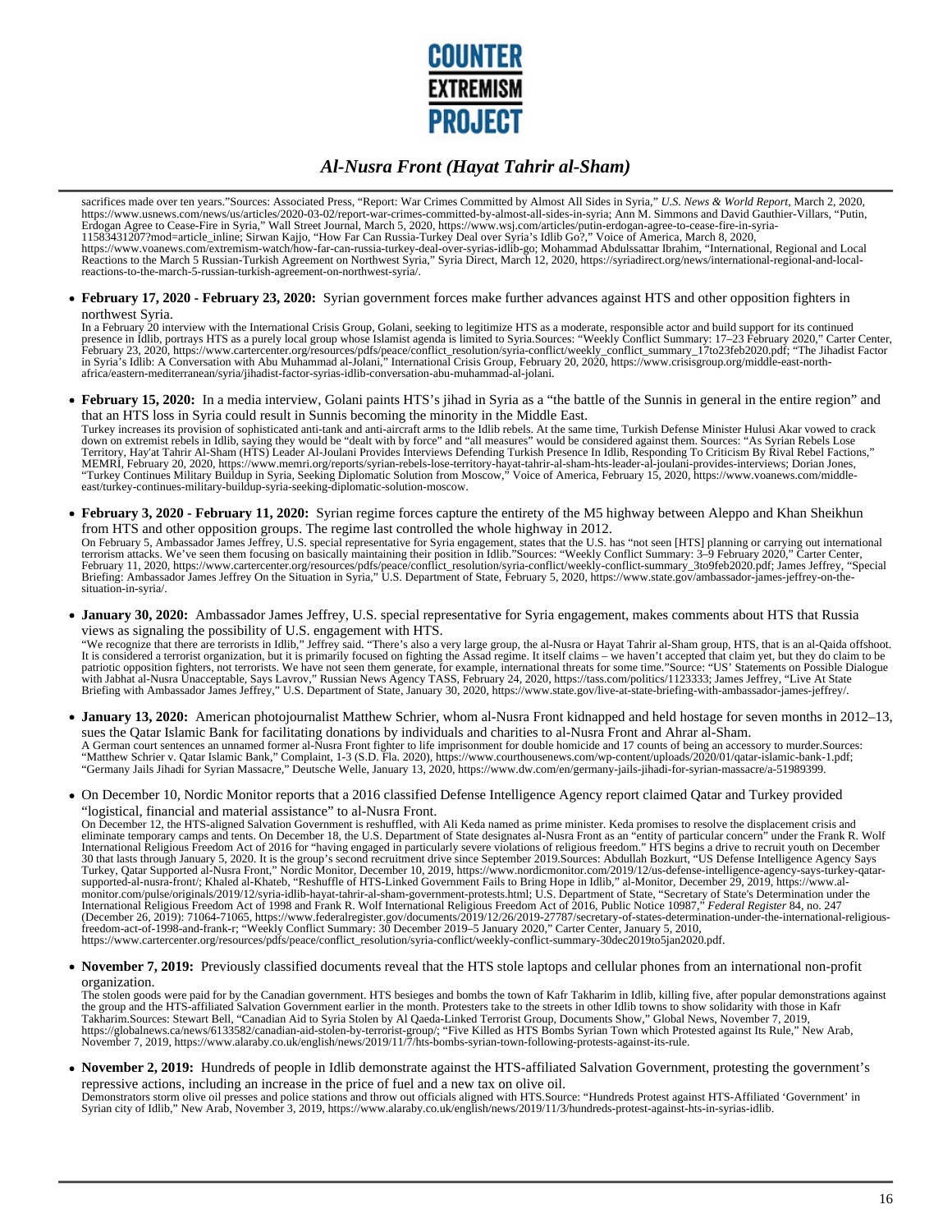sacrifices made over ten years."Sources: Associated Press, "Report: War Crimes Committed by Almost All Sides in Syria," *U.S. News & World Report*, March 2, 2020, https://www.usnews.com/news/us/articles/2020-03-02/report-war-crimes-committed-by-almost-all-sides-in-syria; Ann M. Simmons and David Gauthier-Villars, "Putin, Erdogan Agree to Cease-Fire in Syria," Wall Street Journal, March 5, 2020, https://www.wsj.com/articles/putin-erdogan-agree-to-cease-fire-in-syria-11583431207?mod=article_inline; Sirwan Kajjo, "How Far Can Russia-Turkey Deal over Syria's Idlib Go?," Voice of America, March 8, 2020, https://www.voanews.com/extremism-watch/how-far-can-russia-turkey-deal-over-syrias-idlib-go; Mohammad Abdulssattar Ibrahim, "International, Regional and Local Reactions to the March 5 Russian-Turkish Agreement on Northwest Syria," Syria Direct, March 12, 2020, https://syriadirect.org/news/international-regional-and-local-reactions-to-the-march-5-russian-turkish-agreement-on-northwest-syria/.

- **February 17, 2020 - February 23, 2020:** Syrian government forces make further advances against HTS and other opposition fighters in northwest Syria.
  In a February 20 interview with the International Crisis Group, Golani, seeking to legitimize HTS as a moderate, responsible actor and build support for its continued presence in Idlib, portrays HTS as a purely local group whose Islamist agenda is limited to Syria.Sources: "Weekly Conflict Summary: 17–23 February 2020," Carter Center, February 23, 2020, https://www.cartercenter.org/resources/pdfs/peace/conflict_resolution/syria-conflict/weekly_conflict_summary_17to23feb2020.pdf; "The Jihadist Factor in Syria's Idlib: A Conversation with Abu Muhammad al-Jolani," International Crisis Group, February 20, 2020, https://www.crisisgroup.org/middle-east-north-africa/eastern-mediterranean/syria/jihadist-factor-syrias-idlib-conversation-abu-muhammad-al-jolani.

- **February 15, 2020:** In a media interview, Golani paints HTS's jihad in Syria as a "the battle of the Sunnis in general in the entire region" and that an HTS loss in Syria could result in Sunnis becoming the minority in the Middle East.
  Turkey increases its provision of sophisticated anti-tank and anti-aircraft arms to the Idlib rebels. At the same time, Turkish Defense Minister Hulusi Akar vowed to crack down on extremist rebels in Idlib, saying they would be "dealt with by force" and "all measures" would be considered against them. Sources: "As Syrian Rebels Lose Territory, Hay'at Tahrir Al-Sham (HTS) Leader Al-Joulani Provides Interviews Defending Turkish Presence In Idlib, Responding To Criticism By Rival Rebel Factions," MEMRI, February 20, 2020, https://www.memri.org/reports/syrian-rebels-lose-territory-hayat-tahrir-al-sham-hts-leader-al-joulani-provides-interviews; Dorian Jones, "Turkey Continues Military Buildup in Syria, Seeking Diplomatic Solution from Moscow," Voice of America, February 15, 2020, https://www.voanews.com/middle-east/turkey-continues-military-buildup-syria-seeking-diplomatic-solution-moscow.

- **February 3, 2020 - February 11, 2020:** Syrian regime forces capture the entirety of the M5 highway between Aleppo and Khan Sheikhun from HTS and other opposition groups. The regime last controlled the whole highway in 2012.
  On February 5, Ambassador James Jeffrey, U.S. special representative for Syria engagement, states that the U.S. has "not seen [HTS] planning or carrying out international terrorism attacks. We've seen them focusing on basically maintaining their position in Idlib."Sources: "Weekly Conflict Summary: 3–9 February 2020," Carter Center, February 11, 2020, https://www.cartercenter.org/resources/pdfs/peace/conflict_resolution/syria-conflict/weekly-conflict-summary_3to9feb2020.pdf; James Jeffrey, "Special Briefing: Ambassador James Jeffrey On the Situation in Syria," U.S. Department of State, February 5, 2020, https://www.state.gov/ambassador-james-jeffrey-on-the-situation-in-syria/.

- **January 30, 2020:** Ambassador James Jeffrey, U.S. special representative for Syria engagement, makes comments about HTS that Russia views as signaling the possibility of U.S. engagement with HTS.
  "We recognize that there are terrorists in Idlib," Jeffrey said. "There's also a very large group, the al-Nusra or Hayat Tahrir al-Sham group, HTS, that is an al-Qaida offshoot. It is considered a terrorist organization, but it is primarily focused on fighting the Assad regime. It itself claims – we haven't accepted that claim yet, but they do claim to be patriotic opposition fighters, not terrorists. We have not seen them generate, for example, international threats for some time."Source: "US' Statements on Possible Dialogue with Jabhat al-Nusra Unacceptable, Says Lavrov," Russian News Agency TASS, February 24, 2020, https://tass.com/politics/1123333; James Jeffrey, "Live At State Briefing with Ambassador James Jeffrey," U.S. Department of State, January 30, 2020, https://www.state.gov/live-at-state-briefing-with-ambassador-james-jeffrey/.

- **January 13, 2020:** American photojournalist Matthew Schrier, whom al-Nusra Front kidnapped and held hostage for seven months in 2012–13, sues the Qatar Islamic Bank for facilitating donations by individuals and charities to al-Nusra Front and Ahrar al-Sham.
  A German court sentences an unnamed former al-Nusra Front fighter to life imprisonment for double homicide and 17 counts of being an accessory to murder.Sources: "Matthew Schrier v. Qatar Islamic Bank," Complaint, 1-3 (S.D. Fla. 2020), https://www.courthousenews.com/wp-content/uploads/2020/01/qatar-islamic-bank-1.pdf; "Germany Jails Jihadi for Syrian Massacre," Deutsche Welle, January 13, 2020, https://www.dw.com/en/germany-jails-jihadi-for-syrian-massacre/a-51989399.

- On December 10, Nordic Monitor reports that a 2016 classified Defense Intelligence Agency report claimed Qatar and Turkey provided "logistical, financial and material assistance" to al-Nusra Front.
  On December 12, the HTS-aligned Salvation Government is reshuffled, with Ali Keda named as prime minister. Keda promises to resolve the displacement crisis and eliminate temporary camps and tents. On December 18, the U.S. Department of State designates al-Nusra Front as an "entity of particular concern" under the Frank R. Wolf International Religious Freedom Act of 2016 for "having engaged in particularly severe violations of religious freedom." HTS begins a drive to recruit youth on December 30 that lasts through January 5, 2020. It is the group's second recruitment drive since September 2019.Sources: Abdullah Bozkurt, "US Defense Intelligence Agency Says Turkey, Qatar Supported al-Nusra Front," Nordic Monitor, December 10, 2019, https://www.nordicmonitor.com/2019/12/us-defense-intelligence-agency-says-turkey-qatar-supported-al-nusra-front/; Khaled al-Khateb, "Reshuffle of HTS-Linked Government Fails to Bring Hope in Idlib," al-Monitor, December 29, 2019, https://www.al-monitor.com/pulse/originals/2019/12/syria-idlib-hayat-tahrir-al-sham-government-protests.html; U.S. Department of State, "Secretary of State's Determination under the International Religious Freedom Act of 1998 and Frank R. Wolf International Religious Freedom Act of 2016, Public Notice 10987," *Federal Register* 84, no. 247 (December 26, 2019): 71064-71065, https://www.federalregister.gov/documents/2019/12/26/2019-27787/secretary-of-states-determination-under-the-international-religious-freedom-act-of-1998-and-frank-r; "Weekly Conflict Summary: 30 December 2019–5 January 2020," Carter Center, January 5, 2010, https://www.cartercenter.org/resources/pdfs/peace/conflict_resolution/syria-conflict/weekly-conflict-summary-30dec2019to5jan2020.pdf.

- **November 7, 2019:** Previously classified documents reveal that the HTS stole laptops and cellular phones from an international non-profit organization.
  The stolen goods were paid for by the Canadian government. HTS besieges and bombs the town of Kafr Takharim in Idlib, killing five, after popular demonstrations against the group and the HTS-affiliated Salvation Government earlier in the month. Protesters take to the streets in other Idlib towns to show solidarity with those in Kafr Takharim.Sources: Stewart Bell, "Canadian Aid to Syria Stolen by Al Qaeda-Linked Terrorist Group, Documents Show," Global News, November 7, 2019, https://globalnews.ca/news/6133582/canadian-aid-stolen-by-terrorist-group/; "Five Killed as HTS Bombs Syrian Town which Protested against Its Rule," New Arab, November 7, 2019, https://www.alaraby.co.uk/english/news/2019/11/7/hts-bombs-syrian-town-following-protests-against-its-rule.

- **November 2, 2019:** Hundreds of people in Idlib demonstrate against the HTS-affiliated Salvation Government, protesting the government's repressive actions, including an increase in the price of fuel and a new tax on olive oil.
  Demonstrators storm olive oil presses and police stations and throw out officials aligned with HTS.Source: "Hundreds Protest against HTS-Affiliated 'Government' in Syrian city of Idlib," New Arab, November 3, 2019, https://www.alaraby.co.uk/english/news/2019/11/3/hundreds-protest-against-hts-in-syrias-idlib.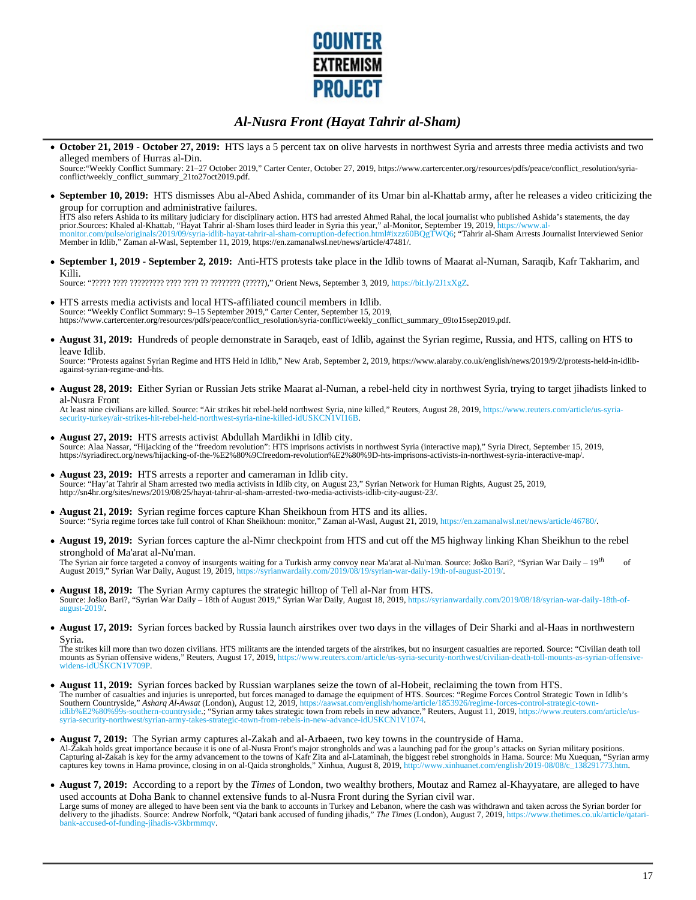- **October 21, 2019 - October 27, 2019:** HTS lays a 5 percent tax on olive harvests in northwest Syria and arrests three media activists and two alleged members of Hurras al-Din.
  Source:"Weekly Conflict Summary: 21–27 October 2019," Carter Center, October 27, 2019, https://www.cartercenter.org/resources/pdfs/peace/conflict_resolution/syria-conflict/weekly_conflict_summary_21to27oct2019.pdf.

- **September 10, 2019:** HTS dismisses Abu al-Abed Ashida, commander of its Umar bin al-Khattab army, after he releases a video criticizing the group for corruption and administrative failures.
  HTS also refers Ashida to its military judiciary for disciplinary action. HTS had arrested Ahmed Rahal, the local journalist who published Ashida's statements, the day prior.Sources: Khaled al-Khattab, "Hayat Tahrir al-Sham loses third leader in Syria this year," al-Monitor, September 19, 2019, https://www.al-monitor.com/pulse/originals/2019/09/syria-idlib-hayat-tahrir-al-sham-corruption-defection.html#ixzz60BQgTWQ6; "Tahrir al-Sham Arrests Journalist Interviewed Senior Member in Idlib," Zaman al-Wasl, September 11, 2019, https://en.zamanalwsl.net/news/article/47481/.

- **September 1, 2019 - September 2, 2019:** Anti-HTS protests take place in the Idlib towns of Maarat al-Numan, Saraqib, Kafr Takharim, and Killi.
  Source: "????? ???? ????????? ???? ???? ?? ???????? (?????)," Orient News, September 3, 2019, https://bit.ly/2J1xXgZ.

- HTS arrests media activists and local HTS-affiliated council members in Idlib.
  Source: "Weekly Conflict Summary: 9–15 September 2019," Carter Center, September 15, 2019, https://www.cartercenter.org/resources/pdfs/peace/conflict_resolution/syria-conflict/weekly_conflict_summary_09to15sep2019.pdf.

- **August 31, 2019:** Hundreds of people demonstrate in Saraqeb, east of Idlib, against the Syrian regime, Russia, and HTS, calling on HTS to leave Idlib.
  Source: "Protests against Syrian Regime and HTS Held in Idlib," New Arab, September 2, 2019, https://www.alaraby.co.uk/english/news/2019/9/2/protests-held-in-idlib-against-syrian-regime-and-hts.

- **August 28, 2019:** Either Syrian or Russian Jets strike Maarat al-Numan, a rebel-held city in northwest Syria, trying to target jihadists linked to al-Nusra Front
  At least nine civilians are killed. Source: "Air strikes hit rebel-held northwest Syria, nine killed," Reuters, August 28, 2019, https://www.reuters.com/article/us-syria-security-turkey/air-strikes-hit-rebel-held-northwest-syria-nine-killed-idUSKCN1VI16B.

- **August 27, 2019:** HTS arrests activist Abdullah Mardikhi in Idlib city.
  Source: Alaa Nassar, "Hijacking of the "freedom revolution": HTS imprisons activists in northwest Syria (interactive map)," Syria Direct, September 15, 2019, https://syriadirect.org/news/hijacking-of-the-%E2%80%9Cfreedom-revolution%E2%80%9D-hts-imprisons-activists-in-northwest-syria-interactive-map/.

- **August 23, 2019:** HTS arrests a reporter and cameraman in Idlib city.
  Source: "Hay'at Tahrir al Sham arrested two media activists in Idlib city, on August 23," Syrian Network for Human Rights, August 25, 2019, http://sn4hr.org/sites/news/2019/08/25/hayat-tahrir-al-sham-arrested-two-media-activists-idlib-city-august-23/.

- **August 21, 2019:** Syrian regime forces capture Khan Sheikhoun from HTS and its allies.
  Source: "Syria regime forces take full control of Khan Sheikhoun: monitor," Zaman al-Wasl, August 21, 2019, https://en.zamanalwsl.net/news/article/46780/.

- **August 19, 2019:** Syrian forces capture the al-Nimr checkpoint from HTS and cut off the M5 highway linking Khan Sheikhun to the rebel stronghold of Ma'arat al-Nu'man.
  The Syrian air force targeted a convoy of insurgents waiting for a Turkish army convoy near Ma'arat al-Nu'man. Source: Joško Bari?, "Syrian War Daily – 19*th* of August 2019," Syrian War Daily, August 19, 2019, https://syrianwardaily.com/2019/08/19/syrian-war-daily-19th-of-august-2019/.

- **August 18, 2019:** The Syrian Army captures the strategic hilltop of Tell al-Nar from HTS.
  Source: Joško Bari?, "Syrian War Daily – 18th of August 2019," Syrian War Daily, August 18, 2019, https://syrianwardaily.com/2019/08/18/syrian-war-daily-18th-of-august-2019/.

- **August 17, 2019:** Syrian forces backed by Russia launch airstrikes over two days in the villages of Deir Sharki and al-Haas in northwestern Syria.
  The strikes kill more than two dozen civilians. HTS militants are the intended targets of the airstrikes, but no insurgent casualties are reported. Source: "Civilian death toll mounts as Syrian offensive widens," Reuters, August 17, 2019, https://www.reuters.com/article/us-syria-security-northwest/civilian-death-toll-mounts-as-syrian-offensive-widens-idUSKCN1V709P.

- **August 11, 2019:** Syrian forces backed by Russian warplanes seize the town of al-Hobeit, reclaiming the town from HTS.
  The number of casualties and injuries is unreported, but forces managed to damage the equipment of HTS. Sources: "Regime Forces Control Strategic Town in Idlib's Southern Countryside," *Asharq Al-Awsat* (London), August 12, 2019, https://aawsat.com/english/home/article/1853926/regime-forces-control-strategic-town-idlib%E2%80%99s-southern-countryside.; "Syrian army takes strategic town from rebels in new advance," Reuters, August 11, 2019, https://www.reuters.com/article/us-syria-security-northwest/syrian-army-takes-strategic-town-from-rebels-in-new-advance-idUSKCN1V1074.

- **August 7, 2019:** The Syrian army captures al-Zakah and al-Arbaeen, two key towns in the countryside of Hama.
  Al-Zakah holds great importance because it is one of al-Nusra Front's major strongholds and was a launching pad for the group's attacks on Syrian military positions. Capturing al-Zakah is key for the army advancement to the towns of Kafr Zita and al-Lataminah, the biggest rebel strongholds in Hama. Source: Mu Xuequan, "Syrian army captures key towns in Hama province, closing in on al-Qaida strongholds," Xinhua, August 8, 2019, http://www.xinhuanet.com/english/2019-08/08/c_138291773.htm.

- **August 7, 2019:** According to a report by the *Times* of London, two wealthy brothers, Moutaz and Ramez al-Khayyatare, are alleged to have used accounts at Doha Bank to channel extensive funds to al-Nusra Front during the Syrian civil war.
  Large sums of money are alleged to have been sent via the bank to accounts in Turkey and Lebanon, where the cash was withdrawn and taken across the Syrian border for delivery to the jihadists. Source: Andrew Norfolk, "Qatari bank accused of funding jihadis," *The Times* (London), August 7, 2019, https://www.thetimes.co.uk/article/qatari-bank-accused-of-funding-jihadis-v3kbrmmqv.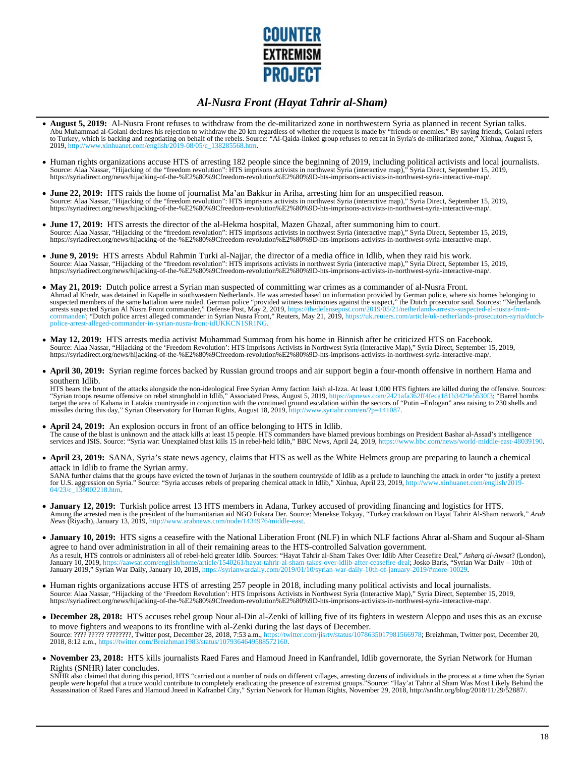- **August 5, 2019:** Al-Nusra Front refuses to withdraw from the de-militarized zone in northwestern Syria as planned in recent Syrian talks.
Abu Muhammad al-Golani declares his rejection to withdraw the 20 km regardless of whether the request is made by "friends or enemies." By saying friends, Golani refers to Turkey, which is backing and negotiating on behalf of the rebels. Source: "Al-Qaida-linked group refuses to retreat in Syria's de-militarized zone," Xinhua, August 5, 2019, http://www.xinhuanet.com/english/2019-08/05/c_138285568.htm.

- Human rights organizations accuse HTS of arresting 182 people since the beginning of 2019, including political activists and local journalists.
Source: Alaa Nassar, "Hijacking of the "freedom revolution": HTS imprisons activists in northwest Syria (interactive map)," Syria Direct, September 15, 2019, https://syriadirect.org/news/hijacking-of-the-%E2%80%9Cfreedom-revolution%E2%80%9D-hts-imprisons-activists-in-northwest-syria-interactive-map/.

- **June 22, 2019:** HTS raids the home of journalist Ma'an Bakkur in Ariha, arresting him for an unspecified reason.
Source: Alaa Nassar, "Hijacking of the "freedom revolution": HTS imprisons activists in northwest Syria (interactive map)," Syria Direct, September 15, 2019, https://syriadirect.org/news/hijacking-of-the-%E2%80%9Cfreedom-revolution%E2%80%9D-hts-imprisons-activists-in-northwest-syria-interactive-map/.

- **June 17, 2019:** HTS arrests the director of the al-Hekma hospital, Mazen Ghazal, after summoning him to court.
Source: Alaa Nassar, "Hijacking of the "freedom revolution": HTS imprisons activists in northwest Syria (interactive map)," Syria Direct, September 15, 2019, https://syriadirect.org/news/hijacking-of-the-%E2%80%9Cfreedom-revolution%E2%80%9D-hts-imprisons-activists-in-northwest-syria-interactive-map/.

- **June 9, 2019:** HTS arrests Abdul Rahmin Turki al-Najjar, the director of a media office in Idlib, when they raid his work.
Source: Alaa Nassar, "Hijacking of the "freedom revolution": HTS imprisons activists in northwest Syria (interactive map)," Syria Direct, September 15, 2019, https://syriadirect.org/news/hijacking-of-the-%E2%80%9Cfreedom-revolution%E2%80%9D-hts-imprisons-activists-in-northwest-syria-interactive-map/.

- **May 21, 2019:** Dutch police arrest a Syrian man suspected of committing war crimes as a commander of al-Nusra Front.
Ahmad al Khedr, was detained in Kapelle in southwestern Netherlands. He was arrested based on information provided by German police, where six homes belonging to suspected members of the same battalion were raided. German police "provided witness testimonies against the suspect," the Dutch prosecutor said. Sources: "Netherlands arrests suspected Syrian Al Nusra Front commander," Defense Post, May 2, 2019, https://thedefensepost.com/2019/05/21/netherlands-arrests-suspected-al-nusra-front-commander/; "Dutch police arrest alleged commander in Syrian Nusra Front," Reuters, May 21, 2019, https://uk.reuters.com/article/uk-netherlands-prosecutors-syria/dutch-police-arrest-alleged-commander-in-syrian-nusra-front-idUKKCN1SR1NG.

- **May 12, 2019:** HTS arrests media activist Muhammad Summaq from his home in Binnish after he criticized HTS on Facebook.
Source: Alaa Nassar, "Hijacking of the 'Freedom Revolution': HTS Imprisons Activists in Northwest Syria (Interactive Map)," Syria Direct, September 15, 2019, https://syriadirect.org/news/hijacking-of-the-%E2%80%9Cfreedom-revolution%E2%80%9D-hts-imprisons-activists-in-northwest-syria-interactive-map/.

- **April 30, 2019:** Syrian regime forces backed by Russian ground troops and air support begin a four-month offensive in northern Hama and southern Idlib.
HTS bears the brunt of the attacks alongside the non-ideological Free Syrian Army faction Jaish al-Izza. At least 1,000 HTS fighters are killed during the offensive. Sources: "Syrian troops resume offensive on rebel stronghold in Idlib," Associated Press, August 5, 2019, https://apnews.com/2421afa362ff4feca181b3429e5630f3; "Barrel bombs target the area of Kabana in Latakia countryside in conjunction with the continued ground escalation within the sectors of "Putin –Erdogan" area raising to 230 shells and missiles during this day," Syrian Observatory for Human Rights, August 18, 2019, http://www.syriahr.com/en/?p=141087.

- **April 24, 2019:** An explosion occurs in front of an office belonging to HTS in Idlib.
The cause of the blast is unknown and the attack kills at least 15 people. HTS commanders have blamed previous bombings on President Bashar al-Assad's intelligence services and ISIS. Source: "Syria war: Unexplained blast kills 15 in rebel-held Idlib," BBC News, April 24, 2019, https://www.bbc.com/news/world-middle-east-48039190.

- **April 23, 2019:** SANA, Syria's state news agency, claims that HTS as well as the White Helmets group are preparing to launch a chemical attack in Idlib to frame the Syrian army.
SANA further claims that the groups have evicted the town of Jurjanas in the southern countryside of Idlib as a prelude to launching the attack in order "to justify a pretext for U.S. aggression on Syria." Source: "Syria accuses rebels of preparing chemical attack in Idlib," Xinhua, April 23, 2019, http://www.xinhuanet.com/english/2019-04/23/c_138002218.htm.

- **January 12, 2019:** Turkish police arrest 13 HTS members in Adana, Turkey accused of providing financing and logistics for HTS.
Among the arrested men is the president of the humanitarian aid NGO Fukara Der. Source: Menekse Tokyay, "Turkey crackdown on Hayat Tahrir Al-Sham network," *Arab News* (Riyadh), January 13, 2019, http://www.arabnews.com/node/1434976/middle-east.

- **January 10, 2019:** HTS signs a ceasefire with the National Liberation Front (NLF) in which NLF factions Ahrar al-Sham and Suqour al-Sham agree to hand over administration in all of their remaining areas to the HTS-controlled Salvation government.
As a result, HTS controls or administers all of rebel-held greater Idlib. Sources: "Hayat Tahrir al-Sham Takes Over Idlib After Ceasefire Deal," *Asharq al-Awsat*? (London), January 10, 2019, https://aawsat.com/english/home/article/1540261/hayat-tahrir-al-sham-takes-over-idlib-after-ceasefire-deal; Josko Baris, "Syrian War Daily – 10th of January 2019," Syrian War Daily, January 10, 2019, https://syrianwardaily.com/2019/01/10/syrian-war-daily-10th-of-january-2019/#more-10029.

- Human rights organizations accuse HTS of arresting 257 people in 2018, including many political activists and local journalists.
Source: Alaa Nassar, "Hijacking of the 'Freedom Revolution': HTS Imprisons Activists in Northwest Syria (Interactive Map)," Syria Direct, September 15, 2019, https://syriadirect.org/news/hijacking-of-the-%E2%80%9Cfreedom-revolution%E2%80%9D-hts-imprisons-activists-in-northwest-syria-interactive-map/.

- **December 28, 2018:** HTS accuses rebel group Nour al-Din al-Zenki of killing five of its fighters in western Aleppo and uses this as an excuse to move fighters and weapons to its frontline with al-Zenki during the last days of December.
Source: ???? ????? ????????, Twitter post, December 28, 2018, 7:53 a.m., https://twitter.com/jisrtv/status/1078635017981566978; Breizhman, Twitter post, December 20, 2018, 8:12 a.m., https://twitter.com/Breizhman1983/status/1079364649588572160.

- **November 23, 2018:** HTS kills journalists Raed Fares and Hamoud Jneed in Kanfrandel, Idlib governorate, the Syrian Network for Human Rights (SNHR) later concludes.
SNHR also claimed that during this period, HTS "carried out a number of raids on different villages, arresting dozens of individuals in the process at a time when the Syrian people were hopeful that a truce would contribute to completely eradicating the presence of extremist groups."Source: "Hay'at Tahrir al Sham Was Most Likely Behind the Assassination of Raed Fares and Hamoud Jneed in Kafranbel City," Syrian Network for Human Rights, November 29, 2018, http://sn4hr.org/blog/2018/11/29/52887/.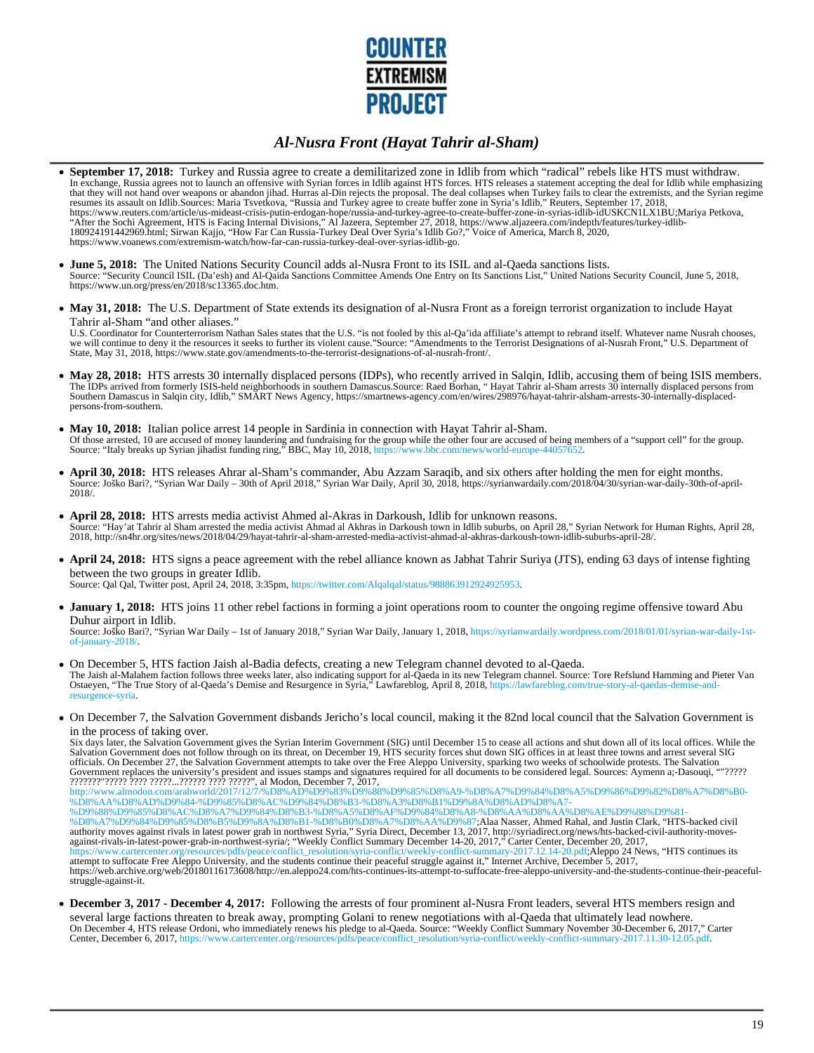## *Al-Nusra Front (Hayat Tahrir al-Sham)*

- **September 17, 2018:** Turkey and Russia agree to create a demilitarized zone in Idlib from which "radical" rebels like HTS must withdraw.
In exchange, Russia agrees not to launch an offensive with Syrian forces in Idlib against HTS forces. HTS releases a statement accepting the deal for Idlib while emphasizing that they will not hand over weapons or abandon jihad. Hurras al-Din rejects the proposal. The deal collapses when Turkey fails to clear the extremists, and the Syrian regime resumes its assault on Idlib.Sources: Maria Tsvetkova, "Russia and Turkey agree to create buffer zone in Syria's Idlib," Reuters, September 17, 2018, https://www.reuters.com/article/us-mideast-crisis-putin-erdogan-hope/russia-and-turkey-agree-to-create-buffer-zone-in-syrias-idlib-idUSKCN1LX1BU;Mariya Petkova, "After the Sochi Agreement, HTS is Facing Internal Divisions," Al Jazeera, September 27, 2018, https://www.aljazeera.com/indepth/features/turkey-idlib-180924191442969.html; Sirwan Kajjo, "How Far Can Russia-Turkey Deal Over Syria's Idlib Go?," Voice of America, March 8, 2020, https://www.voanews.com/extremism-watch/how-far-can-russia-turkey-deal-over-syrias-idlib-go.

- **June 5, 2018:** The United Nations Security Council adds al-Nusra Front to its ISIL and al-Qaeda sanctions lists.
Source: "Security Council ISIL (Da'esh) and Al-Qaida Sanctions Committee Amends One Entry on Its Sanctions List," United Nations Security Council, June 5, 2018, https://www.un.org/press/en/2018/sc13365.doc.htm.

- **May 31, 2018:** The U.S. Department of State extends its designation of al-Nusra Front as a foreign terrorist organization to include Hayat Tahrir al-Sham "and other aliases."
U.S. Coordinator for Counterterrorism Nathan Sales states that the U.S. "is not fooled by this al-Qa'ida affiliate's attempt to rebrand itself. Whatever name Nusrah chooses, we will continue to deny it the resources it seeks to further its violent cause."Source: "Amendments to the Terrorist Designations of al-Nusrah Front," U.S. Department of State, May 31, 2018, https://www.state.gov/amendments-to-the-terrorist-designations-of-al-nusrah-front/.

- **May 28, 2018:** HTS arrests 30 internally displaced persons (IDPs), who recently arrived in Salqin, Idlib, accusing them of being ISIS members.
The IDPs arrived from formerly ISIS-held neighborhoods in southern Damascus.Source: Raed Borhan, " Hayat Tahrir al-Sham arrests 30 internally displaced persons from Southern Damascus in Salqin city, Idlib," SMART News Agency, https://smartnews-agency.com/en/wires/298976/hayat-tahrir-alsham-arrests-30-internally-displaced-persons-from-southern.

- **May 10, 2018:** Italian police arrest 14 people in Sardinia in connection with Hayat Tahrir al-Sham.
Of those arrested, 10 are accused of money laundering and fundraising for the group while the other four are accused of being members of a "support cell" for the group. Source: "Italy breaks up Syrian jihadist funding ring," BBC, May 10, 2018, https://www.bbc.com/news/world-europe-44057652.

- **April 30, 2018:** HTS releases Ahrar al-Sham's commander, Abu Azzam Saraqib, and six others after holding the men for eight months.
Source: Joško Bari?, "Syrian War Daily – 30th of April 2018," Syrian War Daily, April 30, 2018, https://syrianwardaily.com/2018/04/30/syrian-war-daily-30th-of-april-2018/.

- **April 28, 2018:** HTS arrests media activist Ahmed al-Akras in Darkoush, Idlib for unknown reasons.
Source: "Hay'at Tahrir al Sham arrested the media activist Ahmad al Akhras in Darkoush town in Idlib suburbs, on April 28," Syrian Network for Human Rights, April 28, 2018, http://sn4hr.org/sites/news/2018/04/29/hayat-tahrir-al-sham-arrested-media-activist-ahmad-al-akhras-darkoush-town-idlib-suburbs-april-28/.

- **April 24, 2018:** HTS signs a peace agreement with the rebel alliance known as Jabhat Tahrir Suriya (JTS), ending 63 days of intense fighting between the two groups in greater Idlib.
Source: Qal Qal, Twitter post, April 24, 2018, 3:35pm, https://twitter.com/Alqalqal/status/988863912924925953.

- **January 1, 2018:** HTS joins 11 other rebel factions in forming a joint operations room to counter the ongoing regime offensive toward Abu Duhur airport in Idlib.
Source: Joško Bari?, "Syrian War Daily – 1st of January 2018," Syrian War Daily, January 1, 2018, https://syrianwardaily.wordpress.com/2018/01/01/syrian-war-daily-1st-of-january-2018/.

- On December 5, HTS faction Jaish al-Badia defects, creating a new Telegram channel devoted to al-Qaeda.
The Jaish al-Malahem faction follows three weeks later, also indicating support for al-Qaeda in its new Telegram channel. Source: Tore Refslund Hamming and Pieter Van Ostaeyen, "The True Story of al-Qaeda's Demise and Resurgence in Syria," Lawfareblog, April 8, 2018, https://lawfareblog.com/true-story-al-qaedas-demise-and-resurgence-syria.

- On December 7, the Salvation Government disbands Jericho's local council, making it the 82nd local council that the Salvation Government is in the process of taking over.
Six days later, the Salvation Government gives the Syrian Interim Government (SIG) until December 15 to cease all actions and shut down all of its local offices. While the Salvation Government does not follow through on its threat, on December 19, HTS security forces shut down SIG offices in at least three towns and arrest several SIG officials. On December 27, the Salvation Government attempts to take over the Free Aleppo University, sparking two weeks of schoolwide protests. The Salvation Government replaces the university's president and issues stamps and signatures required for all documents to be considered legal. Sources: Aymenn a;-Dasouqi, ""????? ???????"????? ???? ?????...?????? ???? ?????", al Modon, December 7, 2017, http://www.almodon.com/arabworld/2017/12/7/%D8%AD%D9%83%D9%88%D9%85%D8%A9-%D8%A7%D9%84%D8%A5%D9%86%D9%82%D8%A7%D8%B0-%D8%AA%D8%AD%D9%84-%D9%85%D8%AC%D9%84%D8%B3-%D8%A3%D8%B1%D9%8A%D8%AD%D8%A7-%D9%88%D9%85%D8%AC%D8%A7%D9%84%D8%B3-%D8%A5%D8%AF%D9%84%D8%A8-%D8%AA%D8%AE%D9%88%D9%81-%D8%A7%D9%84%D9%85%D8%B5%D9%8A%D8%B1-%D8%B0%D8%A7%D8%AA%D9%87;Alaa Nasser, Ahmed Rahal, and Justin Clark, "HTS-backed civil authority moves against rivals in latest power grab in northwest Syria," Syria Direct, December 13, 2017, http://syriadirect.org/news/hts-backed-civil-authority-moves-against-rivals-in-latest-power-grab-in-northwest-syria/; "Weekly Conflict Summary December 14-20, 2017," Carter Center, December 20, 2017, https://www.cartercenter.org/resources/pdfs/peace/conflict_resolution/syria-conflict/weekly-conflict-summary-2017.12.14-20.pdf;Aleppo 24 News, "HTS continues its attempt to suffocate Free Aleppo University, and the students continue their peaceful struggle against it," Internet Archive, December 5, 2017, https://web.archive.org/web/20180116173608/http://en.aleppo24.com/hts-continues-its-attempt-to-suffocate-free-aleppo-university-and-the-students-continue-their-peaceful-struggle-against-it.

- **December 3, 2017 - December 4, 2017:** Following the arrests of four prominent al-Nusra Front leaders, several HTS members resign and several large factions threaten to break away, prompting Golani to renew negotiations with al-Qaeda that ultimately lead nowhere.
On December 4, HTS release Ordoni, who immediately renews his pledge to al-Qaeda. Source: "Weekly Conflict Summary November 30-December 6, 2017," Carter Center, December 6, 2017, https://www.cartercenter.org/resources/pdfs/peace/conflict_resolution/syria-conflict/weekly-conflict-summary-2017.11.30-12.05.pdf.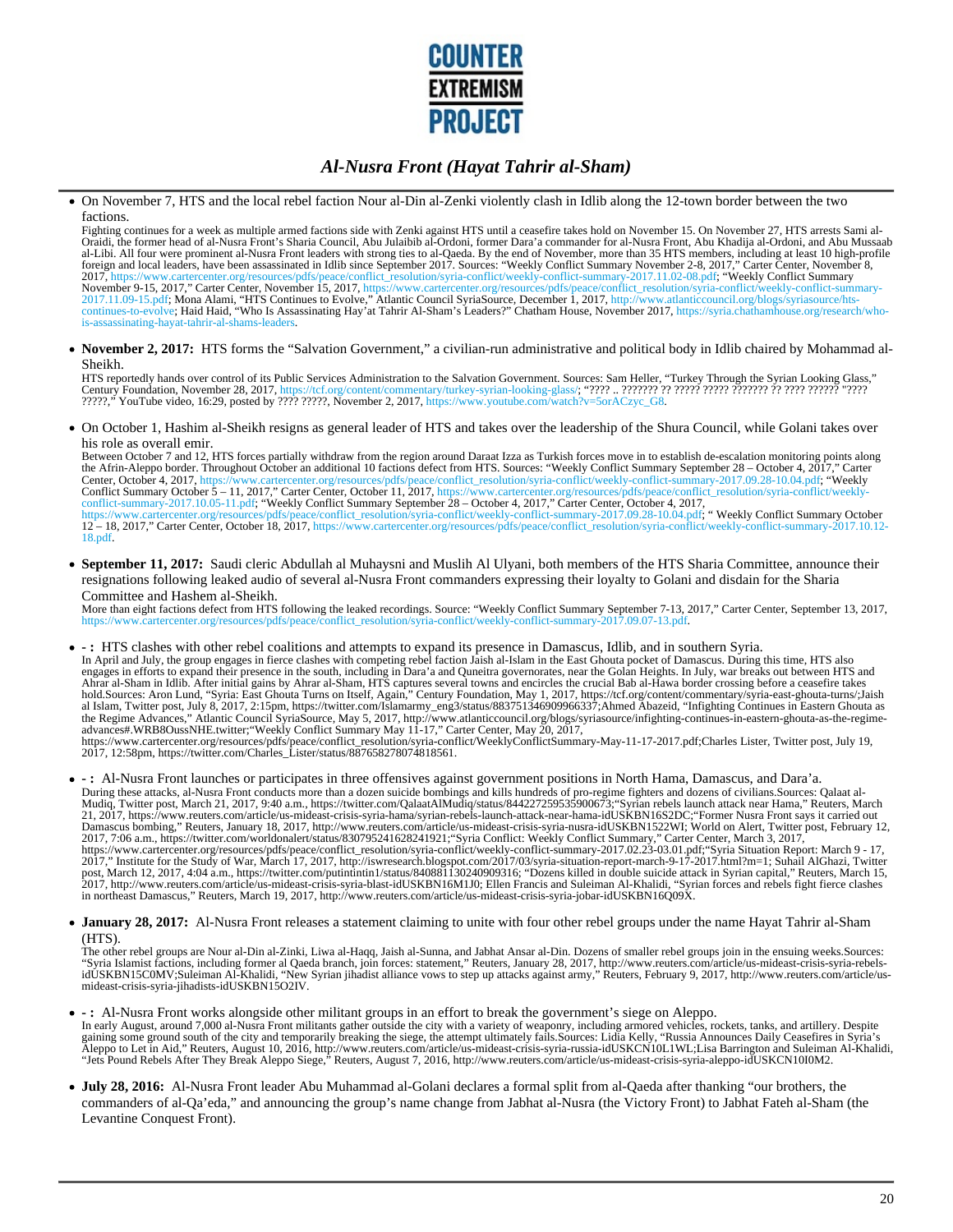# Al-Nusra Front (Hayat Tahrir al-Sham)

- On November 7, HTS and the local rebel faction Nour al-Din al-Zenki violently clash in Idlib along the 12-town border between the two factions.
  Fighting continues for a week as multiple armed factions side with Zenki against HTS until a ceasefire takes hold on November 15. On November 27, HTS arrests Sami al-Oraidi, the former head of al-Nusra Front's Sharia Council, Abu Julaibib al-Ordoni, former Dara'a commander for al-Nusra Front, Abu Khadija al-Ordoni, and Abu Mussaab al-Libi. All four were prominent al-Nusra Front leaders with strong ties to al-Qaeda. By the end of November, more than 35 HTS members, including at least 10 high-profile foreign and local leaders, have been assassinated in Idlib since September 2017. Sources: "Weekly Conflict Summary November 2-8, 2017," Carter Center, November 8, 2017, https://www.cartercenter.org/resources/pdfs/peace/conflict_resolution/syria-conflict/weekly-conflict-summary-2017.11.02-08.pdf; "Weekly Conflict Summary November 9-15, 2017," Carter Center, November 15, 2017, https://www.cartercenter.org/resources/pdfs/peace/conflict_resolution/syria-conflict/weekly-conflict-summary-2017.11.09-15.pdf; Mona Alami, "HTS Continues to Evolve," Atlantic Council SyriaSource, December 1, 2017, http://www.atlanticcouncil.org/blogs/syriasource/hts-continues-to-evolve; Haid Haid, "Who Is Assassinating Hay'at Tahrir Al-Sham's Leaders?" Chatham House, November 2017, https://syria.chathamhouse.org/research/who-is-assassinating-hayat-tahrir-al-shams-leaders.

- **November 2, 2017:** HTS forms the "Salvation Government," a civilian-run administrative and political body in Idlib chaired by Mohammad al-Sheikh.
  HTS reportedly hands over control of its Public Services Administration to the Salvation Government. Sources: Sam Heller, "Turkey Through the Syrian Looking Glass," Century Foundation, November 28, 2017, https://tcf.org/content/commentary/turkey-syrian-looking-glass/; "???? .. ??????? ?? ????? ????? ??????? ?? ???? ?????? "???? ?????," YouTube video, 16:29, posted by ???? ?????, November 2, 2017, https://www.youtube.com/watch?v=5orACzyc_G8.

- On October 1, Hashim al-Sheikh resigns as general leader of HTS and takes over the leadership of the Shura Council, while Golani takes over his role as overall emir.
  Between October 7 and 12, HTS forces partially withdraw from the region around Daraat Izza as Turkish forces move in to establish de-escalation monitoring points along the Afrin-Aleppo border. Throughout October an additional 10 factions defect from HTS. Sources: "Weekly Conflict Summary September 28 – October 4, 2017," Carter Center, October 4, 2017, https://www.cartercenter.org/resources/pdfs/peace/conflict_resolution/syria-conflict/weekly-conflict-summary-2017.09.28-10.04.pdf; "Weekly Conflict Summary October 5 – 11, 2017," Carter Center, October 11, 2017, https://www.cartercenter.org/resources/pdfs/peace/conflict_resolution/syria-conflict/weekly-conflict-summary-2017.10.05-11.pdf; "Weekly Conflict Summary September 28 – October 4, 2017," Carter Center, October 4, 2017, https://www.cartercenter.org/resources/pdfs/peace/conflict_resolution/syria-conflict/weekly-conflict-summary-2017.09.28-10.04.pdf; " Weekly Conflict Summary October 12 – 18, 2017," Carter Center, October 18, 2017, https://www.cartercenter.org/resources/pdfs/peace/conflict_resolution/syria-conflict/weekly-conflict-summary-2017.10.12-18.pdf.

- **September 11, 2017:** Saudi cleric Abdullah al Muhaysni and Muslih Al Ulyani, both members of the HTS Sharia Committee, announce their resignations following leaked audio of several al-Nusra Front commanders expressing their loyalty to Golani and disdain for the Sharia Committee and Hashem al-Sheikh.
  More than eight factions defect from HTS following the leaked recordings. Source: "Weekly Conflict Summary September 7-13, 2017," Carter Center, September 13, 2017, https://www.cartercenter.org/resources/pdfs/peace/conflict_resolution/syria-conflict/weekly-conflict-summary-2017.09.07-13.pdf.

- **- :** HTS clashes with other rebel coalitions and attempts to expand its presence in Damascus, Idlib, and in southern Syria.
  In April and July, the group engages in fierce clashes with competing rebel faction Jaish al-Islam in the East Ghouta pocket of Damascus. During this time, HTS also engages in efforts to expand their presence in the south, including in Dara'a and Quneitra governorates, near the Golan Heights. In July, war breaks out between HTS and Ahrar al-Sham in Idlib. After initial gains by Ahrar al-Sham, HTS captures several towns and encircles the crucial Bab al-Hawa border crossing before a ceasefire takes hold.Sources: Aron Lund, "Syria: East Ghouta Turns on Itself, Again," Century Foundation, May 1, 2017, https://tcf.org/content/commentary/syria-east-ghouta-turns/;Jaish al Islam, Twitter post, July 8, 2017, 2:15pm, https://twitter.com/Islamarmy_eng3/status/883751346909966337;Ahmed Abazeid, "Infighting Continues in Eastern Ghouta as the Regime Advances," Atlantic Council SyriaSource, May 5, 2017, http://www.atlanticcouncil.org/blogs/syriasource/infighting-continues-in-eastern-ghouta-as-the-regime-advances#.WRB8OussNHE.twitter;"Weekly Conflict Summary May 11-17," Carter Center, May 20, 2017, https://www.cartercenter.org/resources/pdfs/peace/conflict_resolution/syria-conflict/WeeklyConflictSummary-May-11-17-2017.pdf;Charles Lister, Twitter post, July 19, 2017, 12:58pm, https://twitter.com/Charles_Lister/status/887658278074818561.

- **- :** Al-Nusra Front launches or participates in three offensives against government positions in North Hama, Damascus, and Dara'a.
  During these attacks, al-Nusra Front conducts more than a dozen suicide bombings and kills hundreds of pro-regime fighters and dozens of civilians.Sources: Qalaat al-Mudiq, Twitter post, March 21, 2017, 9:40 a.m., https://twitter.com/QalaatAlMudiq/status/844227259535900673;"Syrian rebels launch attack near Hama," Reuters, March 21, 2017, https://www.reuters.com/article/us-mideast-crisis-syria-hama/syrian-rebels-launch-attack-near-hama-idUSKBN16S2DC;"Former Nusra Front says it carried out Damascus bombing," Reuters, January 18, 2017, http://www.reuters.com/article/us-mideast-crisis-syria-nusra-idUSKBN1522WI; World on Alert, Twitter post, February 12, 2017, 7:06 a.m., https://twitter.com/worldonalert/status/830795241628241921;"Syria Conflict: Weekly Conflict Summary," Carter Center, March 3, 2017, https://www.cartercenter.org/resources/pdfs/peace/conflict_resolution/syria-conflict/weekly-conflict-summary-2017.02.23-03.01.pdf;"Syria Situation Report: March 9 - 17, 2017," Institute for the Study of War, March 17, 2017, http://iswresearch.blogspot.com/2017/03/syria-situation-report-march-9-17-2017.html?m=1; Suhail AlGhazi, Twitter post, March 12, 2017, 4:04 a.m., https://twitter.com/putintintin1/status/840881130240909316; "Dozens killed in double suicide attack in Syrian capital," Reuters, March 15, 2017, http://www.reuters.com/article/us-mideast-crisis-syria-blast-idUSKBN16M1J0; Ellen Francis and Suleiman Al-Khalidi, "Syrian forces and rebels fight fierce clashes in northeast Damascus," Reuters, March 19, 2017, http://www.reuters.com/article/us-mideast-crisis-syria-jobar-idUSKBN16Q09X.

- **January 28, 2017:** Al-Nusra Front releases a statement claiming to unite with four other rebel groups under the name Hayat Tahrir al-Sham (HTS).
  The other rebel groups are Nour al-Din al-Zinki, Liwa al-Haqq, Jaish al-Sunna, and Jabhat Ansar al-Din. Dozens of smaller rebel groups join in the ensuing weeks.Sources: "Syria Islamist factions, including former al Qaeda branch, join forces: statement," Reuters, January 28, 2017, http://www.reuters.com/article/us-mideast-crisis-syria-rebels-idUSKBN15C0MV;Suleiman Al-Khalidi, "New Syrian jihadist alliance vows to step up attacks against army," Reuters, February 9, 2017, http://www.reuters.com/article/us-mideast-crisis-syria-jihadists-idUSKBN15O2IV.

- **- :** Al-Nusra Front works alongside other militant groups in an effort to break the government's siege on Aleppo.
  In early August, around 7,000 al-Nusra Front militants gather outside the city with a variety of weaponry, including armored vehicles, rockets, tanks, and artillery. Despite gaining some ground south of the city and temporarily breaking the siege, the attempt ultimately fails.Sources: Lidia Kelly, "Russia Announces Daily Ceasefires in Syria's Aleppo to Let in Aid," Reuters, August 10, 2016, http://www.reuters.com/article/us-mideast-crisis-syria-russia-idUSKCN10L1WL;Lisa Barrington and Suleiman Al-Khalidi, "Jets Pound Rebels After They Break Aleppo Siege," Reuters, August 7, 2016, http://www.reuters.com/article/us-mideast-crisis-syria-aleppo-idUSKCN10I0M2.

- **July 28, 2016:** Al-Nusra Front leader Abu Muhammad al-Golani declares a formal split from al-Qaeda after thanking "our brothers, the commanders of al-Qa'eda," and announcing the group's name change from Jabhat al-Nusra (the Victory Front) to Jabhat Fateh al-Sham (the Levantine Conquest Front).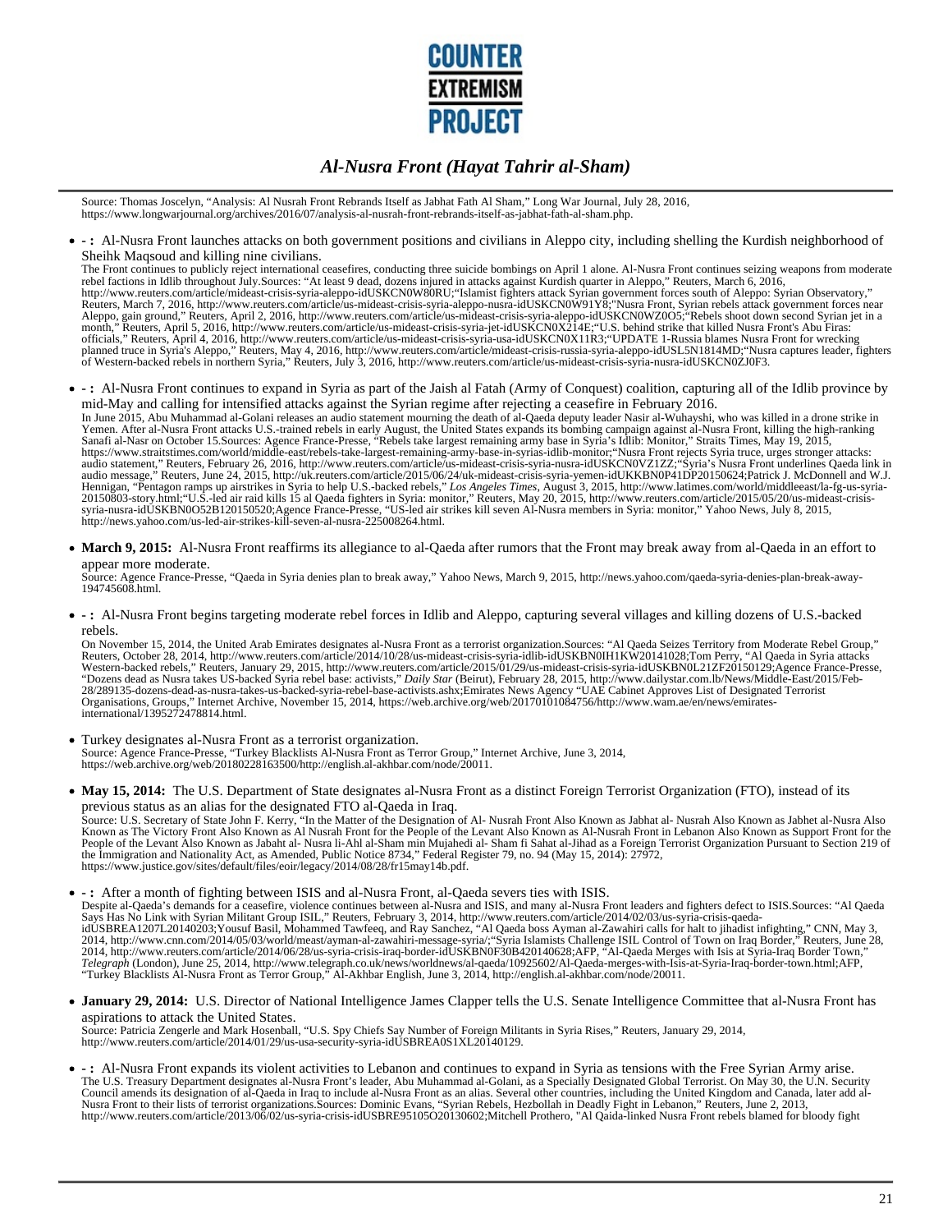Source: Thomas Joscelyn, "Analysis: Al Nusrah Front Rebrands Itself as Jabhat Fath Al Sham," Long War Journal, July 28, 2016, https://www.longwarjournal.org/archives/2016/07/analysis-al-nusrah-front-rebrands-itself-as-jabhat-fath-al-sham.php.

- **- :** Al-Nusra Front launches attacks on both government positions and civilians in Aleppo city, including shelling the Kurdish neighborhood of Sheikh Maqsoud and killing nine civilians.
  The Front continues to publicly reject international ceasefires, conducting three suicide bombings on April 1 alone. Al-Nusra Front continues seizing weapons from moderate rebel factions in Idlib throughout July.Sources: "At least 9 dead, dozens injured in attacks against Kurdish quarter in Aleppo," Reuters, March 6, 2016, http://www.reuters.com/article/mideast-crisis-syria-aleppo-idUSKCN0W80RU;"Islamist fighters attack Syrian government forces south of Aleppo: Syrian Observatory," Reuters, March 7, 2016, http://www.reuters.com/article/us-mideast-crisis-syria-aleppo-nusra-idUSKCN0W91Y8;"Nusra Front, Syrian rebels attack government forces near Aleppo, gain ground," Reuters, April 2, 2016, http://www.reuters.com/article/us-mideast-crisis-syria-aleppo-idUSKCN0WZ0O5;"Rebels shoot down second Syrian jet in a month," Reuters, April 5, 2016, http://www.reuters.com/article/us-mideast-crisis-syria-jet-idUSKCN0X214E;"U.S. behind strike that killed Nusra Front's Abu Firas: officials," Reuters, April 4, 2016, http://www.reuters.com/article/us-mideast-crisis-syria-usa-idUSKCN0X11R3;"UPDATE 1-Russia blames Nusra Front for wrecking planned truce in Syria's Aleppo," Reuters, May 4, 2016, http://www.reuters.com/article/mideast-crisis-russia-syria-aleppo-idUSL5N1814MD;"Nusra captures leader, fighters of Western-backed rebels in northern Syria," Reuters, July 3, 2016, http://www.reuters.com/article/us-mideast-crisis-syria-nusra-idUSKCN0ZJ0F3.

- **- :** Al-Nusra Front continues to expand in Syria as part of the Jaish al Fatah (Army of Conquest) coalition, capturing all of the Idlib province by mid-May and calling for intensified attacks against the Syrian regime after rejecting a ceasefire in February 2016.
  In June 2015, Abu Muhammad al-Golani releases an audio statement mourning the death of al-Qaeda deputy leader Nasir al-Wuhayshi, who was killed in a drone strike in Yemen. After al-Nusra Front attacks U.S.-trained rebels in early August, the United States expands its bombing campaign against al-Nusra Front, killing the high-ranking Sanafi al-Nasr on October 15.Sources: Agence France-Presse, "Rebels take largest remaining army base in Syria's Idlib: Monitor," Straits Times, May 19, 2015, https://www.straitstimes.com/world/middle-east/rebels-take-largest-remaining-army-base-in-syrias-idlib-monitor;"Nusra Front rejects Syria truce, urges stronger attacks: audio statement," Reuters, February 26, 2016, http://www.reuters.com/article/us-mideast-crisis-syria-nusra-idUSKCN0VZ1ZZ;"Syria's Nusra Front underlines Qaeda link in audio message," Reuters, June 24, 2015, http://uk.reuters.com/article/2015/06/24/uk-mideast-crisis-syria-yemen-idUKKBN0P41DP20150624;Patrick J. McDonnell and W.J. Hennigan, "Pentagon ramps up airstrikes in Syria to help U.S.-backed rebels," *Los Angeles Times*, August 3, 2015, http://www.latimes.com/world/middleeast/la-fg-us-syria-20150803-story.html;"U.S.-led air raid kills 15 al Qaeda fighters in Syria: monitor," Reuters, May 20, 2015, http://www.reuters.com/article/2015/05/20/us-mideast-crisis-syria-nusra-idUSKBN0O52B120150520;Agence France-Presse, "US-led air strikes kill seven Al-Nusra members in Syria: monitor," Yahoo News, July 8, 2015, http://news.yahoo.com/us-led-air-strikes-kill-seven-al-nusra-225008264.html.

- **March 9, 2015:** Al-Nusra Front reaffirms its allegiance to al-Qaeda after rumors that the Front may break away from al-Qaeda in an effort to appear more moderate.
  Source: Agence France-Presse, "Qaeda in Syria denies plan to break away," Yahoo News, March 9, 2015, http://news.yahoo.com/qaeda-syria-denies-plan-break-away-194745608.html.

- **- :** Al-Nusra Front begins targeting moderate rebel forces in Idlib and Aleppo, capturing several villages and killing dozens of U.S.-backed rebels.
  On November 15, 2014, the United Arab Emirates designates al-Nusra Front as a terrorist organization.Sources: "Al Qaeda Seizes Territory from Moderate Rebel Group," Reuters, October 28, 2014, http://www.reuters.com/article/2014/10/28/us-mideast-crisis-syria-idlib-idUSKBN0IH1KW20141028;Tom Perry, "Al Qaeda in Syria attacks Western-backed rebels," Reuters, January 29, 2015, http://www.reuters.com/article/2015/01/29/us-mideast-crisis-syria-idUSKBN0L21ZF20150129;Agence France-Presse, "Dozens dead as Nusra takes US-backed Syria rebel base: activists," *Daily Star* (Beirut), February 28, 2015, http://www.dailystar.com.lb/News/Middle-East/2015/Feb-28/289135-dozens-dead-as-nusra-takes-us-backed-syria-rebel-base-activists.ashx;Emirates News Agency "UAE Cabinet Approves List of Designated Terrorist Organisations, Groups," Internet Archive, November 15, 2014, https://web.archive.org/web/20170101084756/http://www.wam.ae/en/news/emirates-international/1395272478814.html.

- Turkey designates al-Nusra Front as a terrorist organization.
  Source: Agence France-Presse, "Turkey Blacklists Al-Nusra Front as Terror Group," Internet Archive, June 3, 2014, https://web.archive.org/web/20180228163500/http://english.al-akhbar.com/node/20011.

- **May 15, 2014:** The U.S. Department of State designates al-Nusra Front as a distinct Foreign Terrorist Organization (FTO), instead of its previous status as an alias for the designated FTO al-Qaeda in Iraq.
  Source: U.S. Secretary of State John F. Kerry, "In the Matter of the Designation of Al- Nusrah Front Also Known as Jabhat al- Nusrah Also Known as Jabhet al-Nusra Also Known as The Victory Front Also Known as Al Nusrah Front for the People of the Levant Also Known as Al-Nusrah Front in Lebanon Also Known as Support Front for the People of the Levant Also Known as Jabaht al- Nusra li-Ahl al-Sham min Mujahedi al- Sham fi Sahat al-Jihad as a Foreign Terrorist Organization Pursuant to Section 219 of the Immigration and Nationality Act, as Amended, Public Notice 8734," Federal Register 79, no. 94 (May 15, 2014): 27972, https://www.justice.gov/sites/default/files/eoir/legacy/2014/08/28/fr15may14b.pdf.

- **- :** After a month of fighting between ISIS and al-Nusra Front, al-Qaeda severs ties with ISIS.
  Despite al-Qaeda's demands for a ceasefire, violence continues between al-Nusra and ISIS, and many al-Nusra Front leaders and fighters defect to ISIS.Sources: "Al Qaeda Says Has No Link with Syrian Militant Group ISIL," Reuters, February 3, 2014, http://www.reuters.com/article/2014/02/03/us-syria-crisis-qaeda-idUSBREA1207L20140203;Yousuf Basil, Mohammed Tawfeeq, and Ray Sanchez, "Al Qaeda boss Ayman al-Zawahiri calls for halt to jihadist infighting," CNN, May 3, 2014, http://www.cnn.com/2014/05/03/world/meast/ayman-al-zawahiri-message-syria/;"Syria Islamists Challenge ISIL Control of Town on Iraq Border," Reuters, June 28, 2014, http://www.reuters.com/article/2014/06/28/us-syria-crisis-iraq-border-idUSKBN0F30B420140628;AFP, "Al-Qaeda Merges with Isis at Syria-Iraq Border Town," *Telegraph* (London), June 25, 2014, http://www.telegraph.co.uk/news/worldnews/al-qaeda/10925602/Al-Qaeda-merges-with-Isis-at-Syria-Iraq-border-town.html;AFP, "Turkey Blacklists Al-Nusra Front as Terror Group," Al-Akhbar English, June 3, 2014, http://english.al-akhbar.com/node/20011.

- **January 29, 2014:** U.S. Director of National Intelligence James Clapper tells the U.S. Senate Intelligence Committee that al-Nusra Front has aspirations to attack the United States.
  Source: Patricia Zengerle and Mark Hosenball, "U.S. Spy Chiefs Say Number of Foreign Militants in Syria Rises," Reuters, January 29, 2014, http://www.reuters.com/article/2014/01/29/us-usa-security-syria-idUSBREA0S1XL20140129.

- **- :** Al-Nusra Front expands its violent activities to Lebanon and continues to expand in Syria as tensions with the Free Syrian Army arise.
  The U.S. Treasury Department designates al-Nusra Front's leader, Abu Muhammad al-Golani, as a Specially Designated Global Terrorist. On May 30, the U.N. Security Council amends its designation of al-Qaeda in Iraq to include al-Nusra Front as an alias. Several other countries, including the United Kingdom and Canada, later add al-Nusra Front to their lists of terrorist organizations.Sources: Dominic Evans, "Syrian Rebels, Hezbollah in Deadly Fight in Lebanon," Reuters, June 2, 2013, http://www.reuters.com/article/2013/06/02/us-syria-crisis-idUSBRE95105O20130602;Mitchell Prothero, "Al Qaida-linked Nusra Front rebels blamed for bloody fight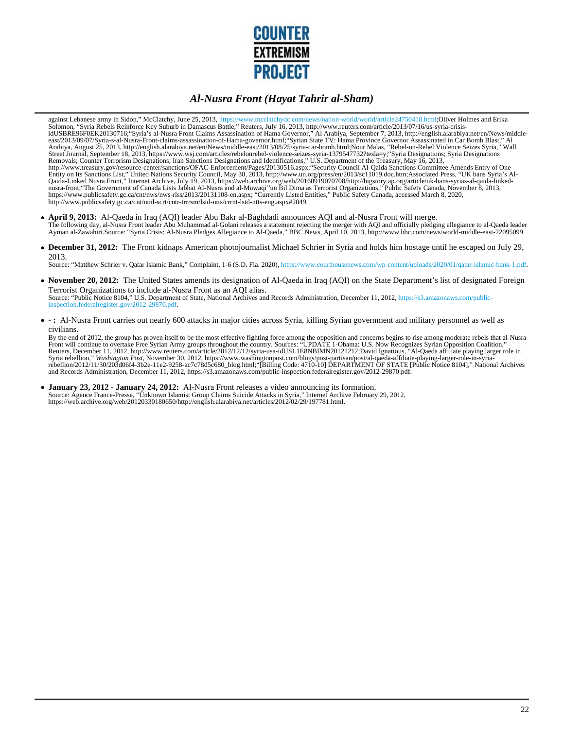against Lebanese army in Sidon," McClatchy, June 25, 2013, https://www.mcclatchydc.com/news/nation-world/world/article24750418.html;Oliver Holmes and Erika Solomon, "Syria Rebels Reinforce Key Suburb in Damascus Battle," Reuters, July 16, 2013, http://www.reuters.com/article/2013/07/16/us-syria-crisis-idUSBRE96F0EK20130716;"Syria's al-Nusra Front Claims Assassination of Hama Governor," Al Arabiya, September 7, 2013, http://english.alarabiya.net/en/News/middle-east/2013/09/07/Syria-s-al-Nusra-Front-claims-assassination-of-Hama-governor.html;"Syrian State TV: Hama Province Governor Assassinated in Car Bomb Blast," Al Arabiya, August 25, 2013, http://english.alarabiya.net/en/News/middle-east/2013/08/25/syria-car-bomb.html;Nour Malas, "Rebel-on-Rebel Violence Seizes Syria," Wall Street Journal, September 18, 2013, https://www.wsj.com/articles/rebelonrebel-violence-seizes-syria-1379547732?tesla=y;"Syria Designations; Syria Designations Removals; Counter Terrorism Designations; Iran Sanctions Designations and Identifications," U.S. Department of the Treasury, May 16, 2013, http://www.treasury.gov/resource-center/sanctions/OFAC-Enforcement/Pages/20130516.aspx;"Security Council Al-Qaida Sanctions Committee Amends Entry of One Entity on Its Sanctions List," United Nations Security Council, May 30, 2013, http://www.un.org/press/en/2013/sc11019.doc.htm;Associated Press, "UK bans Syria's Al-Qaida-Linked Nusra Front," Internet Archive, July 19, 2013, https://web.archive.org/web/20160919070708/http://bigstory.ap.org/article/uk-bans-syrias-al-qaida-linked-nusra-front;"The Government of Canada Lists Jabhat Al-Nusra and al-Muwaqi''un Bil Dima as Terrorist Organizations," Public Safety Canada, November 8, 2013, https://www.publicsafety.gc.ca/cnt/nws/nws-rlss/2013/20131108-en.aspx; "Currently Listed Entities," Public Safety Canada, accessed March 8, 2020, http://www.publicsafety.gc.ca/cnt/ntnl-scrt/cntr-trrrsm/lstd-ntts/crrnt-lstd-ntts-eng.aspx#2049.

- **April 9, 2013:** Al-Qaeda in Iraq (AQI) leader Abu Bakr al-Baghdadi announces AQI and al-Nusra Front will merge.
  The following day, al-Nusra Front leader Abu Muhammad al-Golani releases a statement rejecting the merger with AQI and officially pledging allegiance to al-Qaeda leader Ayman al-Zawahiri.Source: "Syria Crisis: Al-Nusra Pledges Allegiance to Al-Qaeda," BBC News, April 10, 2013, http://www.bbc.com/news/world-middle-east-22095099.

- **December 31, 2012:** The Front kidnaps American photojournalist Michael Schrier in Syria and holds him hostage until he escaped on July 29, 2013.
  Source: "Matthew Schrier v. Qatar Islamic Bank," Complaint, 1-6 (S.D. Fla. 2020), https://www.courthousenews.com/wp-content/uploads/2020/01/qatar-islamic-bank-1.pdf.

- **November 20, 2012:** The United States amends its designation of Al-Qaeda in Iraq (AQI) on the State Department's list of designated Foreign Terrorist Organizations to include al-Nusra Front as an AQI alias.
  Source: "Public Notice 8104," U.S. Department of State, National Archives and Records Administration, December 11, 2012, https://s3.amazonaws.com/public-inspection.federalregister.gov/2012-29870.pdf.

- **- :** Al-Nusra Front carries out nearly 600 attacks in major cities across Syria, killing Syrian government and military personnel as well as civilians.
  By the end of 2012, the group has proven itself to be the most effective fighting force among the opposition and concerns begins to rise among moderate rebels that al-Nusra Front will continue to overtake Free Syrian Army groups throughout the country. Sources: "UPDATE 1-Obama: U.S. Now Recognizes Syrian Opposition Coalition," Reuters, December 11, 2012, http://www.reuters.com/article/2012/12/12/syria-usa-idUSL1E8NBIMN20121212;David Ignatious, "Al-Qaeda affiliate playing larger role in Syria rebellion," *Washington Post*, November 30, 2012, https://www.washingtonpost.com/blogs/post-partisan/post/al-qaeda-affiliate-playing-larger-role-in-syria-rebellion/2012/11/30/203d06f4-3b2e-11e2-9258-ac7c78d5c680_blog.html;"[Billing Code: 4710-10] DEPARTMENT OF STATE [Public Notice 8104]," National Archives and Records Administration, December 11, 2012, https://s3.amazonaws.com/public-inspection.federalregister.gov/2012-29870.pdf.

- **January 23, 2012 - January 24, 2012:** Al-Nusra Front releases a video announcing its formation.
  Source: Agence France-Presse, "Unknown Islamist Group Claims Suicide Attacks in Syria," Internet Archive February 29, 2012, https://web.archive.org/web/20120330180650/http://english.alarabiya.net/articles/2012/02/29/197781.html.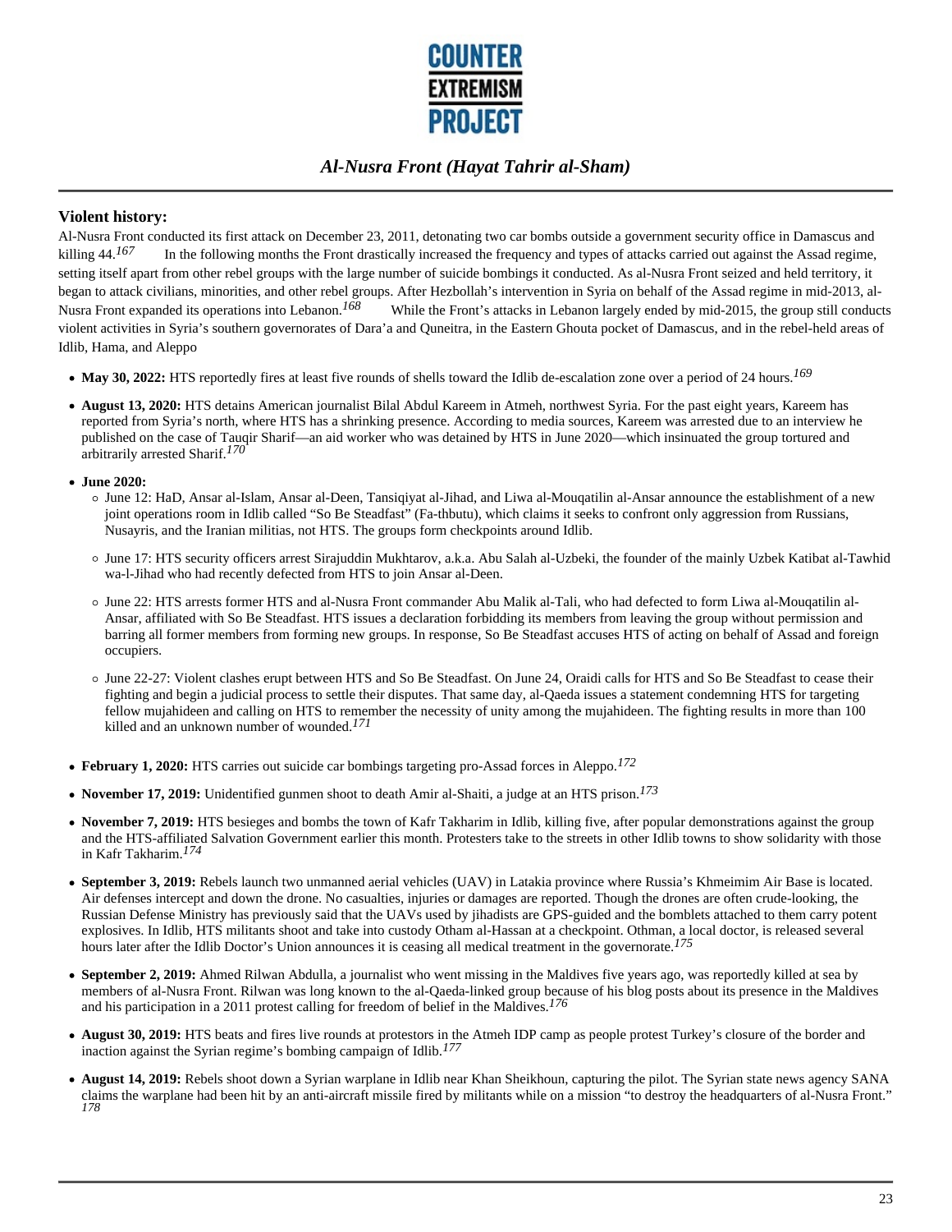### Violent history:

Al-Nusra Front conducted its first attack on December 23, 2011, detonating two car bombs outside a government security office in Damascus and killing 44.[167] In the following months the Front drastically increased the frequency and types of attacks carried out against the Assad regime, setting itself apart from other rebel groups with the large number of suicide bombings it conducted. As al-Nusra Front seized and held territory, it began to attack civilians, minorities, and other rebel groups. After Hezbollah's intervention in Syria on behalf of the Assad regime in mid-2013, al-Nusra Front expanded its operations into Lebanon.[168] While the Front's attacks in Lebanon largely ended by mid-2015, the group still conducts violent activities in Syria's southern governorates of Dara'a and Quneitra, in the Eastern Ghouta pocket of Damascus, and in the rebel-held areas of Idlib, Hama, and Aleppo

- **May 30, 2022:** HTS reportedly fires at least five rounds of shells toward the Idlib de-escalation zone over a period of 24 hours.[169]
- **August 13, 2020:** HTS detains American journalist Bilal Abdul Kareem in Atmeh, northwest Syria. For the past eight years, Kareem has reported from Syria's north, where HTS has a shrinking presence. According to media sources, Kareem was arrested due to an interview he published on the case of Tauqir Sharif—an aid worker who was detained by HTS in June 2020—which insinuated the group tortured and arbitrarily arrested Sharif.[170]
- **June 2020:**
  - June 12: HaD, Ansar al-Islam, Ansar al-Deen, Tansiqiyat al-Jihad, and Liwa al-Mouqatilin al-Ansar announce the establishment of a new joint operations room in Idlib called "So Be Steadfast" (Fa-thbutu), which claims it seeks to confront only aggression from Russians, Nusayris, and the Iranian militias, not HTS. The groups form checkpoints around Idlib.
  - June 17: HTS security officers arrest Sirajuddin Mukhtarov, a.k.a. Abu Salah al-Uzbeki, the founder of the mainly Uzbek Katibat al-Tawhid wa-l-Jihad who had recently defected from HTS to join Ansar al-Deen.
  - June 22: HTS arrests former HTS and al-Nusra Front commander Abu Malik al-Tali, who had defected to form Liwa al-Mouqatilin al-Ansar, affiliated with So Be Steadfast. HTS issues a declaration forbidding its members from leaving the group without permission and barring all former members from forming new groups. In response, So Be Steadfast accuses HTS of acting on behalf of Assad and foreign occupiers.
  - June 22-27: Violent clashes erupt between HTS and So Be Steadfast. On June 24, Oraidi calls for HTS and So Be Steadfast to cease their fighting and begin a judicial process to settle their disputes. That same day, al-Qaeda issues a statement condemning HTS for targeting fellow mujahideen and calling on HTS to remember the necessity of unity among the mujahideen. The fighting results in more than 100 killed and an unknown number of wounded.[171]
- **February 1, 2020:** HTS carries out suicide car bombings targeting pro-Assad forces in Aleppo.[172]
- **November 17, 2019:** Unidentified gunmen shoot to death Amir al-Shaiti, a judge at an HTS prison.[173]
- **November 7, 2019:** HTS besieges and bombs the town of Kafr Takharim in Idlib, killing five, after popular demonstrations against the group and the HTS-affiliated Salvation Government earlier this month. Protesters take to the streets in other Idlib towns to show solidarity with those in Kafr Takharim.[174]
- **September 3, 2019:** Rebels launch two unmanned aerial vehicles (UAV) in Latakia province where Russia's Khmeimim Air Base is located. Air defenses intercept and down the drone. No casualties, injuries or damages are reported. Though the drones are often crude-looking, the Russian Defense Ministry has previously said that the UAVs used by jihadists are GPS-guided and the bomblets attached to them carry potent explosives. In Idlib, HTS militants shoot and take into custody Otham al-Hassan at a checkpoint. Othman, a local doctor, is released several hours later after the Idlib Doctor's Union announces it is ceasing all medical treatment in the governorate.[175]
- **September 2, 2019:** Ahmed Rilwan Abdulla, a journalist who went missing in the Maldives five years ago, was reportedly killed at sea by members of al-Nusra Front. Rilwan was long known to the al-Qaeda-linked group because of his blog posts about its presence in the Maldives and his participation in a 2011 protest calling for freedom of belief in the Maldives.[176]
- **August 30, 2019:** HTS beats and fires live rounds at protestors in the Atmeh IDP camp as people protest Turkey's closure of the border and inaction against the Syrian regime's bombing campaign of Idlib.[177]
- **August 14, 2019:** Rebels shoot down a Syrian warplane in Idlib near Khan Sheikhoun, capturing the pilot. The Syrian state news agency SANA claims the warplane had been hit by an anti-aircraft missile fired by militants while on a mission "to destroy the headquarters of al-Nusra Front."[178]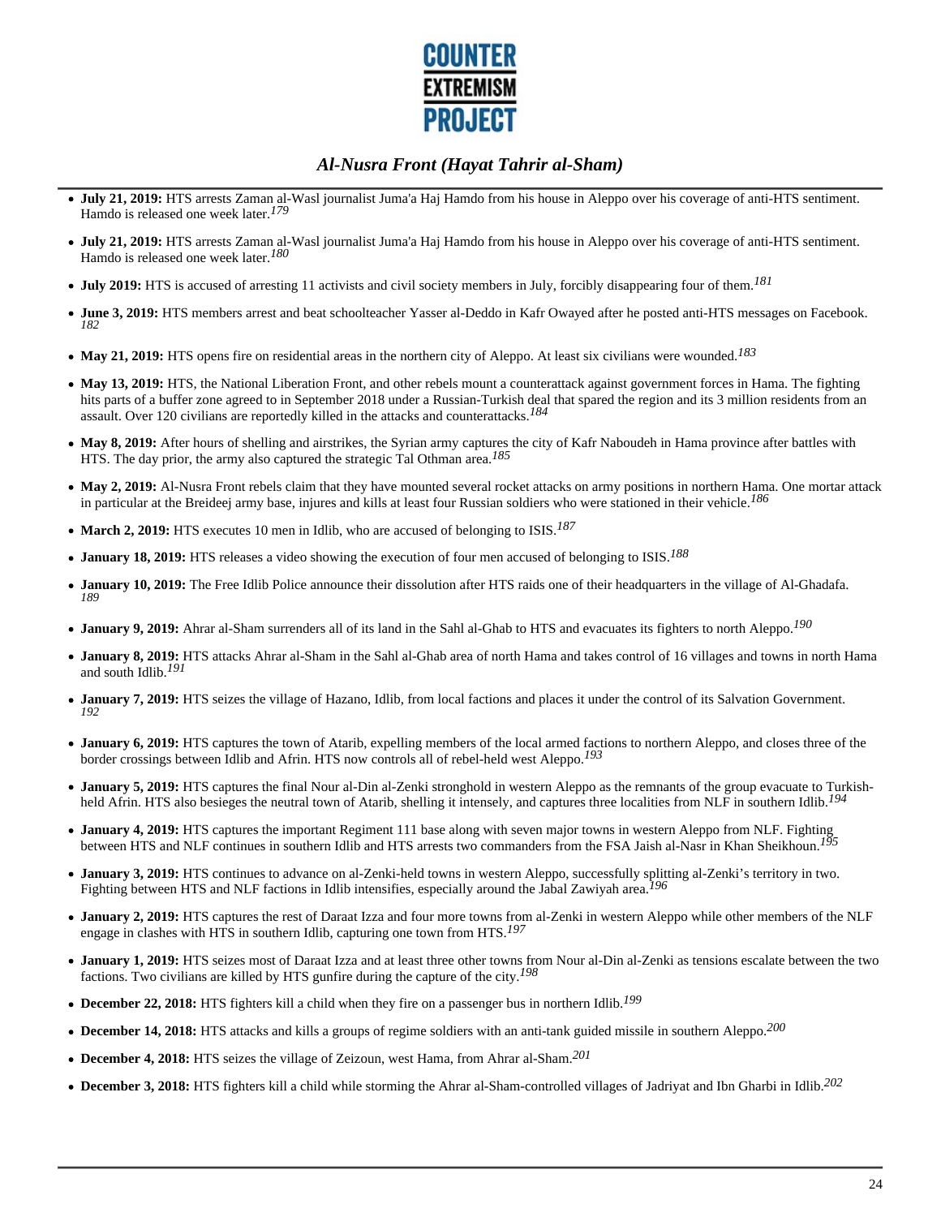- **July 21, 2019:** HTS arrests Zaman al-Wasl journalist Juma'a Haj Hamdo from his house in Aleppo over his coverage of anti-HTS sentiment. Hamdo is released one week later.[179]
- **July 21, 2019:** HTS arrests Zaman al-Wasl journalist Juma'a Haj Hamdo from his house in Aleppo over his coverage of anti-HTS sentiment. Hamdo is released one week later.[180]
- **July 2019:** HTS is accused of arresting 11 activists and civil society members in July, forcibly disappearing four of them.[181]
- **June 3, 2019:** HTS members arrest and beat schoolteacher Yasser al-Deddo in Kafr Owayed after he posted anti-HTS messages on Facebook.[182]
- **May 21, 2019:** HTS opens fire on residential areas in the northern city of Aleppo. At least six civilians were wounded.[183]
- **May 13, 2019:** HTS, the National Liberation Front, and other rebels mount a counterattack against government forces in Hama. The fighting hits parts of a buffer zone agreed to in September 2018 under a Russian-Turkish deal that spared the region and its 3 million residents from an assault. Over 120 civilians are reportedly killed in the attacks and counterattacks.[184]
- **May 8, 2019:** After hours of shelling and airstrikes, the Syrian army captures the city of Kafr Naboudeh in Hama province after battles with HTS. The day prior, the army also captured the strategic Tal Othman area.[185]
- **May 2, 2019:** Al-Nusra Front rebels claim that they have mounted several rocket attacks on army positions in northern Hama. One mortar attack in particular at the Breideej army base, injures and kills at least four Russian soldiers who were stationed in their vehicle.[186]
- **March 2, 2019:** HTS executes 10 men in Idlib, who are accused of belonging to ISIS.[187]
- **January 18, 2019:** HTS releases a video showing the execution of four men accused of belonging to ISIS.[188]
- **January 10, 2019:** The Free Idlib Police announce their dissolution after HTS raids one of their headquarters in the village of Al-Ghadafa.[189]
- **January 9, 2019:** Ahrar al-Sham surrenders all of its land in the Sahl al-Ghab to HTS and evacuates its fighters to north Aleppo.[190]
- **January 8, 2019:** HTS attacks Ahrar al-Sham in the Sahl al-Ghab area of north Hama and takes control of 16 villages and towns in north Hama and south Idlib.[191]
- **January 7, 2019:** HTS seizes the village of Hazano, Idlib, from local factions and places it under the control of its Salvation Government.[192]
- **January 6, 2019:** HTS captures the town of Atarib, expelling members of the local armed factions to northern Aleppo, and closes three of the border crossings between Idlib and Afrin. HTS now controls all of rebel-held west Aleppo.[193]
- **January 5, 2019:** HTS captures the final Nour al-Din al-Zenki stronghold in western Aleppo as the remnants of the group evacuate to Turkish-held Afrin. HTS also besieges the neutral town of Atarib, shelling it intensely, and captures three localities from NLF in southern Idlib.[194]
- **January 4, 2019:** HTS captures the important Regiment 111 base along with seven major towns in western Aleppo from NLF. Fighting between HTS and NLF continues in southern Idlib and HTS arrests two commanders from the FSA Jaish al-Nasr in Khan Sheikhoun.[195]
- **January 3, 2019:** HTS continues to advance on al-Zenki-held towns in western Aleppo, successfully splitting al-Zenki's territory in two. Fighting between HTS and NLF factions in Idlib intensifies, especially around the Jabal Zawiyah area.[196]
- **January 2, 2019:** HTS captures the rest of Daraat Izza and four more towns from al-Zenki in western Aleppo while other members of the NLF engage in clashes with HTS in southern Idlib, capturing one town from HTS.[197]
- **January 1, 2019:** HTS seizes most of Daraat Izza and at least three other towns from Nour al-Din al-Zenki as tensions escalate between the two factions. Two civilians are killed by HTS gunfire during the capture of the city.[198]
- **December 22, 2018:** HTS fighters kill a child when they fire on a passenger bus in northern Idlib.[199]
- **December 14, 2018:** HTS attacks and kills a groups of regime soldiers with an anti-tank guided missile in southern Aleppo.[200]
- **December 4, 2018:** HTS seizes the village of Zeizoun, west Hama, from Ahrar al-Sham.[201]
- **December 3, 2018:** HTS fighters kill a child while storming the Ahrar al-Sham-controlled villages of Jadriyat and Ibn Gharbi in Idlib.[202]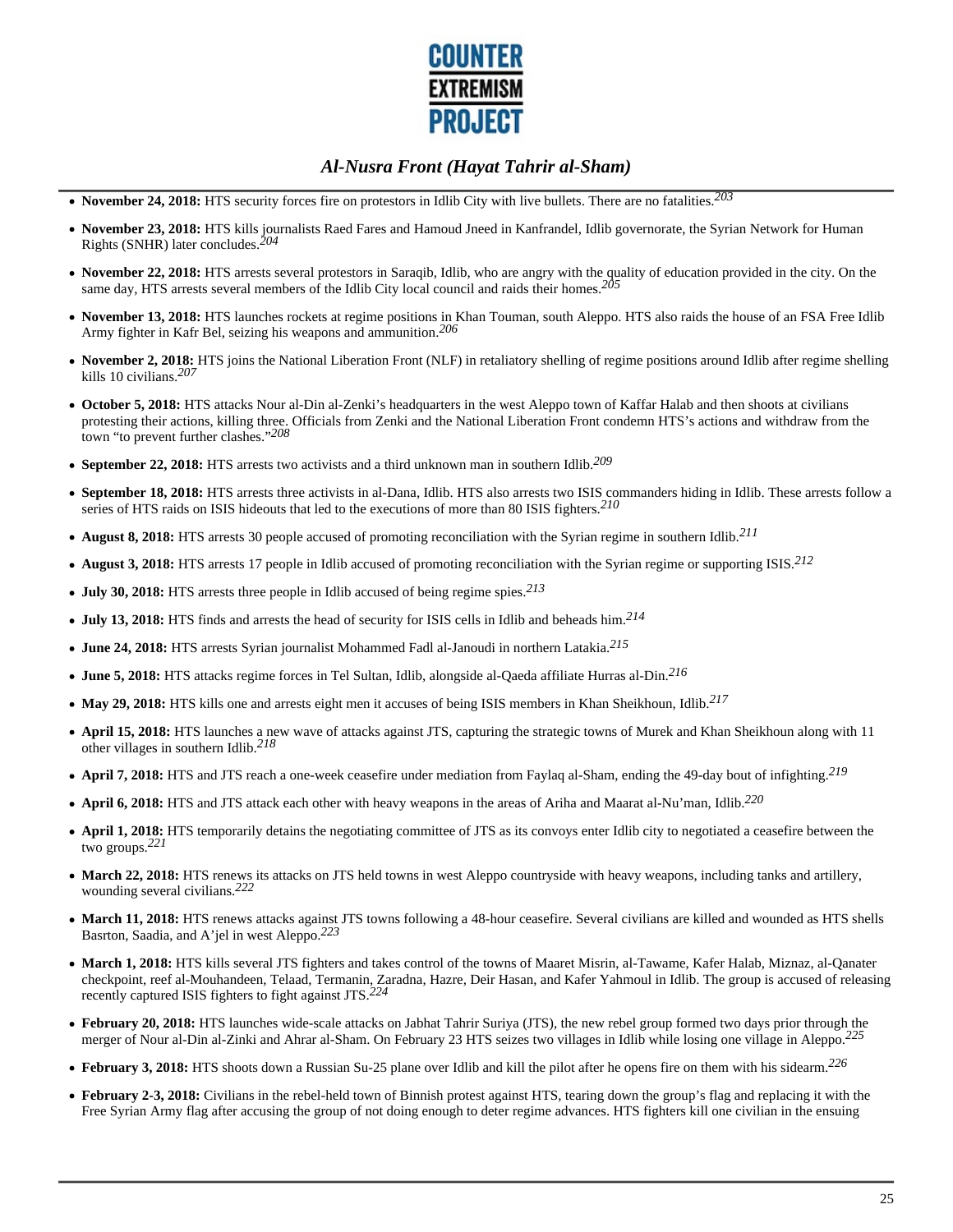- **November 24, 2018:** HTS security forces fire on protestors in Idlib City with live bullets. There are no fatalities.[203]
- **November 23, 2018:** HTS kills journalists Raed Fares and Hamoud Jneed in Kanfrandel, Idlib governorate, the Syrian Network for Human Rights (SNHR) later concludes.[204]
- **November 22, 2018:** HTS arrests several protestors in Saraqib, Idlib, who are angry with the quality of education provided in the city. On the same day, HTS arrests several members of the Idlib City local council and raids their homes.[205]
- **November 13, 2018:** HTS launches rockets at regime positions in Khan Touman, south Aleppo. HTS also raids the house of an FSA Free Idlib Army fighter in Kafr Bel, seizing his weapons and ammunition.[206]
- **November 2, 2018:** HTS joins the National Liberation Front (NLF) in retaliatory shelling of regime positions around Idlib after regime shelling kills 10 civilians.[207]
- **October 5, 2018:** HTS attacks Nour al-Din al-Zenki's headquarters in the west Aleppo town of Kaffar Halab and then shoots at civilians protesting their actions, killing three. Officials from Zenki and the National Liberation Front condemn HTS's actions and withdraw from the town "to prevent further clashes."[208]
- **September 22, 2018:** HTS arrests two activists and a third unknown man in southern Idlib.[209]
- **September 18, 2018:** HTS arrests three activists in al-Dana, Idlib. HTS also arrests two ISIS commanders hiding in Idlib. These arrests follow a series of HTS raids on ISIS hideouts that led to the executions of more than 80 ISIS fighters.[210]
- **August 8, 2018:** HTS arrests 30 people accused of promoting reconciliation with the Syrian regime in southern Idlib.[211]
- **August 3, 2018:** HTS arrests 17 people in Idlib accused of promoting reconciliation with the Syrian regime or supporting ISIS.[212]
- **July 30, 2018:** HTS arrests three people in Idlib accused of being regime spies.[213]
- **July 13, 2018:** HTS finds and arrests the head of security for ISIS cells in Idlib and beheads him.[214]
- **June 24, 2018:** HTS arrests Syrian journalist Mohammed Fadl al-Janoudi in northern Latakia.[215]
- **June 5, 2018:** HTS attacks regime forces in Tel Sultan, Idlib, alongside al-Qaeda affiliate Hurras al-Din.[216]
- **May 29, 2018:** HTS kills one and arrests eight men it accuses of being ISIS members in Khan Sheikhoun, Idlib.[217]
- **April 15, 2018:** HTS launches a new wave of attacks against JTS, capturing the strategic towns of Murek and Khan Sheikhoun along with 11 other villages in southern Idlib.[218]
- **April 7, 2018:** HTS and JTS reach a one-week ceasefire under mediation from Faylaq al-Sham, ending the 49-day bout of infighting.[219]
- **April 6, 2018:** HTS and JTS attack each other with heavy weapons in the areas of Ariha and Maarat al-Nu'man, Idlib.[220]
- **April 1, 2018:** HTS temporarily detains the negotiating committee of JTS as its convoys enter Idlib city to negotiated a ceasefire between the two groups.[221]
- **March 22, 2018:** HTS renews its attacks on JTS held towns in west Aleppo countryside with heavy weapons, including tanks and artillery, wounding several civilians.[222]
- **March 11, 2018:** HTS renews attacks against JTS towns following a 48-hour ceasefire. Several civilians are killed and wounded as HTS shells Basrton, Saadia, and A'jel in west Aleppo.[223]
- **March 1, 2018:** HTS kills several JTS fighters and takes control of the towns of Maaret Misrin, al-Tawame, Kafer Halab, Miznaz, al-Qanater checkpoint, reef al-Mouhandeen, Telaad, Termanin, Zaradna, Hazre, Deir Hasan, and Kafer Yahmoul in Idlib. The group is accused of releasing recently captured ISIS fighters to fight against JTS.[224]
- **February 20, 2018:** HTS launches wide-scale attacks on Jabhat Tahrir Suriya (JTS), the new rebel group formed two days prior through the merger of Nour al-Din al-Zinki and Ahrar al-Sham. On February 23 HTS seizes two villages in Idlib while losing one village in Aleppo.[225]
- **February 3, 2018:** HTS shoots down a Russian Su-25 plane over Idlib and kill the pilot after he opens fire on them with his sidearm.[226]
- **February 2-3, 2018:** Civilians in the rebel-held town of Binnish protest against HTS, tearing down the group's flag and replacing it with the Free Syrian Army flag after accusing the group of not doing enough to deter regime advances. HTS fighters kill one civilian in the ensuing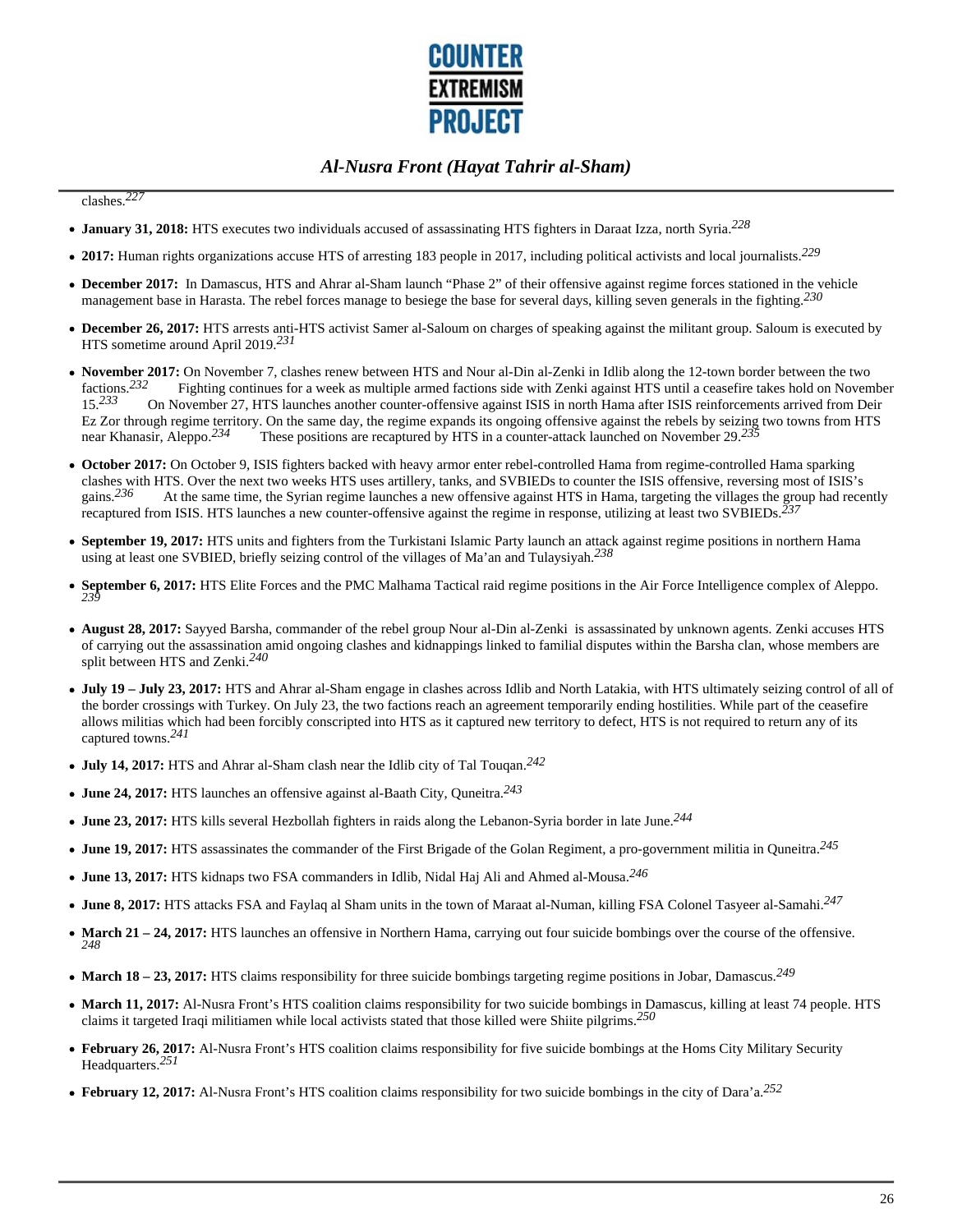clashes.[227]

- **January 31, 2018:** HTS executes two individuals accused of assassinating HTS fighters in Daraat Izza, north Syria.[228]
- **2017:** Human rights organizations accuse HTS of arresting 183 people in 2017, including political activists and local journalists.[229]
- **December 2017:** In Damascus, HTS and Ahrar al-Sham launch "Phase 2" of their offensive against regime forces stationed in the vehicle management base in Harasta. The rebel forces manage to besiege the base for several days, killing seven generals in the fighting.[230]
- **December 26, 2017:** HTS arrests anti-HTS activist Samer al-Saloum on charges of speaking against the militant group. Saloum is executed by HTS sometime around April 2019.[231]
- **November 2017:** On November 7, clashes renew between HTS and Nour al-Din al-Zenki in Idlib along the 12-town border between the two factions.[232] Fighting continues for a week as multiple armed factions side with Zenki against HTS until a ceasefire takes hold on November 15.[233] On November 27, HTS launches another counter-offensive against ISIS in north Hama after ISIS reinforcements arrived from Deir Ez Zor through regime territory. On the same day, the regime expands its ongoing offensive against the rebels by seizing two towns from HTS near Khanasir, Aleppo.[234] These positions are recaptured by HTS in a counter-attack launched on November 29.[235]
- **October 2017:** On October 9, ISIS fighters backed with heavy armor enter rebel-controlled Hama from regime-controlled Hama sparking clashes with HTS. Over the next two weeks HTS uses artillery, tanks, and SVBIEDs to counter the ISIS offensive, reversing most of ISIS's gains.[236] At the same time, the Syrian regime launches a new offensive against HTS in Hama, targeting the villages the group had recently recaptured from ISIS. HTS launches a new counter-offensive against the regime in response, utilizing at least two SVBIEDs.[237]
- **September 19, 2017:** HTS units and fighters from the Turkistani Islamic Party launch an attack against regime positions in northern Hama using at least one SVBIED, briefly seizing control of the villages of Ma'an and Tulaysiyah.[238]
- **September 6, 2017:** HTS Elite Forces and the PMC Malhama Tactical raid regime positions in the Air Force Intelligence complex of Aleppo.[239]
- **August 28, 2017:** Sayyed Barsha, commander of the rebel group Nour al-Din al-Zenki is assassinated by unknown agents. Zenki accuses HTS of carrying out the assassination amid ongoing clashes and kidnappings linked to familial disputes within the Barsha clan, whose members are split between HTS and Zenki.[240]
- **July 19 – July 23, 2017:** HTS and Ahrar al-Sham engage in clashes across Idlib and North Latakia, with HTS ultimately seizing control of all of the border crossings with Turkey. On July 23, the two factions reach an agreement temporarily ending hostilities. While part of the ceasefire allows militias which had been forcibly conscripted into HTS as it captured new territory to defect, HTS is not required to return any of its captured towns.[241]
- **July 14, 2017:** HTS and Ahrar al-Sham clash near the Idlib city of Tal Touqan.[242]
- **June 24, 2017:** HTS launches an offensive against al-Baath City, Quneitra.[243]
- **June 23, 2017:** HTS kills several Hezbollah fighters in raids along the Lebanon-Syria border in late June.[244]
- **June 19, 2017:** HTS assassinates the commander of the First Brigade of the Golan Regiment, a pro-government militia in Quneitra.[245]
- **June 13, 2017:** HTS kidnaps two FSA commanders in Idlib, Nidal Haj Ali and Ahmed al-Mousa.[246]
- **June 8, 2017:** HTS attacks FSA and Faylaq al Sham units in the town of Maraat al-Numan, killing FSA Colonel Tasyeer al-Samahi.[247]
- **March 21 – 24, 2017:** HTS launches an offensive in Northern Hama, carrying out four suicide bombings over the course of the offensive.[248]
- **March 18 – 23, 2017:** HTS claims responsibility for three suicide bombings targeting regime positions in Jobar, Damascus.[249]
- **March 11, 2017:** Al-Nusra Front's HTS coalition claims responsibility for two suicide bombings in Damascus, killing at least 74 people. HTS claims it targeted Iraqi militiamen while local activists stated that those killed were Shiite pilgrims.[250]
- **February 26, 2017:** Al-Nusra Front's HTS coalition claims responsibility for five suicide bombings at the Homs City Military Security Headquarters.[251]
- **February 12, 2017:** Al-Nusra Front's HTS coalition claims responsibility for two suicide bombings in the city of Dara'a.[252]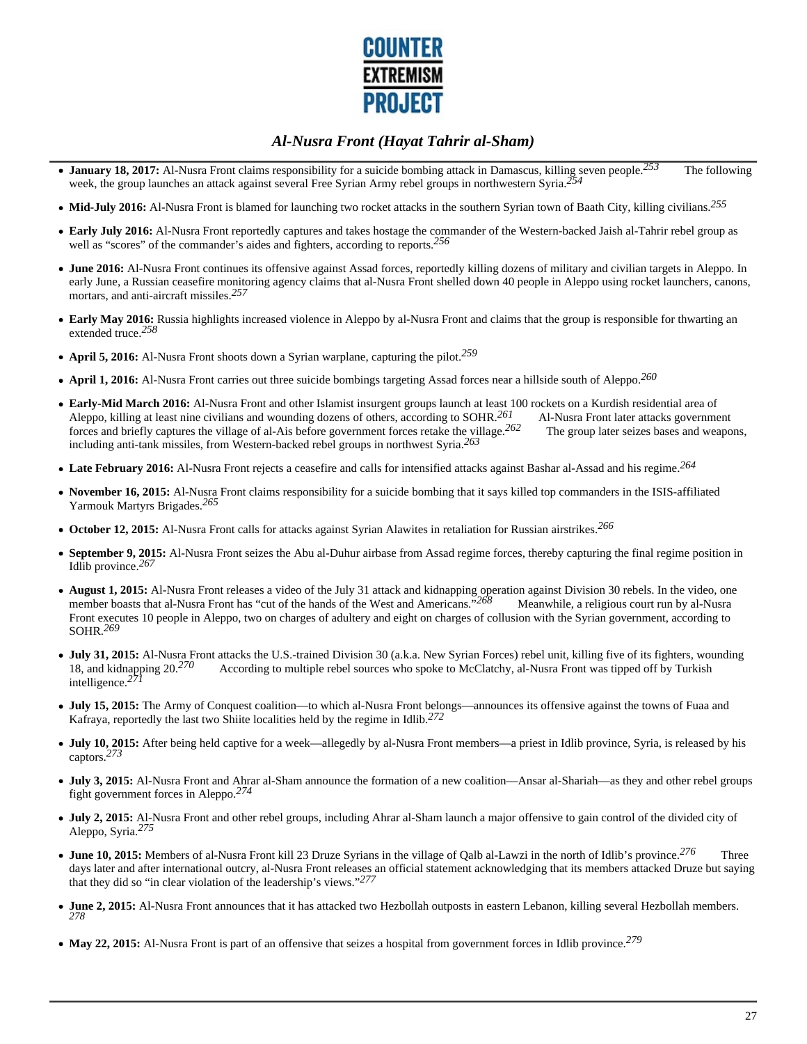- **January 18, 2017:** Al-Nusra Front claims responsibility for a suicide bombing attack in Damascus, killing seven people.[253] The following week, the group launches an attack against several Free Syrian Army rebel groups in northwestern Syria.[254]

- **Mid-July 2016:** Al-Nusra Front is blamed for launching two rocket attacks in the southern Syrian town of Baath City, killing civilians.[255]

- **Early July 2016:** Al-Nusra Front reportedly captures and takes hostage the commander of the Western-backed Jaish al-Tahrir rebel group as well as "scores" of the commander's aides and fighters, according to reports.[256]

- **June 2016:** Al-Nusra Front continues its offensive against Assad forces, reportedly killing dozens of military and civilian targets in Aleppo. In early June, a Russian ceasefire monitoring agency claims that al-Nusra Front shelled down 40 people in Aleppo using rocket launchers, canons, mortars, and anti-aircraft missiles.[257]

- **Early May 2016:** Russia highlights increased violence in Aleppo by al-Nusra Front and claims that the group is responsible for thwarting an extended truce.[258]

- **April 5, 2016:** Al-Nusra Front shoots down a Syrian warplane, capturing the pilot.[259]

- **April 1, 2016:** Al-Nusra Front carries out three suicide bombings targeting Assad forces near a hillside south of Aleppo.[260]

- **Early-Mid March 2016:** Al-Nusra Front and other Islamist insurgent groups launch at least 100 rockets on a Kurdish residential area of Aleppo, killing at least nine civilians and wounding dozens of others, according to SOHR.[261] Al-Nusra Front later attacks government forces and briefly captures the village of al-Ais before government forces retake the village.[262] The group later seizes bases and weapons, including anti-tank missiles, from Western-backed rebel groups in northwest Syria.[263]

- **Late February 2016:** Al-Nusra Front rejects a ceasefire and calls for intensified attacks against Bashar al-Assad and his regime.[264]

- **November 16, 2015:** Al-Nusra Front claims responsibility for a suicide bombing that it says killed top commanders in the ISIS-affiliated Yarmouk Martyrs Brigades.[265]

- **October 12, 2015:** Al-Nusra Front calls for attacks against Syrian Alawites in retaliation for Russian airstrikes.[266]

- **September 9, 2015:** Al-Nusra Front seizes the Abu al-Duhur airbase from Assad regime forces, thereby capturing the final regime position in Idlib province.[267]

- **August 1, 2015:** Al-Nusra Front releases a video of the July 31 attack and kidnapping operation against Division 30 rebels. In the video, one member boasts that al-Nusra Front has "cut of the hands of the West and Americans."[268] Meanwhile, a religious court run by al-Nusra Front executes 10 people in Aleppo, two on charges of adultery and eight on charges of collusion with the Syrian government, according to SOHR.[269]

- **July 31, 2015:** Al-Nusra Front attacks the U.S.-trained Division 30 (a.k.a. New Syrian Forces) rebel unit, killing five of its fighters, wounding 18, and kidnapping 20.[270] According to multiple rebel sources who spoke to McClatchy, al-Nusra Front was tipped off by Turkish intelligence.[271]

- **July 15, 2015:** The Army of Conquest coalition—to which al-Nusra Front belongs—announces its offensive against the towns of Fuaa and Kafraya, reportedly the last two Shiite localities held by the regime in Idlib.[272]

- **July 10, 2015:** After being held captive for a week—allegedly by al-Nusra Front members—a priest in Idlib province, Syria, is released by his captors.[273]

- **July 3, 2015:** Al-Nusra Front and Ahrar al-Sham announce the formation of a new coalition—Ansar al-Shariah—as they and other rebel groups fight government forces in Aleppo.[274]

- **July 2, 2015:** Al-Nusra Front and other rebel groups, including Ahrar al-Sham launch a major offensive to gain control of the divided city of Aleppo, Syria.[275]

- **June 10, 2015:** Members of al-Nusra Front kill 23 Druze Syrians in the village of Qalb al-Lawzi in the north of Idlib's province.[276] Three days later and after international outcry, al-Nusra Front releases an official statement acknowledging that its members attacked Druze but saying that they did so "in clear violation of the leadership's views."[277]

- **June 2, 2015:** Al-Nusra Front announces that it has attacked two Hezbollah outposts in eastern Lebanon, killing several Hezbollah members.[278]

- **May 22, 2015:** Al-Nusra Front is part of an offensive that seizes a hospital from government forces in Idlib province.[279]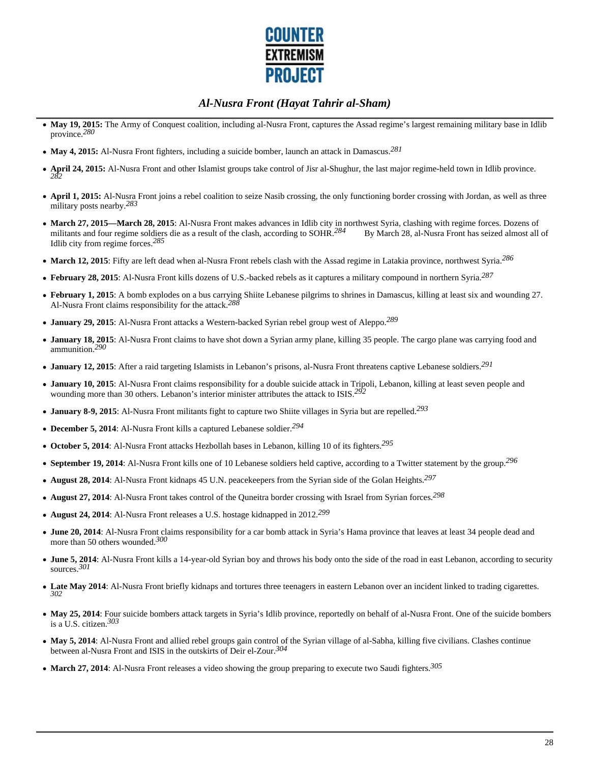- **May 19, 2015:** The Army of Conquest coalition, including al-Nusra Front, captures the Assad regime's largest remaining military base in Idlib province.[280]

- **May 4, 2015:** Al-Nusra Front fighters, including a suicide bomber, launch an attack in Damascus.[281]

- **April 24, 2015:** Al-Nusra Front and other Islamist groups take control of Jisr al-Shughur, the last major regime-held town in Idlib province.[282]

- **April 1, 2015:** Al-Nusra Front joins a rebel coalition to seize Nasib crossing, the only functioning border crossing with Jordan, as well as three military posts nearby.[283]

- **March 27, 2015—March 28, 2015**: Al-Nusra Front makes advances in Idlib city in northwest Syria, clashing with regime forces. Dozens of militants and four regime soldiers die as a result of the clash, according to SOHR.[284] By March 28, al-Nusra Front has seized almost all of Idlib city from regime forces.[285]

- **March 12, 2015**: Fifty are left dead when al-Nusra Front rebels clash with the Assad regime in Latakia province, northwest Syria.[286]

- **February 28, 2015**: Al-Nusra Front kills dozens of U.S.-backed rebels as it captures a military compound in northern Syria.[287]

- **February 1, 2015**: A bomb explodes on a bus carrying Shiite Lebanese pilgrims to shrines in Damascus, killing at least six and wounding 27. Al-Nusra Front claims responsibility for the attack.[288]

- **January 29, 2015**: Al-Nusra Front attacks a Western-backed Syrian rebel group west of Aleppo.[289]

- **January 18, 2015**: Al-Nusra Front claims to have shot down a Syrian army plane, killing 35 people. The cargo plane was carrying food and ammunition.[290]

- **January 12, 2015**: After a raid targeting Islamists in Lebanon's prisons, al-Nusra Front threatens captive Lebanese soldiers.[291]

- **January 10, 2015**: Al-Nusra Front claims responsibility for a double suicide attack in Tripoli, Lebanon, killing at least seven people and wounding more than 30 others. Lebanon's interior minister attributes the attack to ISIS.[292]

- **January 8-9, 2015**: Al-Nusra Front militants fight to capture two Shiite villages in Syria but are repelled.[293]

- **December 5, 2014**: Al-Nusra Front kills a captured Lebanese soldier.[294]

- **October 5, 2014**: Al-Nusra Front attacks Hezbollah bases in Lebanon, killing 10 of its fighters.[295]

- **September 19, 2014**: Al-Nusra Front kills one of 10 Lebanese soldiers held captive, according to a Twitter statement by the group.[296]

- **August 28, 2014**: Al-Nusra Front kidnaps 45 U.N. peacekeepers from the Syrian side of the Golan Heights.[297]

- **August 27, 2014**: Al-Nusra Front takes control of the Quneitra border crossing with Israel from Syrian forces.[298]

- **August 24, 2014**: Al-Nusra Front releases a U.S. hostage kidnapped in 2012.[299]

- **June 20, 2014**: Al-Nusra Front claims responsibility for a car bomb attack in Syria's Hama province that leaves at least 34 people dead and more than 50 others wounded.[300]

- **June 5, 2014**: Al-Nusra Front kills a 14-year-old Syrian boy and throws his body onto the side of the road in east Lebanon, according to security sources.[301]

- **Late May 2014**: Al-Nusra Front briefly kidnaps and tortures three teenagers in eastern Lebanon over an incident linked to trading cigarettes.[302]

- **May 25, 2014**: Four suicide bombers attack targets in Syria's Idlib province, reportedly on behalf of al-Nusra Front. One of the suicide bombers is a U.S. citizen.[303]

- **May 5, 2014**: Al-Nusra Front and allied rebel groups gain control of the Syrian village of al-Sabha, killing five civilians. Clashes continue between al-Nusra Front and ISIS in the outskirts of Deir el-Zour.[304]

- **March 27, 2014**: Al-Nusra Front releases a video showing the group preparing to execute two Saudi fighters.[305]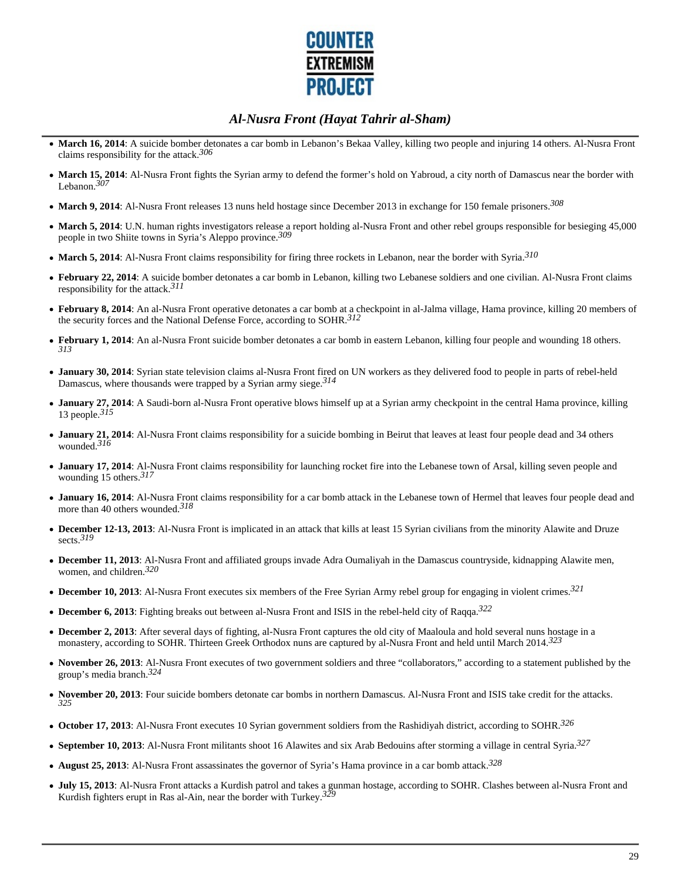- **March 16, 2014**: A suicide bomber detonates a car bomb in Lebanon's Bekaa Valley, killing two people and injuring 14 others. Al-Nusra Front claims responsibility for the attack.[306]
- **March 15, 2014**: Al-Nusra Front fights the Syrian army to defend the former's hold on Yabroud, a city north of Damascus near the border with Lebanon.[307]
- **March 9, 2014**: Al-Nusra Front releases 13 nuns held hostage since December 2013 in exchange for 150 female prisoners.[308]
- **March 5, 2014**: U.N. human rights investigators release a report holding al-Nusra Front and other rebel groups responsible for besieging 45,000 people in two Shiite towns in Syria's Aleppo province.[309]
- **March 5, 2014**: Al-Nusra Front claims responsibility for firing three rockets in Lebanon, near the border with Syria.[310]
- **February 22, 2014**: A suicide bomber detonates a car bomb in Lebanon, killing two Lebanese soldiers and one civilian. Al-Nusra Front claims responsibility for the attack.[311]
- **February 8, 2014**: An al-Nusra Front operative detonates a car bomb at a checkpoint in al-Jalma village, Hama province, killing 20 members of the security forces and the National Defense Force, according to SOHR.[312]
- **February 1, 2014**: An al-Nusra Front suicide bomber detonates a car bomb in eastern Lebanon, killing four people and wounding 18 others.[313]
- **January 30, 2014**: Syrian state television claims al-Nusra Front fired on UN workers as they delivered food to people in parts of rebel-held Damascus, where thousands were trapped by a Syrian army siege.[314]
- **January 27, 2014**: A Saudi-born al-Nusra Front operative blows himself up at a Syrian army checkpoint in the central Hama province, killing 13 people.[315]
- **January 21, 2014**: Al-Nusra Front claims responsibility for a suicide bombing in Beirut that leaves at least four people dead and 34 others wounded.[316]
- **January 17, 2014**: Al-Nusra Front claims responsibility for launching rocket fire into the Lebanese town of Arsal, killing seven people and wounding 15 others.[317]
- **January 16, 2014**: Al-Nusra Front claims responsibility for a car bomb attack in the Lebanese town of Hermel that leaves four people dead and more than 40 others wounded.[318]
- **December 12-13, 2013**: Al-Nusra Front is implicated in an attack that kills at least 15 Syrian civilians from the minority Alawite and Druze sects.[319]
- **December 11, 2013**: Al-Nusra Front and affiliated groups invade Adra Oumaliyah in the Damascus countryside, kidnapping Alawite men, women, and children.[320]
- **December 10, 2013**: Al-Nusra Front executes six members of the Free Syrian Army rebel group for engaging in violent crimes.[321]
- **December 6, 2013**: Fighting breaks out between al-Nusra Front and ISIS in the rebel-held city of Raqqa.[322]
- **December 2, 2013**: After several days of fighting, al-Nusra Front captures the old city of Maaloula and hold several nuns hostage in a monastery, according to SOHR. Thirteen Greek Orthodox nuns are captured by al-Nusra Front and held until March 2014.[323]
- **November 26, 2013**: Al-Nusra Front executes of two government soldiers and three "collaborators," according to a statement published by the group's media branch.[324]
- **November 20, 2013**: Four suicide bombers detonate car bombs in northern Damascus. Al-Nusra Front and ISIS take credit for the attacks.[325]
- **October 17, 2013**: Al-Nusra Front executes 10 Syrian government soldiers from the Rashidiyah district, according to SOHR.[326]
- **September 10, 2013**: Al-Nusra Front militants shoot 16 Alawites and six Arab Bedouins after storming a village in central Syria.[327]
- **August 25, 2013**: Al-Nusra Front assassinates the governor of Syria's Hama province in a car bomb attack.[328]
- **July 15, 2013**: Al-Nusra Front attacks a Kurdish patrol and takes a gunman hostage, according to SOHR. Clashes between al-Nusra Front and Kurdish fighters erupt in Ras al-Ain, near the border with Turkey.[329]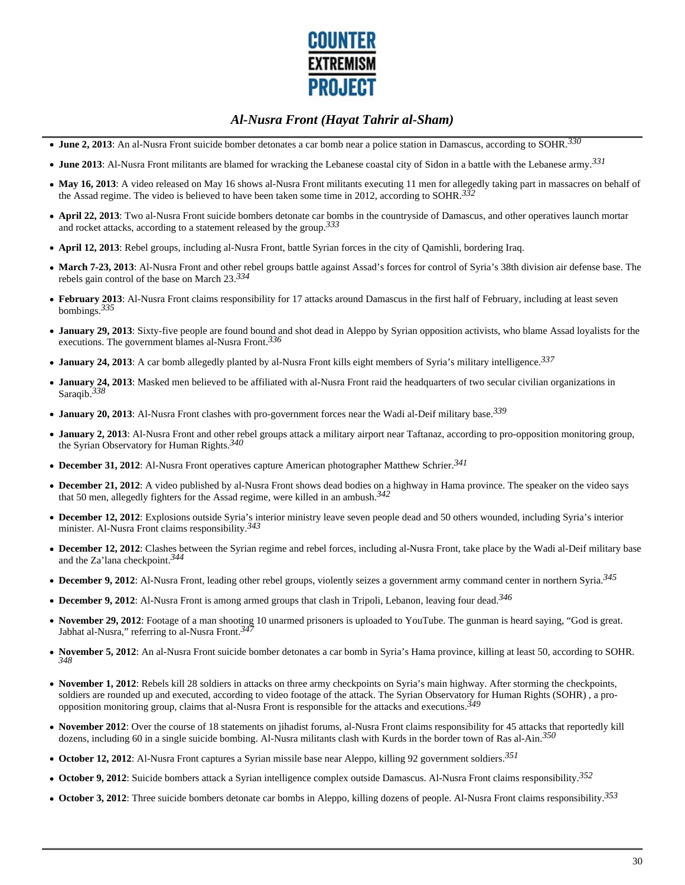- **June 2, 2013**: An al-Nusra Front suicide bomber detonates a car bomb near a police station in Damascus, according to SOHR.[330]
- **June 2013**: Al-Nusra Front militants are blamed for wracking the Lebanese coastal city of Sidon in a battle with the Lebanese army.[331]
- **May 16, 2013**: A video released on May 16 shows al-Nusra Front militants executing 11 men for allegedly taking part in massacres on behalf of the Assad regime. The video is believed to have been taken some time in 2012, according to SOHR.[332]
- **April 22, 2013**: Two al-Nusra Front suicide bombers detonate car bombs in the countryside of Damascus, and other operatives launch mortar and rocket attacks, according to a statement released by the group.[333]
- **April 12, 2013**: Rebel groups, including al-Nusra Front, battle Syrian forces in the city of Qamishli, bordering Iraq.
- **March 7-23, 2013**: Al-Nusra Front and other rebel groups battle against Assad's forces for control of Syria's 38th division air defense base. The rebels gain control of the base on March 23.[334]
- **February 2013**: Al-Nusra Front claims responsibility for 17 attacks around Damascus in the first half of February, including at least seven bombings.[335]
- **January 29, 2013**: Sixty-five people are found bound and shot dead in Aleppo by Syrian opposition activists, who blame Assad loyalists for the executions. The government blames al-Nusra Front.[336]
- **January 24, 2013**: A car bomb allegedly planted by al-Nusra Front kills eight members of Syria's military intelligence.[337]
- **January 24, 2013**: Masked men believed to be affiliated with al-Nusra Front raid the headquarters of two secular civilian organizations in Saraqib.[338]
- **January 20, 2013**: Al-Nusra Front clashes with pro-government forces near the Wadi al-Deif military base.[339]
- **January 2, 2013**: Al-Nusra Front and other rebel groups attack a military airport near Taftanaz, according to pro-opposition monitoring group, the Syrian Observatory for Human Rights.[340]
- **December 31, 2012**: Al-Nusra Front operatives capture American photographer Matthew Schrier.[341]
- **December 21, 2012**: A video published by al-Nusra Front shows dead bodies on a highway in Hama province. The speaker on the video says that 50 men, allegedly fighters for the Assad regime, were killed in an ambush.[342]
- **December 12, 2012**: Explosions outside Syria's interior ministry leave seven people dead and 50 others wounded, including Syria's interior minister. Al-Nusra Front claims responsibility.[343]
- **December 12, 2012**: Clashes between the Syrian regime and rebel forces, including al-Nusra Front, take place by the Wadi al-Deif military base and the Za'lana checkpoint.[344]
- **December 9, 2012**: Al-Nusra Front, leading other rebel groups, violently seizes a government army command center in northern Syria.[345]
- **December 9, 2012**: Al-Nusra Front is among armed groups that clash in Tripoli, Lebanon, leaving four dead.[346]
- **November 29, 2012**: Footage of a man shooting 10 unarmed prisoners is uploaded to YouTube. The gunman is heard saying, "God is great. Jabhat al-Nusra," referring to al-Nusra Front.[347]
- **November 5, 2012**: An al-Nusra Front suicide bomber detonates a car bomb in Syria's Hama province, killing at least 50, according to SOHR.[348]
- **November 1, 2012**: Rebels kill 28 soldiers in attacks on three army checkpoints on Syria's main highway. After storming the checkpoints, soldiers are rounded up and executed, according to video footage of the attack. The Syrian Observatory for Human Rights (SOHR) , a pro-opposition monitoring group, claims that al-Nusra Front is responsible for the attacks and executions.[349]
- **November 2012**: Over the course of 18 statements on jihadist forums, al-Nusra Front claims responsibility for 45 attacks that reportedly kill dozens, including 60 in a single suicide bombing. Al-Nusra militants clash with Kurds in the border town of Ras al-Ain.[350]
- **October 12, 2012**: Al-Nusra Front captures a Syrian missile base near Aleppo, killing 92 government soldiers.[351]
- **October 9, 2012**: Suicide bombers attack a Syrian intelligence complex outside Damascus. Al-Nusra Front claims responsibility.[352]
- **October 3, 2012**: Three suicide bombers detonate car bombs in Aleppo, killing dozens of people. Al-Nusra Front claims responsibility.[353]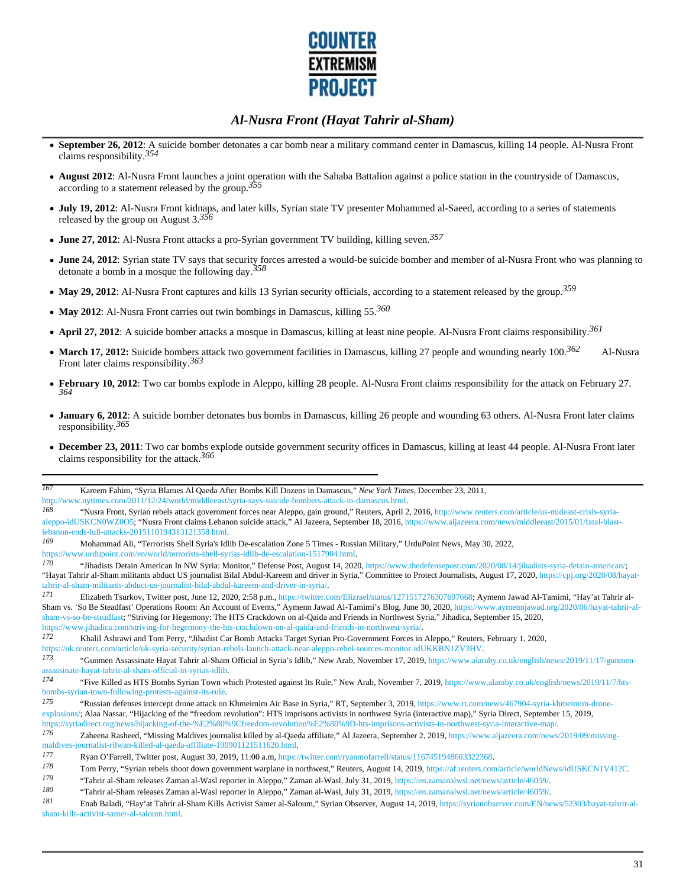- **September 26, 2012**: A suicide bomber detonates a car bomb near a military command center in Damascus, killing 14 people. Al-Nusra Front claims responsibility.[354]

- **August 2012**: Al-Nusra Front launches a joint operation with the Sahaba Battalion against a police station in the countryside of Damascus, according to a statement released by the group.[355]

- **July 19, 2012**: Al-Nusra Front kidnaps, and later kills, Syrian state TV presenter Mohammed al-Saeed, according to a series of statements released by the group on August 3.[356]

- **June 27, 2012**: Al-Nusra Front attacks a pro-Syrian government TV building, killing seven.[357]

- **June 24, 2012**: Syrian state TV says that security forces arrested a would-be suicide bomber and member of al-Nusra Front who was planning to detonate a bomb in a mosque the following day.[358]

- **May 29, 2012**: Al-Nusra Front captures and kills 13 Syrian security officials, according to a statement released by the group.[359]

- **May 2012**: Al-Nusra Front carries out twin bombings in Damascus, killing 55.[360]

- **April 27, 2012**: A suicide bomber attacks a mosque in Damascus, killing at least nine people. Al-Nusra Front claims responsibility.[361]

- **March 17, 2012:** Suicide bombers attack two government facilities in Damascus, killing 27 people and wounding nearly 100.[362] Al-Nusra Front later claims responsibility.[363]

- **February 10, 2012**: Two car bombs explode in Aleppo, killing 28 people. Al-Nusra Front claims responsibility for the attack on February 27.[364]

- **January 6, 2012**: A suicide bomber detonates bus bombs in Damascus, killing 26 people and wounding 63 others. Al-Nusra Front later claims responsibility.[365]

- **December 23, 2011**: Two car bombs explode outside government security offices in Damascus, killing at least 44 people. Al-Nusra Front later claims responsibility for the attack.[366]

---

[167] Kareem Fahim, "Syria Blames Al Qaeda After Bombs Kill Dozens in Damascus," *New York Times*, December 23, 2011, http://www.nytimes.com/2011/12/24/world/middleeast/syria-says-suicide-bombers-attack-in-damascus.html.

[168] "Nusra Front, Syrian rebels attack government forces near Aleppo, gain ground," Reuters, April 2, 2016, http://www.reuters.com/article/us-mideast-crisis-syria-aleppo-idUSKCN0WZ0O5; "Nusra Front claims Lebanon suicide attack," Al Jazeera, September 18, 2016, https://www.aljazeera.com/news/middleeast/2015/01/fatal-blast-lebanon-ends-lull-attacks-2015110194313121358.html.

[169] Mohammad Ali, "Terrorists Shell Syria's Idlib De-escalation Zone 5 Times - Russian Military," UrduPoint News, May 30, 2022, https://www.urdupoint.com/en/world/terrorists-shell-syrias-idlib-de-escalation-1517904.html.

[170] "Jihadists Detain American In NW Syria: Monitor," Defense Post, August 14, 2020, https://www.thedefensepost.com/2020/08/14/jihadists-syria-detain-american/; "Hayat Tahrir al-Sham militants abduct US journalist Bilal Abdul-Kareem and driver in Syria," Committee to Protect Journalists, August 17, 2020, https://cpj.org/2020/08/hayat-tahrir-al-sham-militants-abduct-us-journalist-bilal-abdul-kareem-and-driver-in-syria/.

[171] Elizabeth Tsurkov, Twitter post, June 12, 2020, 2:58 p.m., https://twitter.com/Elizrael/status/1271517276307697668; Aymenn Jawad Al-Tamimi, "Hay'at Tahrir al-Sham vs. 'So Be Steadfast' Operations Room: An Account of Events," Aymenn Jawad Al-Tamimi's Blog, June 30, 2020, https://www.aymennjawad.org/2020/06/hayat-tahrir-al-sham-vs-so-be-steadfast; "Striving for Hegemony: The HTS Crackdown on al-Qaida and Friends in Northwest Syria," Jihadica, September 15, 2020, https://www.jihadica.com/striving-for-hegemony-the-hts-crackdown-on-al-qaida-and-friends-in-northwest-syria/.

[172] Khalil Ashrawi and Tom Perry, "Jihadist Car Bomb Attacks Target Syrian Pro-Government Forces in Aleppo," Reuters, February 1, 2020, https://uk.reuters.com/article/uk-syria-security/syrian-rebels-launch-attack-near-aleppo-rebel-sources-monitor-idUKKBN1ZV3HV.

[173] "Gunmen Assassinate Hayat Tahrir al-Sham Official in Syria's Idlib," New Arab, November 17, 2019, https://www.alaraby.co.uk/english/news/2019/11/17/gunmen-assassinate-hayat-tahrir-al-sham-official-in-syrias-idlib.

[174] "Five Killed as HTS Bombs Syrian Town which Protested against Its Rule," New Arab, November 7, 2019, https://www.alaraby.co.uk/english/news/2019/11/7/hts-bombs-syrian-town-following-protests-against-its-rule.

[175] "Russian defenses intercept drone attack on Khmeimim Air Base in Syria," RT, September 3, 2019, https://www.rt.com/news/467904-syria-khmeimim-drone-explosions/; Alaa Nassar, "Hijacking of the "freedom revolution": HTS imprisons activists in northwest Syria (interactive map)," Syria Direct, September 15, 2019, https://syriadirect.org/news/hijacking-of-the-%E2%80%9Cfreedom-revolution%E2%80%9D-hts-imprisons-activists-in-northwest-syria-interactive-map/.

[176] Zaheena Rasheed, "Missing Maldives journalist killed by al-Qaeda affiliate," Al Jazeera, September 2, 2019, https://www.aljazeera.com/news/2019/09/missing-maldives-journalist-rilwan-killed-al-qaeda-affiliate-190901121511620.html.

[177] Ryan O'Farrell, Twitter post, August 30, 2019, 11:00 a.m, https://twitter.com/ryanmofarrell/status/1167451948603322368.

[178] Tom Perry, "Syrian rebels shoot down government warplane in northwest," Reuters, August 14, 2019, https://af.reuters.com/article/worldNews/idUSKCN1V412C.

[179] "Tahrir al-Sham releases Zaman al-Wasl reporter in Aleppo," Zaman al-Wasl, July 31, 2019, https://en.zamanalwsl.net/news/article/46059/.

[180] "Tahrir al-Sham releases Zaman al-Wasl reporter in Aleppo," Zaman al-Wasl, July 31, 2019, https://en.zamanalwsl.net/news/article/46059/.

[181] Enab Baladi, "Hay'at Tahrir al-Sham Kills Activist Samer al-Saloum," Syrian Observer, August 14, 2019, https://syrianobserver.com/EN/news/52303/hayat-tahrir-al-sham-kills-activist-samer-al-saloum.html.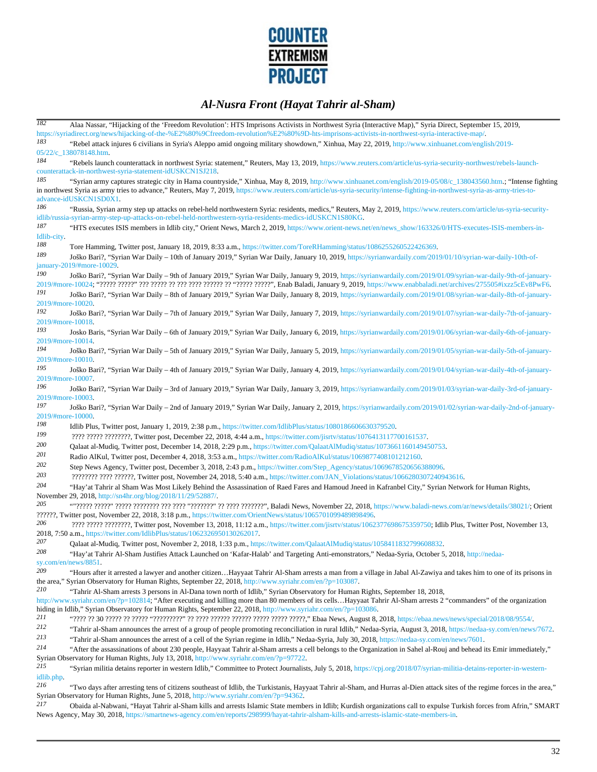[182] Alaa Nassar, "Hijacking of the 'Freedom Revolution': HTS Imprisons Activists in Northwest Syria (Interactive Map)," Syria Direct, September 15, 2019, https://syriadirect.org/news/hijacking-of-the-%E2%80%9Cfreedom-revolution%E2%80%9D-hts-imprisons-activists-in-northwest-syria-interactive-map/.

[183] "Rebel attack injures 6 civilians in Syria's Aleppo amid ongoing military showdown," Xinhua, May 22, 2019, http://www.xinhuanet.com/english/2019-05/22/c_138078148.htm.

[184] "Rebels launch counterattack in northwest Syria: statement," Reuters, May 13, 2019, https://www.reuters.com/article/us-syria-security-northwest/rebels-launch-counterattack-in-northwest-syria-statement-idUSKCN1SJ218.

[185] "Syrian army captures strategic city in Hama countryside," Xinhua, May 8, 2019, http://www.xinhuanet.com/english/2019-05/08/c_138043560.htm.; "Intense fighting in northwest Syria as army tries to advance," Reuters, May 7, 2019, https://www.reuters.com/article/us-syria-security/intense-fighting-in-northwest-syria-as-army-tries-to-advance-idUSKCN1SD0X1.

[186] "Russia, Syrian army step up attacks on rebel-held northwestern Syria: residents, medics," Reuters, May 2, 2019, https://www.reuters.com/article/us-syria-security-idlib/russia-syrian-army-step-up-attacks-on-rebel-held-northwestern-syria-residents-medics-idUSKCN1S80KG.

[187] "HTS executes ISIS members in Idlib city," Orient News, March 2, 2019, https://www.orient-news.net/en/news_show/163326/0/HTS-executes-ISIS-members-in-Idlib-city.

[188] Tore Hamming, Twitter post, January 18, 2019, 8:33 a.m., https://twitter.com/ToreRHamming/status/1086255260522426369.

[189] Joško Bari?, "Syrian War Daily – 10th of January 2019," Syrian War Daily, January 10, 2019, https://syrianwardaily.com/2019/01/10/syrian-war-daily-10th-of-january-2019/#more-10029.

[190] Joško Bari?, "Syrian War Daily – 9th of January 2019," Syrian War Daily, January 9, 2019, https://syrianwardaily.com/2019/01/09/syrian-war-daily-9th-of-january-2019/#more-10024; "????? ?????" ??? ????? ?? ??? ???? ?????? ?? "????? ?????", Enab Baladi, January 9, 2019, https://www.enabbaladi.net/archives/275505#ixzz5cEv8PwF6.

[191] Joško Bari?, "Syrian War Daily – 8th of January 2019," Syrian War Daily, January 8, 2019, https://syrianwardaily.com/2019/01/08/syrian-war-daily-8th-of-january-2019/#more-10020.

[192] Joško Bari?, "Syrian War Daily – 7th of January 2019," Syrian War Daily, January 7, 2019, https://syrianwardaily.com/2019/01/07/syrian-war-daily-7th-of-january-2019/#more-10018.

[193] Josko Baris, "Syrian War Daily – 6th of January 2019," Syrian War Daily, January 6, 2019, https://syrianwardaily.com/2019/01/06/syrian-war-daily-6th-of-january-2019/#more-10014.

[194] Joško Bari?, "Syrian War Daily – 5th of January 2019," Syrian War Daily, January 5, 2019, https://syrianwardaily.com/2019/01/05/syrian-war-daily-5th-of-january-2019/#more-10010.

[195] Joško Bari?, "Syrian War Daily – 4th of January 2019," Syrian War Daily, January 4, 2019, https://syrianwardaily.com/2019/01/04/syrian-war-daily-4th-of-january-2019/#more-10007.

[196] Joško Bari?, "Syrian War Daily – 3rd of January 2019," Syrian War Daily, January 3, 2019, https://syrianwardaily.com/2019/01/03/syrian-war-daily-3rd-of-january-2019/#more-10003.

[197] Joško Bari?, "Syrian War Daily – 2nd of January 2019," Syrian War Daily, January 2, 2019, https://syrianwardaily.com/2019/01/02/syrian-war-daily-2nd-of-january-2019/#more-10000.

[198] Idlib Plus, Twitter post, January 1, 2019, 2:38 p.m., https://twitter.com/IdlibPlus/status/1080186606630379520.

[199] ???? ????? ????????, Twitter post, December 22, 2018, 4:44 a.m., https://twitter.com/jisrtv/status/1076413117700161537.

[200] Qalaat al-Mudiq, Twitter post, December 14, 2018, 2:29 p.m., https://twitter.com/QalaatAlMudiq/status/1073661160149450753.

[201] Radio AlKul, Twitter post, December 4, 2018, 3:53 a.m., https://twitter.com/RadioAlKul/status/1069877408101212160.

[202] Step News Agency, Twitter post, December 3, 2018, 2:43 p.m., https://twitter.com/Step_Agency/status/1069678520656388096.

[203] ???????? ???? ??????, Twitter post, November 24, 2018, 5:40 a.m., https://twitter.com/JAN_Violations/status/1066280307240943616.

[204] "Hay'at Tahrir al Sham Was Most Likely Behind the Assassination of Raed Fares and Hamoud Jneed in Kafranbel City," Syrian Network for Human Rights, November 29, 2018, http://sn4hr.org/blog/2018/11/29/52887/.

[205] ""????? ?????" ????? ???????? ??? ???? "???????" ?? ???? ???????", Baladi News, November 22, 2018, https://www.baladi-news.com/ar/news/details/38021/; Orient ??????, Twitter post, November 22, 2018, 3:18 p.m., https://twitter.com/OrientNews/status/1065701099489898496.

[206] ???? ????? ????????, Twitter post, November 13, 2018, 11:12 a.m., https://twitter.com/jisrtv/status/1062377698675359750; Idlib Plus, Twitter Post, November 13, 2018, 7:50 a.m., https://twitter.com/IdlibPlus/status/1062326950130262017.

[207] Qalaat al-Mudiq, Twitter post, November 2, 2018, 1:33 p.m., https://twitter.com/QalaatAlMudiq/status/1058411832799608832.

[208] "Hay'at Tahrir Al-Sham Justifies Attack Launched on 'Kafar-Halab' and Targeting Anti-emonstrators," Nedaa-Syria, October 5, 2018, http://nedaa-sy.com/en/news/8851.

[209] "Hours after it arrested a lawyer and another citizen…Hayyaat Tahrir Al-Sham arrests a man from a village in Jabal Al-Zawiya and takes him to one of its prisons in the area," Syrian Observatory for Human Rights, September 22, 2018, http://www.syriahr.com/en/?p=103087.

[210] "Tahrir Al-Sham arrests 3 persons in Al-Dana town north of Idlib," Syrian Observatory for Human Rights, September 18, 2018, http://www.syriahr.com/en/?p=102814; "After executing and killing more than 80 members of its cells…Hayyaat Tahrir Al-Sham arrests 2 "commanders" of the organization hiding in Idlib," Syrian Observatory for Human Rights, September 22, 2018, http://www.syriahr.com/en/?p=103086.

[211] "???? ?? 30 ????? ?? ????? "?????????" ?? ???? ?????? ?????? ????? ????? ?????," Ebaa News, August 8, 2018, https://ebaa.news/news/special/2018/08/9554/.

[212] "Tahrir al-Sham announces the arrest of a group of people promoting reconciliation in rural Idlib," Nedaa-Syria, August 3, 2018, https://nedaa-sy.com/en/news/7672.

[213] "Tahrir al-Sham announces the arrest of a cell of the Syrian regime in Idlib," Nedaa-Syria, July 30, 2018, https://nedaa-sy.com/en/news/7601.

[214] "After the assassinations of about 230 people, Hayyaat Tahrir al-Sham arrests a cell belongs to the Organization in Sahel al-Rouj and behead its Emir immediately," Syrian Observatory for Human Rights, July 13, 2018, http://www.syriahr.com/en/?p=97722.

[215] "Syrian militia detains reporter in western Idlib," Committee to Protect Journalists, July 5, 2018, https://cpj.org/2018/07/syrian-militia-detains-reporter-in-western-idlib.php.

[216] "Two days after arresting tens of citizens southeast of Idlib, the Turkistanis, Hayyaat Tahrir al-Sham, and Hurras al-Dien attack sites of the regime forces in the area," Syrian Observatory for Human Rights, June 5, 2018, http://www.syriahr.com/en/?p=94362.

[217] Obaida al-Nabwani, "Hayat Tahrir al-Sham kills and arrests Islamic State members in Idlib; Kurdish organizations call to expulse Turkish forces from Afrin," SMART News Agency, May 30, 2018, https://smartnews-agency.com/en/reports/298999/hayat-tahrir-alsham-kills-and-arrests-islamic-state-members-in.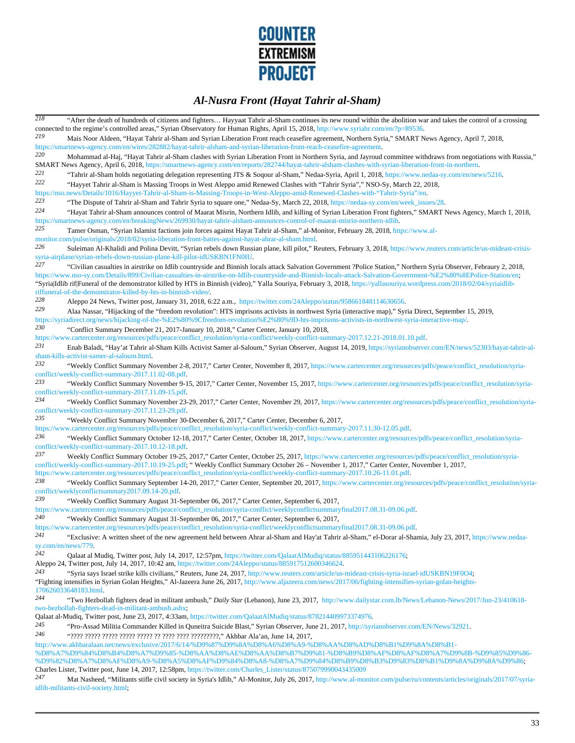[218] "After the death of hundreds of citizens and fighters… Hayyaat Tahrir al-Sham continues its new round within the abolition war and takes the control of a crossing connected to the regime's controlled areas," Syrian Observatory for Human Rights, April 15, 2018, http://www.syriahr.com/en/?p=89536.

[219] Mais Noor Aldeen, "Hayat Tahrir al-Sham and Syrian Liberation Front reach ceasefire agreement, Northern Syria," SMART News Agency, April 7, 2018, https://smartnews-agency.com/en/wires/282882/hayat-tahrir-alsham-and-syrian-liberation-front-reach-ceasefire-agreement.

[220] Mohammad al-Haj, "Hayat Tahrir al-Sham clashes with Syrian Liberation Front in Northern Syria, and Jayroud committee withdraws from negotiations with Russia," SMART News Agency, April 6, 2018, https://smartnews-agency.com/en/reports/282744/hayat-tahrir-alsham-clashes-with-syrian-liberation-front-in-northern.

[221] "Tahrir al-Sham holds negotiating delegation representing JTS & Soqour al-Sham," Nedaa-Syria, April 1, 2018, https://www.nedaa-sy.com/en/news/5216.

[222] "Hayyet Tahrir al-Sham is Massing Troops in West Aleppo amid Renewed Clashes with "Tahrir Syria"," NSO-Sy, March 22, 2018, https://nso.news/Details/1016/Hayyet-Tahrir-al-Sham-is-Massing-Troops-in-West-Aleppo-amid-Renewed-Clashes-with-"Tahrir-Syria"/en.

[223] "The Dispute of Tahrir al-Sham and Tahrir Syria to square one," Nedaa-Sy, March 22, 2018, https://nedaa-sy.com/en/week_issues/28.

[224] "Hayat Tahrir al-Sham announces control of Maarat Misrin, Northern Idlib, and killing of Syrian Liberation Front fighters," SMART News Agency, March 1, 2018, https://smartnews-agency.com/en/breakingNews/269930/hayat-tahrir-alsham-announces-control-of-maarat-misrin-northern-idlib.

[225] Tamer Osman, "Syrian Islamist factions join forces against Hayat Tahrir al-Sham," al-Monitor, February 28, 2018, https://www.al-monitor.com/pulse/originals/2018/02/syria-liberation-front-battes-against-hayat-ahrar-al-sham.html.

[226] Suleiman Al-Khalidi and Polina Devitt, "Syrian rebels down Russian plane, kill pilot," Reuters, February 3, 2018, https://www.reuters.com/article/us-mideast-crisis-syria-airplane/syrian-rebels-down-russian-plane-kill-pilot-idUSKBN1FN0IU.

[227] "Civilian casualties in airstrike on Idlib countryside and Binnish locals attack Salvation Government ?Police Station," Northern Syria Observer, Febraury 2, 2018, https://www.nso-sy.com/Details/899/Civilian-casualties-in-airstrike-on-Idlib-countryside-and-Binnish-locals-attack-Salvation-Government-%E2%80%8EPolice-Station/en; "Syria|Idlib rif|Funeral of the demonstrator killed by HTS in Binnish (video)," Yalla Souriya, February 3, 2018, https://yallasouriya.wordpress.com/2018/02/04/syriaidlib-riffuneral-of-the-demonstrator-killed-by-hts-in-binnish-video/.

[228] Aleppo 24 News, Twitter post, January 31, 2018, 6:22 a.m., https://twitter.com/24Aleppo/status/958661848114630656.

[229] Alaa Nassar, "Hijacking of the "freedom revolution": HTS imprisons activists in northwest Syria (interactive map)," Syria Direct, September 15, 2019, https://syriadirect.org/news/hijacking-of-the-%E2%80%9Cfreedom-revolution%E2%80%9D-hts-imprisons-activists-in-northwest-syria-interactive-map/.

[230] "Conflict Summary December 21, 2017-January 10, 2018," Carter Center, January 10, 2018, https://www.cartercenter.org/resources/pdfs/peace/conflict_resolution/syria-conflict/weekly-conflict-summary-2017.12.21-2018.01.10.pdf.

[231] Enab Baladi, "Hay'at Tahrir al-Sham Kills Activist Samer al-Saloum," Syrian Observer, August 14, 2019, https://syrianobserver.com/EN/news/52303/hayat-tahrir-al-sham-kills-activist-samer-al-saloum.html.

[232] "Weekly Conflict Summary November 2-8, 2017," Carter Center, November 8, 2017, https://www.cartercenter.org/resources/pdfs/peace/conflict_resolution/syria-conflict/weekly-conflict-summary-2017.11.02-08.pdf.

[233] "Weekly Conflict Summary November 9-15, 2017," Carter Center, November 15, 2017, https://www.cartercenter.org/resources/pdfs/peace/conflict_resolution/syria-conflict/weekly-conflict-summary-2017.11.09-15.pdf.

[234] "Weekly Conflict Summary November 23-29, 2017," Carter Center, November 29, 2017, https://www.cartercenter.org/resources/pdfs/peace/conflict_resolution/syria-conflict/weekly-conflict-summary-2017.11.23-29.pdf.

[235] "Weekly Conflict Summary November 30-December 6, 2017," Carter Center, December 6, 2017, https://www.cartercenter.org/resources/pdfs/peace/conflict_resolution/syria-conflict/weekly-conflict-summary-2017.11.30-12.05.pdf.

[236] "Weekly Conflict Summary October 12-18, 2017," Carter Center, October 18, 2017, https://www.cartercenter.org/resources/pdfs/peace/conflict_resolution/syria-conflict/weekly-conflict-summary-2017.10.12-18.pdf.

[237] Weekly Conflict Summary October 19-25, 2017," Carter Center, October 25, 2017, https://www.cartercenter.org/resources/pdfs/peace/conflict_resolution/syria-conflict/weekly-conflict-summary-2017.10.19-25.pdf; " Weekly Conflict Summary October 26 – November 1, 2017," Carter Center, November 1, 2017, https://www.cartercenter.org/resources/pdfs/peace/conflict_resolution/syria-conflict/weekly-conflict-summary-2017.10.26-11.01.pdf.

[238] "Weekly Conflict Summary September 14-20, 2017," Carter Center, September 20, 2017, https://www.cartercenter.org/resources/pdfs/peace/conflict_resolution/syria-conflict/weeklyconflictsummary2017.09.14-20.pdf.

[239] "Weekly Conflict Summary August 31-September 06, 2017," Carter Center, September 6, 2017, https://www.cartercenter.org/resources/pdfs/peace/conflict_resolution/syria-conflict/weeklyconflictsummaryfinal2017.08.31-09.06.pdf.

[240] "Weekly Conflict Summary August 31-September 06, 2017," Carter Center, September 6, 2017, https://www.cartercenter.org/resources/pdfs/peace/conflict_resolution/syria-conflict/weeklyconflictsummaryfinal2017.08.31-09.06.pdf.

[241] "Exclusive: A written sheet of the new agreement held between Ahrar al-Sham and Hay'at Tahrir al-Sham," el-Dorar al-Shamia, July 23, 2017, https://www.nedaa-sy.com/en/news/779.

[242] Qalaat al Mudiq, Twitter post, July 14, 2017, 12:57pm, https://twitter.com/QalaatAlMudiq/status/885951443106226176; Aleppo 24, Twitter post, July 14, 2017, 10:42 am, https://twitter.com/24Aleppo/status/885917512600346624.

[243] "Syria says Israel strike kills civilians," Reuters, June 24, 2017, http://www.reuters.com/article/us-mideast-crisis-syria-israel-idUSKBN19F0O4; "Fighting intensifies in Syrian Golan Heights," Al-Jazeera June 26, 2017, http://www.aljazeera.com/news/2017/06/fighting-intensifies-syrian-golan-heights-170626033648183.html.

[244] "Two Hezbollah fighters dead in militant ambush," *Daily Star* (Lebanon), June 23, 2017, http://www.dailystar.com.lb/News/Lebanon-News/2017/Jun-23/410618-two-hezbollah-fighters-dead-in-militant-ambush.ashx; Qalaat al-Mudiq, Twitter post, June 23, 2017, 4:33am, https://twitter.com/QalaatAlMudiq/status/878214409973374976.

[245] "Pro-Assad Militia Commander Killed in Quneitra Suicide Blast," Syrian Observer, June 21, 2017, http://syrianobserver.com/EN/News/32921.

[246] "???? ????? ????? ????? ????? ?? ???? ???? ?????????," Akhbar Ala'an, June 14, 2017, http://www.akhbaralaan.net/news/exclusive/2017/6/14/%D9%87%D9%8A%D8%A6%D8%A9-%D8%AA%D8%AD%D8%B1%D9%8A%D8%B1-%D8%A7%D9%84%D8%B4%D8%A7%D9%85-%D8%AA%D8%AE%D8%AA%D8%B7%D9%81-%D8%B9%D8%AF%D8%AF%D8%A7%D9%8B-%D9%85%D9%86-%D9%82%D8%A7%D8%AF%D8%A9-%D8%A5%D8%AF%D9%84%D8%A8-%D8%A7%D9%84%D8%B9%D8%B3%D9%83%D8%B1%D9%8A%D9%8A%D9%86; Charles Lister, Twitter post, June 14, 2017, 12:58pm, https://twitter.com/Charles_Lister/status/875079990043435009

[247] Mat Nasheed, "Militants stifle civil society in Syria's Idlib," Al-Monitor, July 26, 2017, http://www.al-monitor.com/pulse/ru/contents/articles/originals/2017/07/syria-idlib-militants-civil-society.html;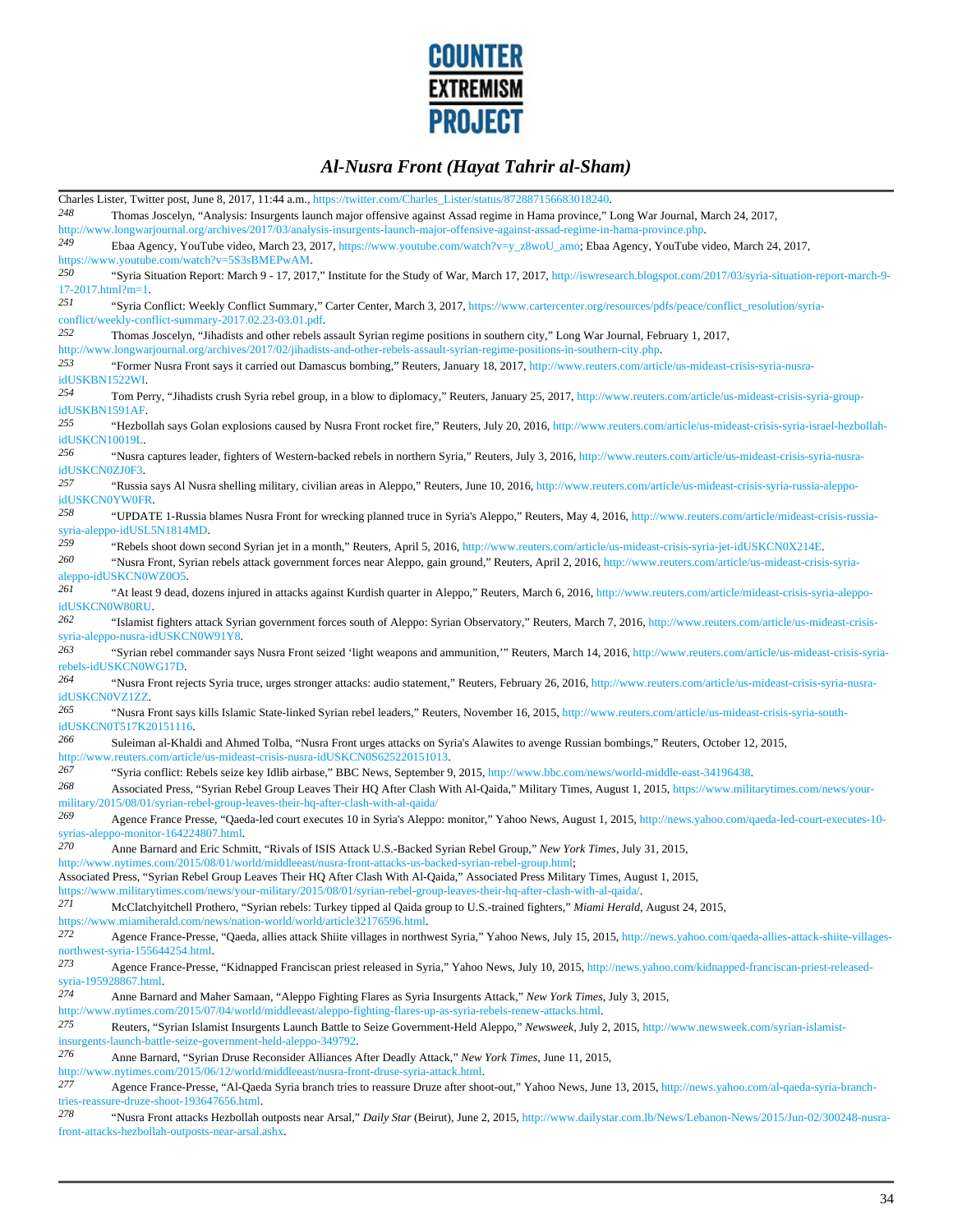Charles Lister, Twitter post, June 8, 2017, 11:44 a.m., https://twitter.com/Charles_Lister/status/872887156683018240.

248 Thomas Joscelyn, "Analysis: Insurgents launch major offensive against Assad regime in Hama province," Long War Journal, March 24, 2017, http://www.longwarjournal.org/archives/2017/03/analysis-insurgents-launch-major-offensive-against-assad-regime-in-hama-province.php.

249 Ebaa Agency, YouTube video, March 23, 2017, https://www.youtube.com/watch?v=y_z8woU_amo; Ebaa Agency, YouTube video, March 24, 2017, https://www.youtube.com/watch?v=5S3sBMEPwAM.

250 "Syria Situation Report: March 9 - 17, 2017," Institute for the Study of War, March 17, 2017, http://iswresearch.blogspot.com/2017/03/syria-situation-report-march-9-17-2017.html?m=1.

251 "Syria Conflict: Weekly Conflict Summary," Carter Center, March 3, 2017, https://www.cartercenter.org/resources/pdfs/peace/conflict_resolution/syria-conflict/weekly-conflict-summary-2017.02.23-03.01.pdf.

252 Thomas Joscelyn, "Jihadists and other rebels assault Syrian regime positions in southern city," Long War Journal, February 1, 2017, http://www.longwarjournal.org/archives/2017/02/jihadists-and-other-rebels-assault-syrian-regime-positions-in-southern-city.php.

253 "Former Nusra Front says it carried out Damascus bombing," Reuters, January 18, 2017, http://www.reuters.com/article/us-mideast-crisis-syria-nusra-idUSKBN1522WI.

254 Tom Perry, "Jihadists crush Syria rebel group, in a blow to diplomacy," Reuters, January 25, 2017, http://www.reuters.com/article/us-mideast-crisis-syria-group-idUSKBN1591AF.

255 "Hezbollah says Golan explosions caused by Nusra Front rocket fire," Reuters, July 20, 2016, http://www.reuters.com/article/us-mideast-crisis-syria-israel-hezbollah-idUSKCN10019L.

256 "Nusra captures leader, fighters of Western-backed rebels in northern Syria," Reuters, July 3, 2016, http://www.reuters.com/article/us-mideast-crisis-syria-nusra-idUSKCN0ZJ0F3.

257 "Russia says Al Nusra shelling military, civilian areas in Aleppo," Reuters, June 10, 2016, http://www.reuters.com/article/us-mideast-crisis-syria-russia-aleppo-idUSKCN0YW0FR.

258 "UPDATE 1-Russia blames Nusra Front for wrecking planned truce in Syria's Aleppo," Reuters, May 4, 2016, http://www.reuters.com/article/mideast-crisis-russia-syria-aleppo-idUSL5N1814MD.

259 "Rebels shoot down second Syrian jet in a month," Reuters, April 5, 2016, http://www.reuters.com/article/us-mideast-crisis-syria-jet-idUSKCN0X214E.

260 "Nusra Front, Syrian rebels attack government forces near Aleppo, gain ground," Reuters, April 2, 2016, http://www.reuters.com/article/us-mideast-crisis-syria-aleppo-idUSKCN0WZ0O5.

261 "At least 9 dead, dozens injured in attacks against Kurdish quarter in Aleppo," Reuters, March 6, 2016, http://www.reuters.com/article/mideast-crisis-syria-aleppo-idUSKCN0W80RU.

262 "Islamist fighters attack Syrian government forces south of Aleppo: Syrian Observatory," Reuters, March 7, 2016, http://www.reuters.com/article/us-mideast-crisis-syria-aleppo-nusra-idUSKCN0W91Y8.

263 "Syrian rebel commander says Nusra Front seized 'light weapons and ammunition,'" Reuters, March 14, 2016, http://www.reuters.com/article/us-mideast-crisis-syria-rebels-idUSKCN0WG17D.

264 "Nusra Front rejects Syria truce, urges stronger attacks: audio statement," Reuters, February 26, 2016, http://www.reuters.com/article/us-mideast-crisis-syria-nusra-idUSKCN0VZ1ZZ.

265 "Nusra Front says kills Islamic State-linked Syrian rebel leaders," Reuters, November 16, 2015, http://www.reuters.com/article/us-mideast-crisis-syria-south-idUSKCN0T517K20151116.

266 Suleiman al-Khaldi and Ahmed Tolba, "Nusra Front urges attacks on Syria's Alawites to avenge Russian bombings," Reuters, October 12, 2015, http://www.reuters.com/article/us-mideast-crisis-nusra-idUSKCN0S625220151013.

267 "Syria conflict: Rebels seize key Idlib airbase," BBC News, September 9, 2015, http://www.bbc.com/news/world-middle-east-34196438.

268 Associated Press, "Syrian Rebel Group Leaves Their HQ After Clash With Al-Qaida," Military Times, August 1, 2015, https://www.militarytimes.com/news/your-military/2015/08/01/syrian-rebel-group-leaves-their-hq-after-clash-with-al-qaida/

269 Agence France Presse, "Qaeda-led court executes 10 in Syria's Aleppo: monitor," Yahoo News, August 1, 2015, http://news.yahoo.com/qaeda-led-court-executes-10-syrias-aleppo-monitor-164224807.html.

270 Anne Barnard and Eric Schmitt, "Rivals of ISIS Attack U.S.-Backed Syrian Rebel Group," *New York Times*, July 31, 2015, http://www.nytimes.com/2015/08/01/world/middleeast/nusra-front-attacks-us-backed-syrian-rebel-group.html; Associated Press, "Syrian Rebel Group Leaves Their HQ After Clash With Al-Qaida," Associated Press Military Times, August 1, 2015, https://www.militarytimes.com/news/your-military/2015/08/01/syrian-rebel-group-leaves-their-hq-after-clash-with-al-qaida/.

271 McClatchyitchell Prothero, "Syrian rebels: Turkey tipped al Qaida group to U.S.-trained fighters," *Miami Herald*, August 24, 2015, https://www.miamiherald.com/news/nation-world/world/article32176596.html.

272 Agence France-Presse, "Qaeda, allies attack Shiite villages in northwest Syria," Yahoo News, July 15, 2015, http://news.yahoo.com/qaeda-allies-attack-shiite-villages-northwest-syria-155644254.html.

273 Agence France-Presse, "Kidnapped Franciscan priest released in Syria," Yahoo News, July 10, 2015, http://news.yahoo.com/kidnapped-franciscan-priest-released-syria-195928867.html.

274 Anne Barnard and Maher Samaan, "Aleppo Fighting Flares as Syria Insurgents Attack," *New York Times*, July 3, 2015, http://www.nytimes.com/2015/07/04/world/middleeast/aleppo-fighting-flares-up-as-syria-rebels-renew-attacks.html.

275 Reuters, "Syrian Islamist Insurgents Launch Battle to Seize Government-Held Aleppo," *Newsweek*, July 2, 2015, http://www.newsweek.com/syrian-islamist-insurgents-launch-battle-seize-government-held-aleppo-349792.

276 Anne Barnard, "Syrian Druse Reconsider Alliances After Deadly Attack," *New York Times*, June 11, 2015, http://www.nytimes.com/2015/06/12/world/middleeast/nusra-front-druse-syria-attack.html.

277 Agence France-Presse, "Al-Qaeda Syria branch tries to reassure Druze after shoot-out," Yahoo News, June 13, 2015, http://news.yahoo.com/al-qaeda-syria-branch-tries-reassure-druze-shoot-193647656.html.

278 "Nusra Front attacks Hezbollah outposts near Arsal," *Daily Star* (Beirut), June 2, 2015, http://www.dailystar.com.lb/News/Lebanon-News/2015/Jun-02/300248-nusra-front-attacks-hezbollah-outposts-near-arsal.ashx.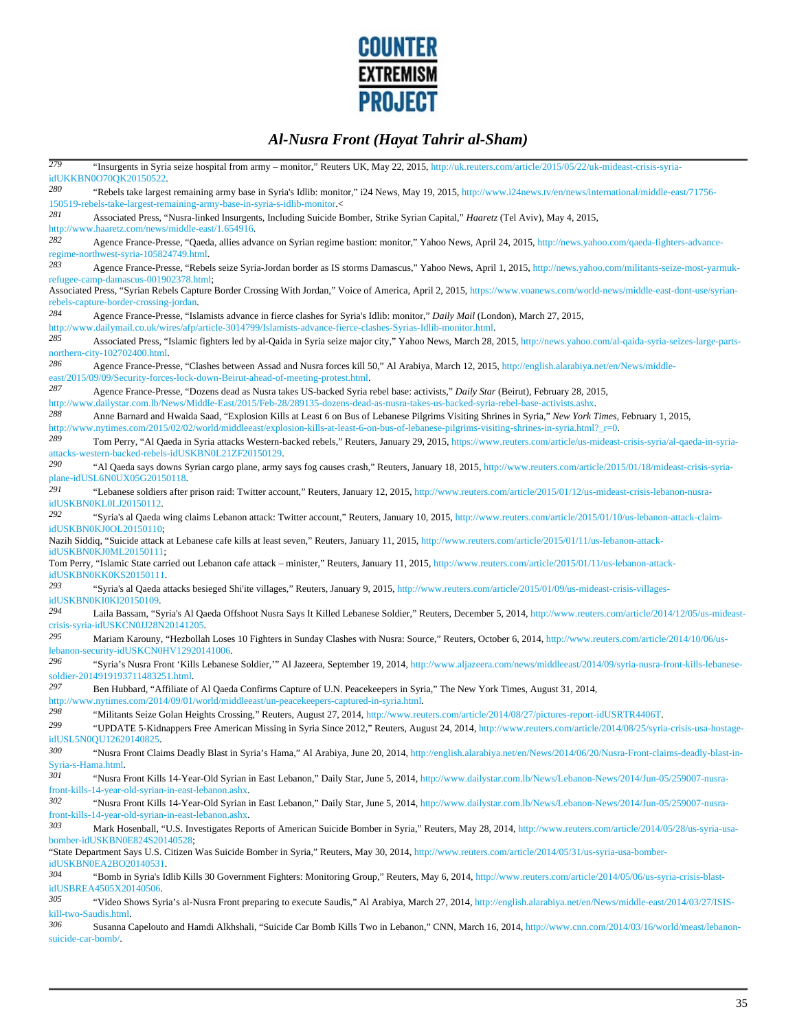[279] "Insurgents in Syria seize hospital from army – monitor," Reuters UK, May 22, 2015, http://uk.reuters.com/article/2015/05/22/uk-mideast-crisis-syria-idUKKBN0O70QK20150522.

[280] "Rebels take largest remaining army base in Syria's Idlib: monitor," i24 News, May 19, 2015, http://www.i24news.tv/en/news/international/middle-east/71756-150519-rebels-take-largest-remaining-army-base-in-syria-s-idlib-monitor.<

[281] Associated Press, "Nusra-linked Insurgents, Including Suicide Bomber, Strike Syrian Capital," *Haaretz* (Tel Aviv), May 4, 2015, http://www.haaretz.com/news/middle-east/1.654916.

[282] Agence France-Presse, "Qaeda, allies advance on Syrian regime bastion: monitor," Yahoo News, April 24, 2015, http://news.yahoo.com/qaeda-fighters-advance-regime-northwest-syria-105824749.html.

[283] Agence France-Presse, "Rebels seize Syria-Jordan border as IS storms Damascus," Yahoo News, April 1, 2015, http://news.yahoo.com/militants-seize-most-yarmuk-refugee-camp-damascus-001902378.html;
Associated Press, "Syrian Rebels Capture Border Crossing With Jordan," Voice of America, April 2, 2015, https://www.voanews.com/world-news/middle-east-dont-use/syrian-rebels-capture-border-crossing-jordan.

[284] Agence France-Presse, "Islamists advance in fierce clashes for Syria's Idlib: monitor," *Daily Mail* (London), March 27, 2015, http://www.dailymail.co.uk/wires/afp/article-3014799/Islamists-advance-fierce-clashes-Syrias-Idlib-monitor.html.

[285] Associated Press, "Islamic fighters led by al-Qaida in Syria seize major city," Yahoo News, March 28, 2015, http://news.yahoo.com/al-qaida-syria-seizes-large-parts-northern-city-102702400.html.

[286] Agence France-Presse, "Clashes between Assad and Nusra forces kill 50," Al Arabiya, March 12, 2015, http://english.alarabiya.net/en/News/middle-east/2015/09/09/Security-forces-lock-down-Beirut-ahead-of-meeting-protest.html.

[287] Agence France-Presse, "Dozens dead as Nusra takes US-backed Syria rebel base: activists," *Daily Star* (Beirut), February 28, 2015, http://www.dailystar.com.lb/News/Middle-East/2015/Feb-28/289135-dozens-dead-as-nusra-takes-us-backed-syria-rebel-base-activists.ashx.

[288] Anne Barnard and Hwaida Saad, "Explosion Kills at Least 6 on Bus of Lebanese Pilgrims Visiting Shrines in Syria," *New York Times*, February 1, 2015, http://www.nytimes.com/2015/02/02/world/middleeast/explosion-kills-at-least-6-on-bus-of-lebanese-pilgrims-visiting-shrines-in-syria.html?_r=0.

[289] Tom Perry, "Al Qaeda in Syria attacks Western-backed rebels," Reuters, January 29, 2015, https://www.reuters.com/article/us-mideast-crisis-syria/al-qaeda-in-syria-attacks-western-backed-rebels-idUSKBN0L21ZF20150129.

[290] "Al Qaeda says downs Syrian cargo plane, army says fog causes crash," Reuters, January 18, 2015, http://www.reuters.com/article/2015/01/18/mideast-crisis-syria-plane-idUSL6N0UX05G20150118.

[291] "Lebanese soldiers after prison raid: Twitter account," Reuters, January 12, 2015, http://www.reuters.com/article/2015/01/12/us-mideast-crisis-lebanon-nusra-idUSKBN0KL0LJ20150112.

[292] "Syria's al Qaeda wing claims Lebanon attack: Twitter account," Reuters, January 10, 2015, http://www.reuters.com/article/2015/01/10/us-lebanon-attack-claim-idUSKBN0KJ0OL20150110;
Nazih Siddiq, "Suicide attack at Lebanese cafe kills at least seven," Reuters, January 11, 2015, http://www.reuters.com/article/2015/01/11/us-lebanon-attack-idUSKBN0KJ0ML20150111;
Tom Perry, "Islamic State carried out Lebanon cafe attack – minister," Reuters, January 11, 2015, http://www.reuters.com/article/2015/01/11/us-lebanon-attack-idUSKBN0KK0KS20150111.

[293] "Syria's al Qaeda attacks besieged Shi'ite villages," Reuters, January 9, 2015, http://www.reuters.com/article/2015/01/09/us-mideast-crisis-villages-idUSKBN0KI0KI20150109.

[294] Laila Bassam, "Syria's Al Qaeda Offshoot Nusra Says It Killed Lebanese Soldier," Reuters, December 5, 2014, http://www.reuters.com/article/2014/12/05/us-mideast-crisis-syria-idUSKCN0JJ28N20141205.

[295] Mariam Karouny, "Hezbollah Loses 10 Fighters in Sunday Clashes with Nusra: Source," Reuters, October 6, 2014, http://www.reuters.com/article/2014/10/06/us-lebanon-security-idUSKCN0HV12920141006.

[296] "Syria's Nusra Front 'Kills Lebanese Soldier,'" Al Jazeera, September 19, 2014, http://www.aljazeera.com/news/middleeast/2014/09/syria-nusra-front-kills-lebanese-soldier-2014919193711483251.html.

[297] Ben Hubbard, "Affiliate of Al Qaeda Confirms Capture of U.N. Peacekeepers in Syria," The New York Times, August 31, 2014, http://www.nytimes.com/2014/09/01/world/middleeast/un-peacekeepers-captured-in-syria.html.

[298] "Militants Seize Golan Heights Crossing," Reuters, August 27, 2014, http://www.reuters.com/article/2014/08/27/pictures-report-idUSRTR4406T.

[299] "UPDATE 5-Kidnappers Free American Missing in Syria Since 2012," Reuters, August 24, 2014, http://www.reuters.com/article/2014/08/25/syria-crisis-usa-hostage-idUSL5N0QU12620140825.

[300] "Nusra Front Claims Deadly Blast in Syria's Hama," Al Arabiya, June 20, 2014, http://english.alarabiya.net/en/News/2014/06/20/Nusra-Front-claims-deadly-blast-in-Syria-s-Hama.html.

[301] "Nusra Front Kills 14-Year-Old Syrian in East Lebanon," Daily Star, June 5, 2014, http://www.dailystar.com.lb/News/Lebanon-News/2014/Jun-05/259007-nusra-front-kills-14-year-old-syrian-in-east-lebanon.ashx.

[302] "Nusra Front Kills 14-Year-Old Syrian in East Lebanon," Daily Star, June 5, 2014, http://www.dailystar.com.lb/News/Lebanon-News/2014/Jun-05/259007-nusra-front-kills-14-year-old-syrian-in-east-lebanon.ashx.

[303] Mark Hosenball, "U.S. Investigates Reports of American Suicide Bomber in Syria," Reuters, May 28, 2014, http://www.reuters.com/article/2014/05/28/us-syria-usa-bomber-idUSKBN0E824S20140528;
"State Department Says U.S. Citizen Was Suicide Bomber in Syria," Reuters, May 30, 2014, http://www.reuters.com/article/2014/05/31/us-syria-usa-bomber-idUSKBN0EA2BO20140531.

[304] "Bomb in Syria's Idlib Kills 30 Government Fighters: Monitoring Group," Reuters, May 6, 2014, http://www.reuters.com/article/2014/05/06/us-syria-crisis-blast-idUSBREA4505X20140506.

[305] "Video Shows Syria's al-Nusra Front preparing to execute Saudis," Al Arabiya, March 27, 2014, http://english.alarabiya.net/en/News/middle-east/2014/03/27/ISIS-kill-two-Saudis.html.

[306] Susanna Capelouto and Hamdi Alkhshali, "Suicide Car Bomb Kills Two in Lebanon," CNN, March 16, 2014, http://www.cnn.com/2014/03/16/world/meast/lebanon-suicide-car-bomb/.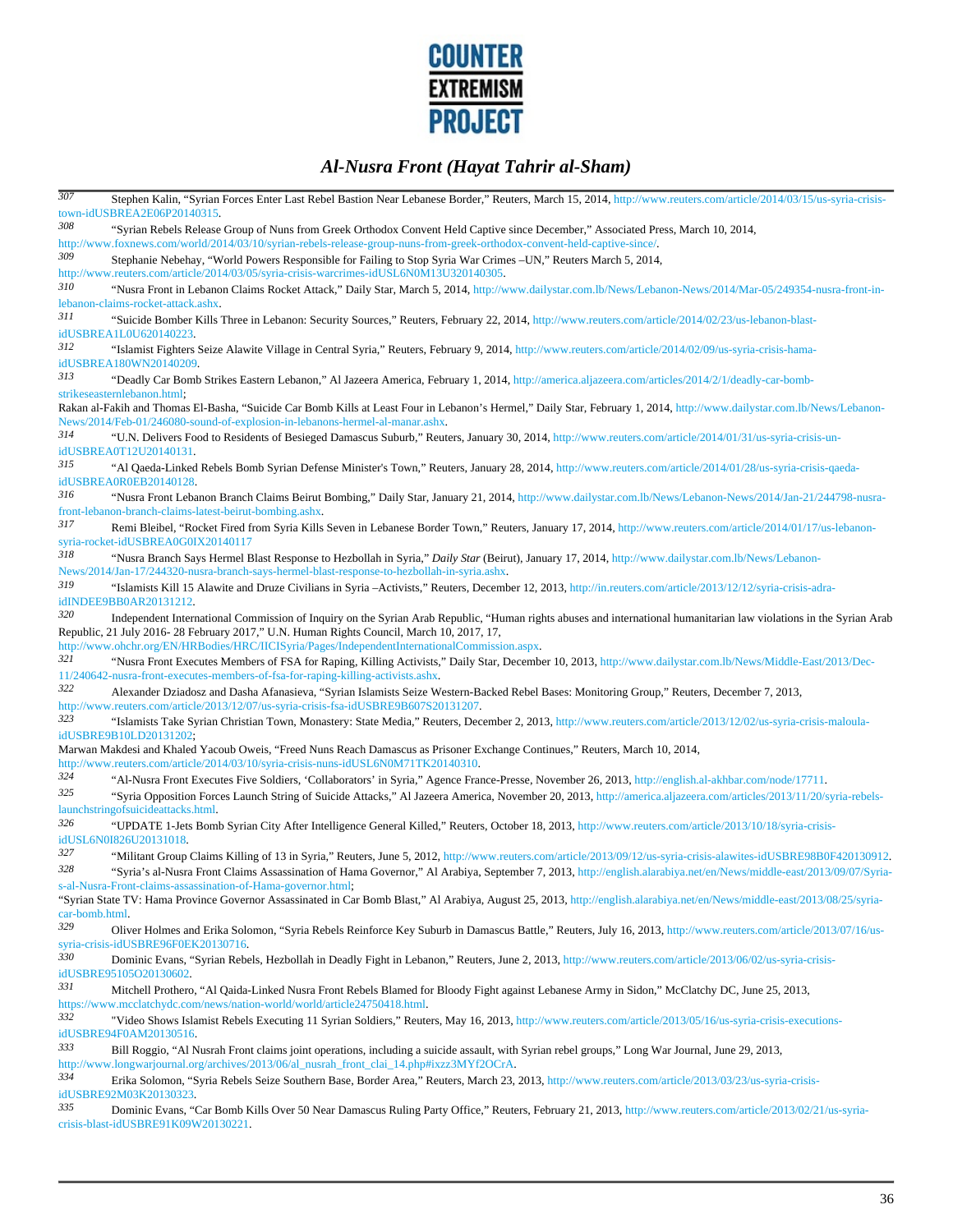[307] Stephen Kalin, "Syrian Forces Enter Last Rebel Bastion Near Lebanese Border," Reuters, March 15, 2014, http://www.reuters.com/article/2014/03/15/us-syria-crisis-town-idUSBREA2E06P20140315.

[308] "Syrian Rebels Release Group of Nuns from Greek Orthodox Convent Held Captive since December," Associated Press, March 10, 2014, http://www.foxnews.com/world/2014/03/10/syrian-rebels-release-group-nuns-from-greek-orthodox-convent-held-captive-since/.

[309] Stephanie Nebehay, "World Powers Responsible for Failing to Stop Syria War Crimes –UN," Reuters March 5, 2014, http://www.reuters.com/article/2014/03/05/syria-crisis-warcrimes-idUSL6N0M13U320140305.

[310] "Nusra Front in Lebanon Claims Rocket Attack," Daily Star, March 5, 2014, http://www.dailystar.com.lb/News/Lebanon-News/2014/Mar-05/249354-nusra-front-in-lebanon-claims-rocket-attack.ashx.

[311] "Suicide Bomber Kills Three in Lebanon: Security Sources," Reuters, February 22, 2014, http://www.reuters.com/article/2014/02/23/us-lebanon-blast-idUSBREA1L0U620140223.

[312] "Islamist Fighters Seize Alawite Village in Central Syria," Reuters, February 9, 2014, http://www.reuters.com/article/2014/02/09/us-syria-crisis-hama-idUSBREA180WN20140209.

[313] "Deadly Car Bomb Strikes Eastern Lebanon," Al Jazeera America, February 1, 2014, http://america.aljazeera.com/articles/2014/2/1/deadly-car-bomb-strikeseasternlebanon.html;
Rakan al-Fakih and Thomas El-Basha, "Suicide Car Bomb Kills at Least Four in Lebanon's Hermel," Daily Star, February 1, 2014, http://www.dailystar.com.lb/News/Lebanon-News/2014/Feb-01/246080-sound-of-explosion-in-lebanons-hermel-al-manar.ashx.

[314] "U.N. Delivers Food to Residents of Besieged Damascus Suburb," Reuters, January 30, 2014, http://www.reuters.com/article/2014/01/31/us-syria-crisis-un-idUSBREA0T12U20140131.

[315] "Al Qaeda-Linked Rebels Bomb Syrian Defense Minister's Town," Reuters, January 28, 2014, http://www.reuters.com/article/2014/01/28/us-syria-crisis-qaeda-idUSBREA0R0EB20140128.

[316] "Nusra Front Lebanon Branch Claims Beirut Bombing," Daily Star, January 21, 2014, http://www.dailystar.com.lb/News/Lebanon-News/2014/Jan-21/244798-nusra-front-lebanon-branch-claims-latest-beirut-bombing.ashx.

[317] Remi Bleibel, "Rocket Fired from Syria Kills Seven in Lebanese Border Town," Reuters, January 17, 2014, http://www.reuters.com/article/2014/01/17/us-lebanon-syria-rocket-idUSBREA0G0IX20140117

[318] "Nusra Branch Says Hermel Blast Response to Hezbollah in Syria," *Daily Star* (Beirut), January 17, 2014, http://www.dailystar.com.lb/News/Lebanon-News/2014/Jan-17/244320-nusra-branch-says-hermel-blast-response-to-hezbollah-in-syria.ashx.

[319] "Islamists Kill 15 Alawite and Druze Civilians in Syria –Activists," Reuters, December 12, 2013, http://in.reuters.com/article/2013/12/12/syria-crisis-adra-idINDEE9BB0AR20131212.

[320] Independent International Commission of Inquiry on the Syrian Arab Republic, "Human rights abuses and international humanitarian law violations in the Syrian Arab Republic, 21 July 2016- 28 February 2017," U.N. Human Rights Council, March 10, 2017, 17, http://www.ohchr.org/EN/HRBodies/HRC/IICISyria/Pages/IndependentInternationalCommission.aspx.

[321] "Nusra Front Executes Members of FSA for Raping, Killing Activists," Daily Star, December 10, 2013, http://www.dailystar.com.lb/News/Middle-East/2013/Dec-11/240642-nusra-front-executes-members-of-fsa-for-raping-killing-activists.ashx.

[322] Alexander Dziadosz and Dasha Afanasieva, "Syrian Islamists Seize Western-Backed Rebel Bases: Monitoring Group," Reuters, December 7, 2013, http://www.reuters.com/article/2013/12/07/us-syria-crisis-fsa-idUSBRE9B607S20131207.

[323] "Islamists Take Syrian Christian Town, Monastery: State Media," Reuters, December 2, 2013, http://www.reuters.com/article/2013/12/02/us-syria-crisis-maloula-idUSBRE9B10LD20131202;
Marwan Makdesi and Khaled Yacoub Oweis, "Freed Nuns Reach Damascus as Prisoner Exchange Continues," Reuters, March 10, 2014, http://www.reuters.com/article/2014/03/10/syria-crisis-nuns-idUSL6N0M71TK20140310.

[324] "Al-Nusra Front Executes Five Soldiers, 'Collaborators' in Syria," Agence France-Presse, November 26, 2013, http://english.al-akhbar.com/node/17711.

[325] "Syria Opposition Forces Launch String of Suicide Attacks," Al Jazeera America, November 20, 2013, http://america.aljazeera.com/articles/2013/11/20/syria-rebels-launchstringofsuicideattacks.html.

[326] "UPDATE 1-Jets Bomb Syrian City After Intelligence General Killed," Reuters, October 18, 2013, http://www.reuters.com/article/2013/10/18/syria-crisis-idUSL6N0I826U20131018.

[327] "Militant Group Claims Killing of 13 in Syria," Reuters, June 5, 2012, http://www.reuters.com/article/2013/09/12/us-syria-crisis-alawites-idUSBRE98B0F420130912.

[328] "Syria's al-Nusra Front Claims Assassination of Hama Governor," Al Arabiya, September 7, 2013, http://english.alarabiya.net/en/News/middle-east/2013/09/07/Syria-s-al-Nusra-Front-claims-assassination-of-Hama-governor.html;
"Syrian State TV: Hama Province Governor Assassinated in Car Bomb Blast," Al Arabiya, August 25, 2013, http://english.alarabiya.net/en/News/middle-east/2013/08/25/syria-car-bomb.html.

[329] Oliver Holmes and Erika Solomon, "Syria Rebels Reinforce Key Suburb in Damascus Battle," Reuters, July 16, 2013, http://www.reuters.com/article/2013/07/16/us-syria-crisis-idUSBRE96F0EK20130716.

[330] Dominic Evans, "Syrian Rebels, Hezbollah in Deadly Fight in Lebanon," Reuters, June 2, 2013, http://www.reuters.com/article/2013/06/02/us-syria-crisis-idUSBRE95105O20130602.

[331] Mitchell Prothero, "Al Qaida-Linked Nusra Front Rebels Blamed for Bloody Fight against Lebanese Army in Sidon," McClatchy DC, June 25, 2013, https://www.mcclatchydc.com/news/nation-world/world/article24750418.html.

[332] "Video Shows Islamist Rebels Executing 11 Syrian Soldiers," Reuters, May 16, 2013, http://www.reuters.com/article/2013/05/16/us-syria-crisis-executions-idUSBRE94F0AM20130516.

[333] Bill Roggio, "Al Nusrah Front claims joint operations, including a suicide assault, with Syrian rebel groups," Long War Journal, June 29, 2013, http://www.longwarjournal.org/archives/2013/06/al_nusrah_front_clai_14.php#ixzz3MYf2OCrA.

[334] Erika Solomon, "Syria Rebels Seize Southern Base, Border Area," Reuters, March 23, 2013, http://www.reuters.com/article/2013/03/23/us-syria-crisis-idUSBRE92M03K20130323.

[335] Dominic Evans, "Car Bomb Kills Over 50 Near Damascus Ruling Party Office," Reuters, February 21, 2013, http://www.reuters.com/article/2013/02/21/us-syria-crisis-blast-idUSBRE91K09W20130221.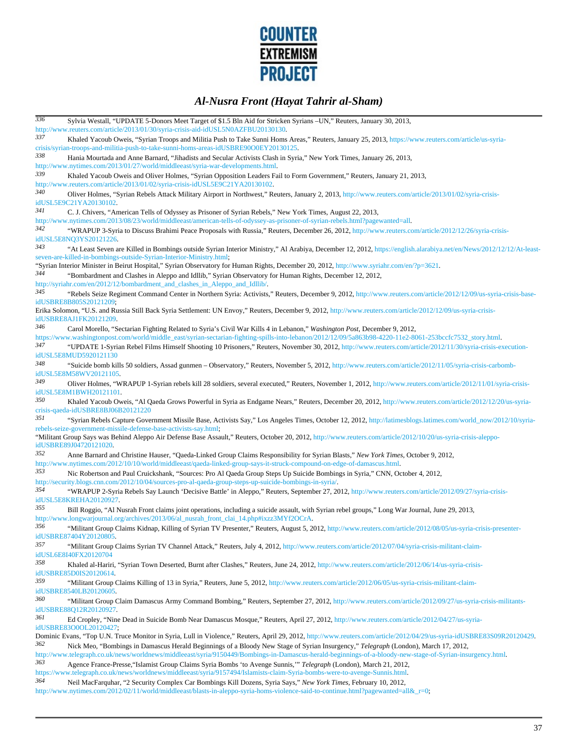[336] Sylvia Westall, "UPDATE 5-Donors Meet Target of $1.5 Bln Aid for Stricken Syrians –UN," Reuters, January 30, 2013, http://www.reuters.com/article/2013/01/30/syria-crisis-aid-idUSL5N0AZFBU20130130.

[337] Khaled Yacoub Oweis, "Syrian Troops and Militia Push to Take Sunni Homs Areas," Reuters, January 25, 2013, https://www.reuters.com/article/us-syria-crisis/syrian-troops-and-militia-push-to-take-sunni-homs-areas-idUSBRE90O0EY20130125.

[338] Hania Mourtada and Anne Barnard, "Jihadists and Secular Activists Clash in Syria," New York Times, January 26, 2013, http://www.nytimes.com/2013/01/27/world/middleeast/syria-war-developments.html.

[339] Khaled Yacoub Oweis and Oliver Holmes, "Syrian Opposition Leaders Fail to Form Government," Reuters, January 21, 2013, http://www.reuters.com/article/2013/01/02/syria-crisis-idUSL5E9C21YA20130102.

[340] Oliver Holmes, "Syrian Rebels Attack Military Airport in Northwest," Reuters, January 2, 2013, http://www.reuters.com/article/2013/01/02/syria-crisis-idUSL5E9C21YA20130102.

[341] C. J. Chivers, "American Tells of Odyssey as Prisoner of Syrian Rebels," New York Times, August 22, 2013, http://www.nytimes.com/2013/08/23/world/middleeast/american-tells-of-odyssey-as-prisoner-of-syrian-rebels.html?pagewanted=all.

[342] "WRAPUP 3-Syria to Discuss Brahimi Peace Proposals with Russia," Reuters, December 26, 2012, http://www.reuters.com/article/2012/12/26/syria-crisis-idUSL5E8NQ3YS20121226.

[343] "At Least Seven are Killed in Bombings outside Syrian Interior Ministry," Al Arabiya, December 12, 2012, https://english.alarabiya.net/en/News/2012/12/12/At-least-seven-are-killed-in-bombings-outside-Syrian-Interior-Ministry.html;
"Syrian Interior Minister in Beirut Hospital," Syrian Observatory for Human Rights, December 20, 2012, http://www.syriahr.com/en/?p=3621.

[344] "Bombardment and Clashes in Aleppo and Idllib," Syrian Observatory for Human Rights, December 12, 2012, http://syriahr.com/en/2012/12/bombardment_and_clashes_in_Aleppo_and_Idllib/.

[345] "Rebels Seize Regiment Command Center in Northern Syria: Activists," Reuters, December 9, 2012, http://www.reuters.com/article/2012/12/09/us-syria-crisis-base-idUSBRE8B805S20121209;
Erika Solomon, "U.S. and Russia Still Back Syria Settlement: UN Envoy," Reuters, December 9, 2012, http://www.reuters.com/article/2012/12/09/us-syria-crisis-idUSBRE8AJ1FK20121209.

[346] Carol Morello, "Sectarian Fighting Related to Syria's Civil War Kills 4 in Lebanon," *Washington Post*, December 9, 2012, https://www.washingtonpost.com/world/middle_east/syrian-sectarian-fighting-spills-into-lebanon/2012/12/09/5a863b98-4220-11e2-8061-253bccfc7532_story.html.

[347] "UPDATE 1-Syrian Rebel Films Himself Shooting 10 Prisoners," Reuters, November 30, 2012, http://www.reuters.com/article/2012/11/30/syria-crisis-execution-idUSL5E8MUD5920121130

[348] "Suicide bomb kills 50 soldiers, Assad gunmen – Observatory," Reuters, November 5, 2012, http://www.reuters.com/article/2012/11/05/syria-crisis-carbomb-idUSL5E8M58WV20121105.

[349] Oliver Holmes, "WRAPUP 1-Syrian rebels kill 28 soldiers, several executed," Reuters, November 1, 2012, http://www.reuters.com/article/2012/11/01/syria-crisis-idUSL5E8M1BWH20121101.

[350] Khaled Yacoub Oweis, "Al Qaeda Grows Powerful in Syria as Endgame Nears," Reuters, December 20, 2012, http://www.reuters.com/article/2012/12/20/us-syria-crisis-qaeda-idUSBRE8BJ06B20121220

[351] "Syrian Rebels Capture Government Missile Base, Activists Say," Los Angeles Times, October 12, 2012, http://latimesblogs.latimes.com/world_now/2012/10/syria-rebels-seize-government-missile-defense-base-activists-say.html;
"Militant Group Says was Behind Aleppo Air Defense Base Assault," Reuters, October 20, 2012, http://www.reuters.com/article/2012/10/20/us-syria-crisis-aleppo-idUSBRE89J04720121020.

[352] Anne Barnard and Christine Hauser, "Qaeda-Linked Group Claims Responsibility for Syrian Blasts," *New York Times*, October 9, 2012, http://www.nytimes.com/2012/10/10/world/middleeast/qaeda-linked-group-says-it-struck-compound-on-edge-of-damascus.html.

[353] Nic Robertson and Paul Cruickshank, "Sources: Pro Al Qaeda Group Steps Up Suicide Bombings in Syria," CNN, October 4, 2012, http://security.blogs.cnn.com/2012/10/04/sources-pro-al-qaeda-group-steps-up-suicide-bombings-in-syria/.

[354] "WRAPUP 2-Syria Rebels Say Launch 'Decisive Battle' in Aleppo," Reuters, September 27, 2012, http://www.reuters.com/article/2012/09/27/syria-crisis-idUSL5E8KREHA20120927.

[355] Bill Roggio, "Al Nusrah Front claims joint operations, including a suicide assault, with Syrian rebel groups," Long War Journal, June 29, 2013, http://www.longwarjournal.org/archives/2013/06/al_nusrah_front_clai_14.php#ixzz3MYf2OCrA.

[356] "Militant Group Claims Kidnap, Killing of Syrian TV Presenter," Reuters, August 5, 2012, http://www.reuters.com/article/2012/08/05/us-syria-crisis-presenter-idUSBRE87404Y20120805.

[357] "Militant Group Claims Syrian TV Channel Attack," Reuters, July 4, 2012, http://www.reuters.com/article/2012/07/04/syria-crisis-militant-claim-idUSL6E8I40FX20120704

[358] Khaled al-Hariri, "Syrian Town Deserted, Burnt after Clashes," Reuters, June 24, 2012, http://www.reuters.com/article/2012/06/14/us-syria-crisis-idUSBRE85D0IS20120614.

[359] "Militant Group Claims Killing of 13 in Syria," Reuters, June 5, 2012, http://www.reuters.com/article/2012/06/05/us-syria-crisis-militant-claim-idUSBRE8540LB20120605.

[360] "Militant Group Claim Damascus Army Command Bombing," Reuters, September 27, 2012, http://www.reuters.com/article/2012/09/27/us-syria-crisis-militants-idUSBRE88Q12R20120927.

[361] Ed Cropley, "Nine Dead in Suicide Bomb Near Damascus Mosque," Reuters, April 27, 2012, http://www.reuters.com/article/2012/04/27/us-syria-idUSBRE83O0OL20120427;
Dominic Evans, "Top U.N. Truce Monitor in Syria, Lull in Violence," Reuters, April 29, 2012, http://www.reuters.com/article/2012/04/29/us-syria-idUSBRE83S09R20120429.

[362] Nick Meo, "Bombings in Damascus Herald Beginnings of a Bloody New Stage of Syrian Insurgency," *Telegraph* (London), March 17, 2012, http://www.telegraph.co.uk/news/worldnews/middleeast/syria/9150449/Bombings-in-Damascus-herald-beginnings-of-a-bloody-new-stage-of-Syrian-insurgency.html.

[363] Agence France-Presse,"Islamist Group Claims Syria Bombs 'to Avenge Sunnis,'" *Telegraph* (London), March 21, 2012, https://www.telegraph.co.uk/news/worldnews/middleeast/syria/9157494/Islamists-claim-Syria-bombs-were-to-avenge-Sunnis.html.

[364] Neil MacFarquhar, "2 Security Complex Car Bombings Kill Dozens, Syria Says," *New York Times*, February 10, 2012, http://www.nytimes.com/2012/02/11/world/middleeast/blasts-in-aleppo-syria-homs-violence-said-to-continue.html?pagewanted=all&_r=0;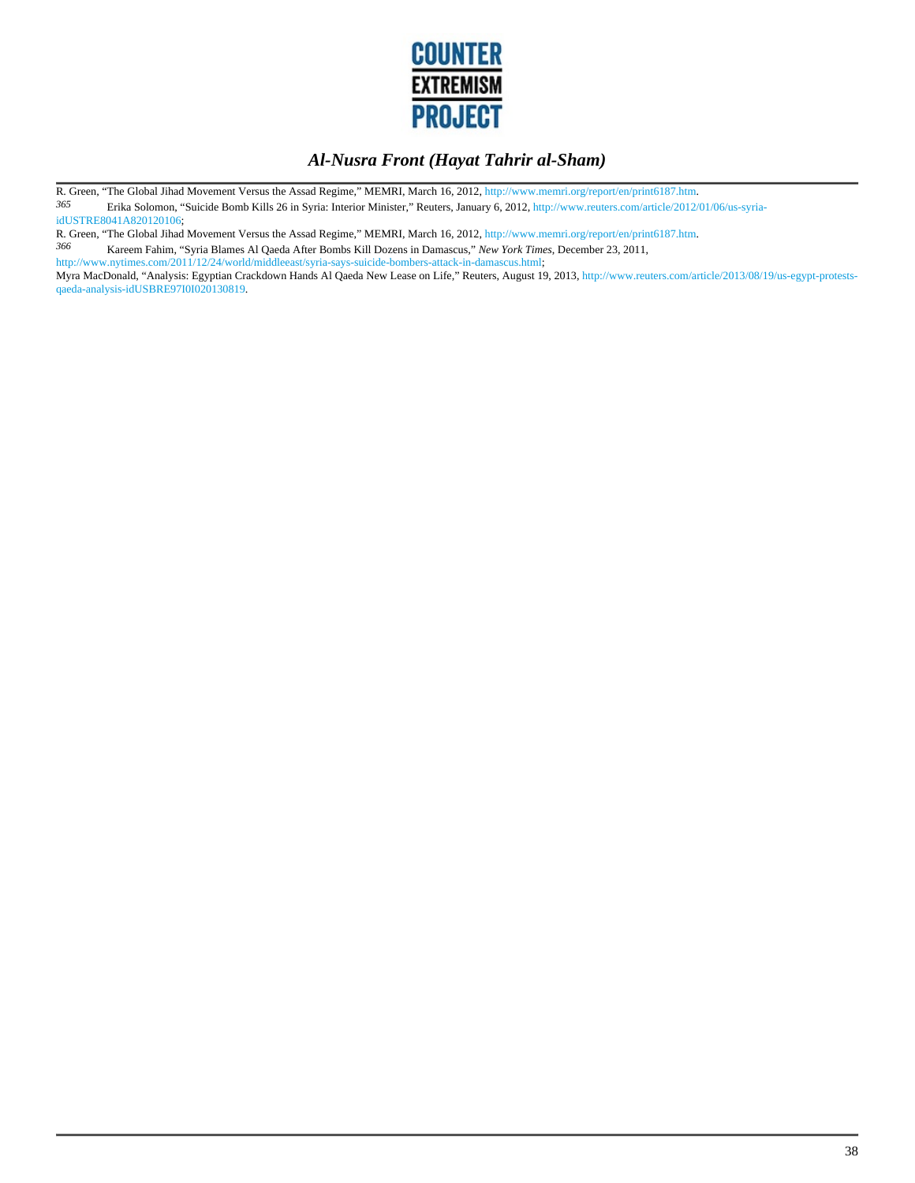R. Green, "The Global Jihad Movement Versus the Assad Regime," MEMRI, March 16, 2012, http://www.memri.org/report/en/print6187.htm.

[365] Erika Solomon, "Suicide Bomb Kills 26 in Syria: Interior Minister," Reuters, January 6, 2012, http://www.reuters.com/article/2012/01/06/us-syria-idUSTRE8041A820120106;

R. Green, "The Global Jihad Movement Versus the Assad Regime," MEMRI, March 16, 2012, http://www.memri.org/report/en/print6187.htm.

[366] Kareem Fahim, "Syria Blames Al Qaeda After Bombs Kill Dozens in Damascus," *New York Times*, December 23, 2011, http://www.nytimes.com/2011/12/24/world/middleeast/syria-says-suicide-bombers-attack-in-damascus.html;

Myra MacDonald, "Analysis: Egyptian Crackdown Hands Al Qaeda New Lease on Life," Reuters, August 19, 2013, http://www.reuters.com/article/2013/08/19/us-egypt-protests-qaeda-analysis-idUSBRE97I0I020130819.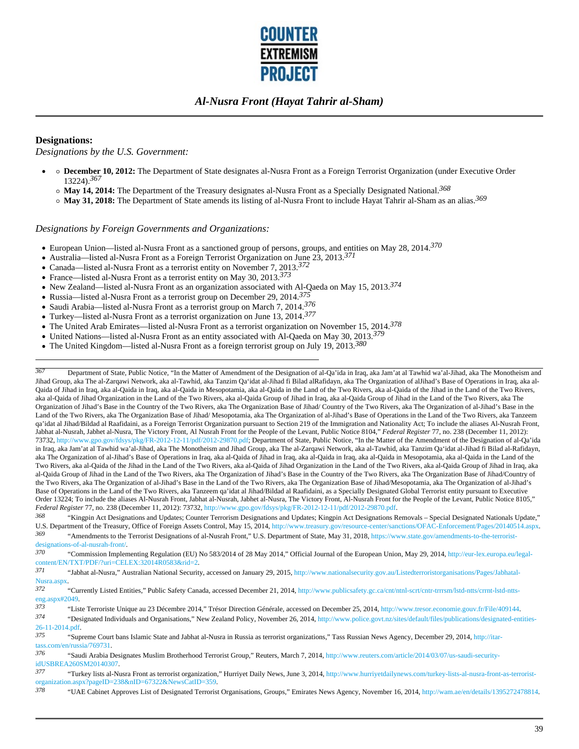**Designations:**

*Designations by the U.S. Government:*

- **December 10, 2012:** The Department of State designates al-Nusra Front as a Foreign Terrorist Organization (under Executive Order 13224).[367]
- **May 14, 2014:** The Department of the Treasury designates al-Nusra Front as a Specially Designated National.[368]
- **May 31, 2018:** The Department of State amends its listing of al-Nusra Front to include Hayat Tahrir al-Sham as an alias.[369]

*Designations by Foreign Governments and Organizations:*

- European Union—listed al-Nusra Front as a sanctioned group of persons, groups, and entities on May 28, 2014.[370]
- Australia—listed al-Nusra Front as a Foreign Terrorist Organization on June 23, 2013.[371]
- Canada—listed al-Nusra Front as a terrorist entity on November 7, 2013.[372]
- France—listed al-Nusra Front as a terrorist entity on May 30, 2013.[373]
- New Zealand—listed al-Nusra Front as an organization associated with Al-Qaeda on May 15, 2013.[374]
- Russia—listed al-Nusra Front as a terrorist group on December 29, 2014.[375]
- Saudi Arabia—listed al-Nusra Front as a terrorist group on March 7, 2014.[376]
- Turkey—listed al-Nusra Front as a terrorist organization on June 13, 2014.[377]
- The United Arab Emirates—listed al-Nusra Front as a terrorist organization on November 15, 2014.[378]
- United Nations—listed al-Nusra Front as an entity associated with Al-Qaeda on May 30, 2013.[379]
- The United Kingdom—listed al-Nusra Front as a foreign terrorist group on July 19, 2013.[380]

---

[367] Department of State, Public Notice, "In the Matter of Amendment of the Designation of al-Qa'ida in Iraq, aka Jam'at al Tawhid wa'al-Jihad, aka The Monotheism and Jihad Group, aka The al-Zarqawi Network, aka al-Tawhid, aka Tanzim Qa'idat al-Jihad fi Bilad alRafidayn, aka The Organization of alJihad's Base of Operations in Iraq, aka al-Qaida of Jihad in Iraq, aka al-Qaida in Iraq, aka al-Qaida in Mesopotamia, aka al-Qaida in the Land of the Two Rivers, aka al-Qaida of the Jihad in the Land of the Two Rivers, aka al-Qaida of Jihad Organization in the Land of the Two Rivers, aka al-Qaida Group of Jihad in Iraq, aka al-Qaida Group of Jihad in the Land of the Two Rivers, aka The Organization of Jihad's Base in the Country of the Two Rivers, aka The Organization Base of Jihad/ Country of the Two Rivers, aka The Organization of al-Jihad's Base in the Land of the Two Rivers, aka The Organization Base of Jihad/ Mesopotamia, aka The Organization of al-Jihad's Base of Operations in the Land of the Two Rivers, aka Tanzeem qa'idat al Jihad/Bildad al Raafidaini, as a Foreign Terrorist Organization pursuant to Section 219 of the Immigration and Nationality Act; To include the aliases Al-Nusrah Front, Jabhat al-Nusrah, Jabhet al-Nusra, The Victory Front, Al Nusrah Front for the People of the Levant, Public Notice 8104," *Federal Register* 77, no. 238 (December 11, 2012): 73732, http://www.gpo.gov/fdsys/pkg/FR-2012-12-11/pdf/2012-29870.pdf; Department of State, Public Notice, "In the Matter of the Amendment of the Designation of al-Qa'ida in Iraq, aka Jam'at al Tawhid wa'al-Jihad, aka The Monotheism and Jihad Group, aka The al-Zarqawi Network, aka al-Tawhid, aka Tanzim Qa'idat al-Jihad fi Bilad al-Rafidayn, aka The Organization of al-Jihad's Base of Operations in Iraq, aka al-Qaida of Jihad in Iraq, aka al-Qaida in Iraq, aka al-Qaida in Mesopotamia, aka al-Qaida in the Land of the Two Rivers, aka al-Qaida of the Jihad in the Land of the Two Rivers, aka al-Qaida of Jihad Organization in the Land of the Two Rivers, aka al-Qaida Group of Jihad in Iraq, aka al-Qaida Group of Jihad in the Land of the Two Rivers, aka The Organization of Jihad's Base in the Country of the Two Rivers, aka The Organization Base of Jihad/Country of the Two Rivers, aka The Organization of al-Jihad's Base in the Land of the Two Rivers, aka The Organization Base of Jihad/Mesopotamia, aka The Organization of al-Jihad's Base of Operations in the Land of the Two Rivers, aka Tanzeem qa'idat al Jihad/Bildad al Raafidaini, as a Specially Designated Global Terrorist entity pursuant to Executive Order 13224; To include the aliases Al-Nusrah Front, Jabhat al-Nusrah, Jabhet al-Nusra, The Victory Front, Al-Nusrah Front for the People of the Levant, Public Notice 8105," *Federal Register* 77, no. 238 (December 11, 2012): 73732, http://www.gpo.gov/fdsys/pkg/FR-2012-12-11/pdf/2012-29870.pdf.

[368] "Kingpin Act Designations and Updates; Counter Terrorism Designations and Updates; Kingpin Act Designations Removals – Special Designated Nationals Update," U.S. Department of the Treasury, Office of Foreign Assets Control, May 15, 2014, http://www.treasury.gov/resource-center/sanctions/OFAC-Enforcement/Pages/20140514.aspx.

[369] "Amendments to the Terrorist Designations of al-Nusrah Front," U.S. Department of State, May 31, 2018, https://www.state.gov/amendments-to-the-terrorist-designations-of-al-nusrah-front/.

[370] "Commission Implementing Regulation (EU) No 583/2014 of 28 May 2014," Official Journal of the European Union, May 29, 2014, http://eur-lex.europa.eu/legal-content/EN/TXT/PDF/?uri=CELEX:32014R0583&rid=2.

[371] "Jabhat al-Nusra," Australian National Security, accessed on January 29, 2015, http://www.nationalsecurity.gov.au/Listedterroristorganisations/Pages/Jabhatal-Nusra.aspx.

[372] "Currently Listed Entities," Public Safety Canada, accessed December 21, 2014, http://www.publicsafety.gc.ca/cnt/ntnl-scrt/cntr-trrrsm/lstd-ntts/crrnt-lstd-ntts-eng.aspx#2049.

[373] "Liste Terroriste Unique au 23 Décembre 2014," Trésor Direction Générale, accessed on December 25, 2014, http://www.tresor.economie.gouv.fr/File/409144.

[374] "Designated Individuals and Organisations," New Zealand Policy, November 26, 2014, http://www.police.govt.nz/sites/default/files/publications/designated-entities-26-11-2014.pdf.

[375] "Supreme Court bans Islamic State and Jabhat al-Nusra in Russia as terrorist organizations," Tass Russian News Agency, December 29, 2014, http://itar-tass.com/en/russia/769731.

[376] "Saudi Arabia Designates Muslim Brotherhood Terrorist Group," Reuters, March 7, 2014, http://www.reuters.com/article/2014/03/07/us-saudi-security-idUSBREA260SM20140307.

[377] "Turkey lists al-Nusra Front as terrorist organization," Hurriyet Daily News, June 3, 2014, http://www.hurriyetdailynews.com/turkey-lists-al-nusra-front-as-terrorist-organization.aspx?pageID=238&nID=67322&NewsCatID=359.

[378] "UAE Cabinet Approves List of Designated Terrorist Organisations, Groups," Emirates News Agency, November 16, 2014, http://wam.ae/en/details/1395272478814.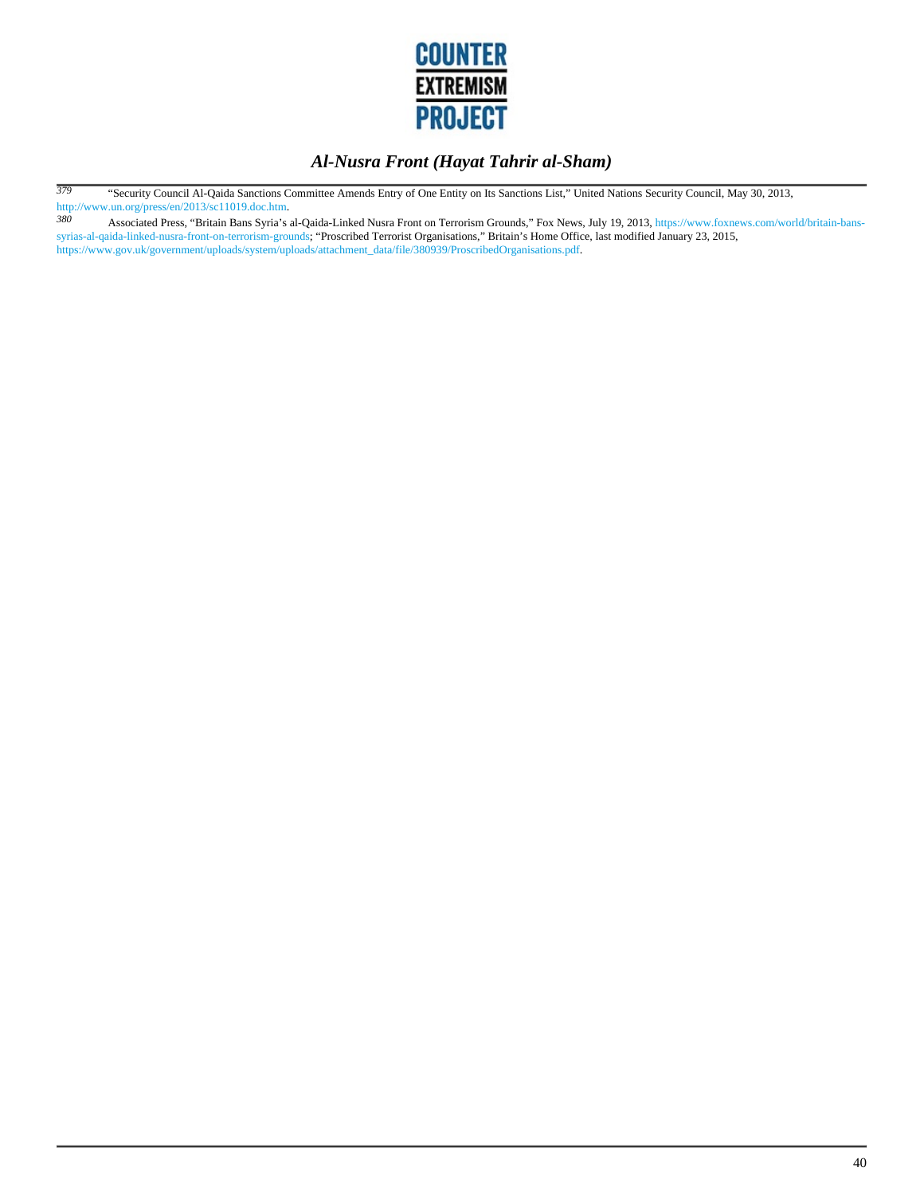379 "Security Council Al-Qaida Sanctions Committee Amends Entry of One Entity on Its Sanctions List," United Nations Security Council, May 30, 2013, http://www.un.org/press/en/2013/sc11019.doc.htm.

380 Associated Press, "Britain Bans Syria's al-Qaida-Linked Nusra Front on Terrorism Grounds," Fox News, July 19, 2013, https://www.foxnews.com/world/britain-bans-syrias-al-qaida-linked-nusra-front-on-terrorism-grounds; "Proscribed Terrorist Organisations," Britain's Home Office, last modified January 23, 2015, https://www.gov.uk/government/uploads/system/uploads/attachment_data/file/380939/ProscribedOrganisations.pdf.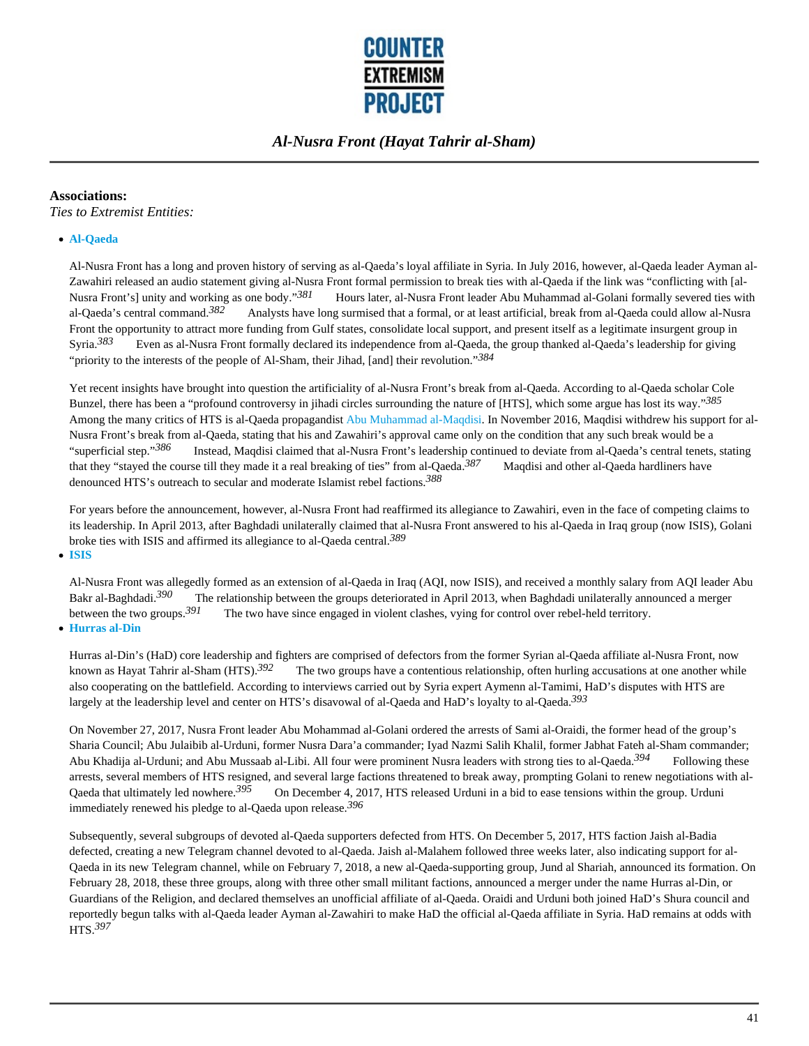**Associations:**
*Ties to Extremist Entities:*

- **Al-Qaeda**

  Al-Nusra Front has a long and proven history of serving as al-Qaeda's loyal affiliate in Syria. In July 2016, however, al-Qaeda leader Ayman al-Zawahiri released an audio statement giving al-Nusra Front formal permission to break ties with al-Qaeda if the link was "conflicting with [al-Nusra Front's] unity and working as one body."[381] Hours later, al-Nusra Front leader Abu Muhammad al-Golani formally severed ties with al-Qaeda's central command.[382] Analysts have long surmised that a formal, or at least artificial, break from al-Qaeda could allow al-Nusra Front the opportunity to attract more funding from Gulf states, consolidate local support, and present itself as a legitimate insurgent group in Syria.[383] Even as al-Nusra Front formally declared its independence from al-Qaeda, the group thanked al-Qaeda's leadership for giving "priority to the interests of the people of Al-Sham, their Jihad, [and] their revolution."[384]

  Yet recent insights have brought into question the artificiality of al-Nusra Front's break from al-Qaeda. According to al-Qaeda scholar Cole Bunzel, there has been a "profound controversy in jihadi circles surrounding the nature of [HTS], which some argue has lost its way."[385] Among the many critics of HTS is al-Qaeda propagandist Abu Muhammad al-Maqdisi. In November 2016, Maqdisi withdrew his support for al-Nusra Front's break from al-Qaeda, stating that his and Zawahiri's approval came only on the condition that any such break would be a "superficial step."[386] Instead, Maqdisi claimed that al-Nusra Front's leadership continued to deviate from al-Qaeda's central tenets, stating that they "stayed the course till they made it a real breaking of ties" from al-Qaeda.[387] Maqdisi and other al-Qaeda hardliners have denounced HTS's outreach to secular and moderate Islamist rebel factions.[388]

  For years before the announcement, however, al-Nusra Front had reaffirmed its allegiance to Zawahiri, even in the face of competing claims to its leadership. In April 2013, after Baghdadi unilaterally claimed that al-Nusra Front answered to his al-Qaeda in Iraq group (now ISIS), Golani broke ties with ISIS and affirmed its allegiance to al-Qaeda central.[389]

- **ISIS**

  Al-Nusra Front was allegedly formed as an extension of al-Qaeda in Iraq (AQI, now ISIS), and received a monthly salary from AQI leader Abu Bakr al-Baghdadi.[390] The relationship between the groups deteriorated in April 2013, when Baghdadi unilaterally announced a merger between the two groups.[391] The two have since engaged in violent clashes, vying for control over rebel-held territory.

- **Hurras al-Din**

  Hurras al-Din's (HaD) core leadership and fighters are comprised of defectors from the former Syrian al-Qaeda affiliate al-Nusra Front, now known as Hayat Tahrir al-Sham (HTS).[392] The two groups have a contentious relationship, often hurling accusations at one another while also cooperating on the battlefield. According to interviews carried out by Syria expert Aymenn al-Tamimi, HaD's disputes with HTS are largely at the leadership level and center on HTS's disavowal of al-Qaeda and HaD's loyalty to al-Qaeda.[393]

  On November 27, 2017, Nusra Front leader Abu Mohammad al-Golani ordered the arrests of Sami al-Oraidi, the former head of the group's Sharia Council; Abu Julaibib al-Urduni, former Nusra Dara'a commander; Iyad Nazmi Salih Khalil, former Jabhat Fateh al-Sham commander; Abu Khadija al-Urduni; and Abu Mussaab al-Libi. All four were prominent Nusra leaders with strong ties to al-Qaeda.[394] Following these arrests, several members of HTS resigned, and several large factions threatened to break away, prompting Golani to renew negotiations with al-Qaeda that ultimately led nowhere.[395] On December 4, 2017, HTS released Urduni in a bid to ease tensions within the group. Urduni immediately renewed his pledge to al-Qaeda upon release.[396]

  Subsequently, several subgroups of devoted al-Qaeda supporters defected from HTS. On December 5, 2017, HTS faction Jaish al-Badia defected, creating a new Telegram channel devoted to al-Qaeda. Jaish al-Malahem followed three weeks later, also indicating support for al-Qaeda in its new Telegram channel, while on February 7, 2018, a new al-Qaeda-supporting group, Jund al Shariah, announced its formation. On February 28, 2018, these three groups, along with three other small militant factions, announced a merger under the name Hurras al-Din, or Guardians of the Religion, and declared themselves an unofficial affiliate of al-Qaeda. Oraidi and Urduni both joined HaD's Shura council and reportedly begun talks with al-Qaeda leader Ayman al-Zawahiri to make HaD the official al-Qaeda affiliate in Syria. HaD remains at odds with HTS.[397]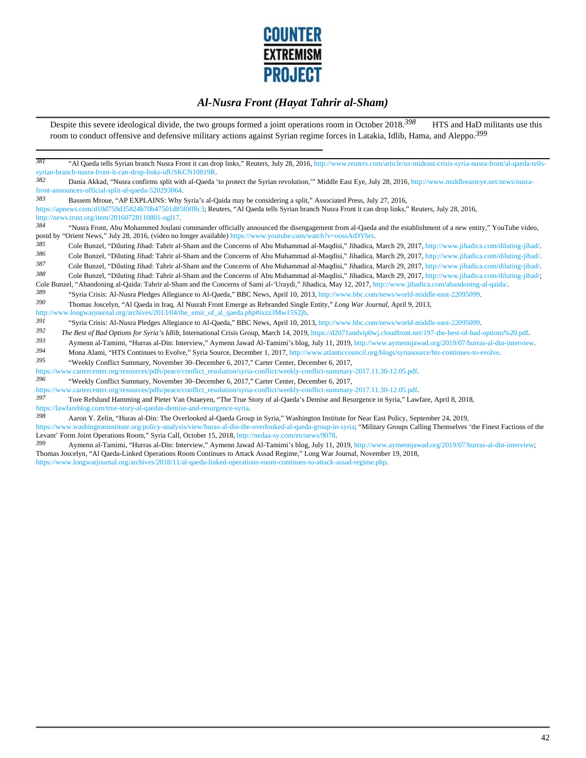Despite this severe ideological divide, the two groups formed a joint operations room in October 2018.[398] HTS and HaD militants use this room to conduct offensive and defensive military actions against Syrian regime forces in Latakia, Idlib, Hama, and Aleppo.[399]

---

381 "Al Qaeda tells Syrian branch Nusra Front it can drop links," Reuters, July 28, 2016, http://www.reuters.com/article/us-mideast-crisis-syria-nusra-front/al-qaeda-tells-syrian-branch-nusra-front-it-can-drop-links-idUSKCN10819R.

382 Dania Akkad, "Nusra confirms split with al-Qaeda 'to protect the Syrian revolution,'" Middle East Eye, July 28, 2016, http://www.middleeasteye.net/news/nusra-front-announces-official-split-al-qaeda-520293064.

383 Bassem Mroue, "AP EXPLAINS: Why Syria's al-Qaida may be considering a split," Associated Press, July 27, 2016, https://apnews.com/d10d759d35824b70b47501d85f0ff8c3; Reuters, "Al Qaeda tells Syrian branch Nusra Front it can drop links," Reuters, July 28, 2016, http://news.trust.org/item/20160728110801-ogl17.

384 "Nusra Front, Abu Mohammed Joulani commander officially announced the disengagement from al-Qaeda and the establishment of a new entity," YouTube video, postd by "Orient News," July 28, 2016, (video no longer available) https://www.youtube.com/watch?v=oossAtDYbrs.

385 Cole Bunzel, "Diluting Jihad: Tahrir al-Sham and the Concerns of Abu Muhammad al-Maqdisi," Jihadica, March 29, 2017, http://www.jihadica.com/diluting-jihad/.

386 Cole Bunzel, "Diluting Jihad: Tahrir al-Sham and the Concerns of Abu Muhammad al-Maqdisi," Jihadica, March 29, 2017, http://www.jihadica.com/diluting-jihad/.

387 Cole Bunzel, "Diluting Jihad: Tahrir al-Sham and the Concerns of Abu Muhammad al-Maqdisi," Jihadica, March 29, 2017, http://www.jihadica.com/diluting-jihad/.

388 Cole Bunzel, "Diluting Jihad: Tahrir al-Sham and the Concerns of Abu Muhammad al-Maqdisi," Jihadica, March 29, 2017, http://www.jihadica.com/diluting-jihad/; Cole Bunzel, "Abandoning al-Qaida: Tahrir al-Sham and the Concerns of Sami al-'Uraydi," Jihadica, May 12, 2017, http://www.jihadica.com/abandoning-al-qaida/.

389 "Syria Crisis: Al-Nusra Pledges Allegiance to Al-Qaeda," BBC News, April 10, 2013, http://www.bbc.com/news/world-middle-east-22095099.

390 Thomas Joscelyn, "Al Qaeda in Iraq, Al Nusrah Front Emerge as Rebranded Single Entity," *Long War Journal*, April 9, 2013, http://www.longwarjournal.org/archives/2013/04/the_emir_of_al_qaeda.php#ixzz3Mw15S2jb.

391 "Syria Crisis: Al-Nusra Pledges Allegiance to Al-Qaeda," BBC News, April 10, 2013, http://www.bbc.com/news/world-middle-east-22095099.

392 *The Best of Bad Options for Syria's Idlib*, International Crisis Group, March 14, 2019, https://d2071andvip0wj.cloudfront.net/197-the-best-of-bad-options%20.pdf.

393 Aymenn al-Tamimi, "Hurras al-Din: Interview," Aymenn Jawad Al-Tamimi's blog, July 11, 2019, http://www.aymennjawad.org/2019/07/hurras-al-din-interview.

394 Mona Alami, "HTS Continues to Evolve," Syria Source, December 1, 2017, http://www.atlanticcouncil.org/blogs/syriasource/hts-continues-to-evolve.

395 "Weekly Conflict Summary, November 30–December 6, 2017," Carter Center, December 6, 2017, https://www.cartercenter.org/resources/pdfs/peace/conflict_resolution/syria-conflict/weekly-conflict-summary-2017.11.30-12.05.pdf.

396 "Weekly Conflict Summary, November 30–December 6, 2017," Carter Center, December 6, 2017, https://www.cartercenter.org/resources/pdfs/peace/conflict_resolution/syria-conflict/weekly-conflict-summary-2017.11.30-12.05.pdf.

397 Tore Refslund Hamming and Pieter Van Ostaeyen, "The True Story of al-Qaeda's Demise and Resurgence in Syria," Lawfare, April 8, 2018, https://lawfareblog.com/true-story-al-qaedas-demise-and-resurgence-syria.

398 Aaron Y. Zelin, "Huras al-Din: The Overlooked al-Qaeda Group in Syria," Washington Institute for Near East Policy, September 24, 2019, https://www.washingtoninstitute.org/policy-analysis/view/huras-al-din-the-overlooked-al-qaeda-group-in-syria; "Military Groups Calling Themselves 'the Finest Factions of the Levant' Form Joint Operations Room," Syria Call, October 15, 2018, http://nedaa-sy.com/en/news/9078.

399 Aymenn al-Tamimi, "Hurras al-Din: Interview," Aymenn Jawad Al-Tamimi's blog, July 11, 2019, http://www.aymennjawad.org/2019/07/hurras-al-din-interview; Thomas Joscelyn, "Al Qaeda-Linked Operations Room Continues to Attack Assad Regime," Long War Journal, November 19, 2018, https://www.longwarjournal.org/archives/2018/11/al-qaeda-linked-operations-room-continues-to-attack-assad-regime.php.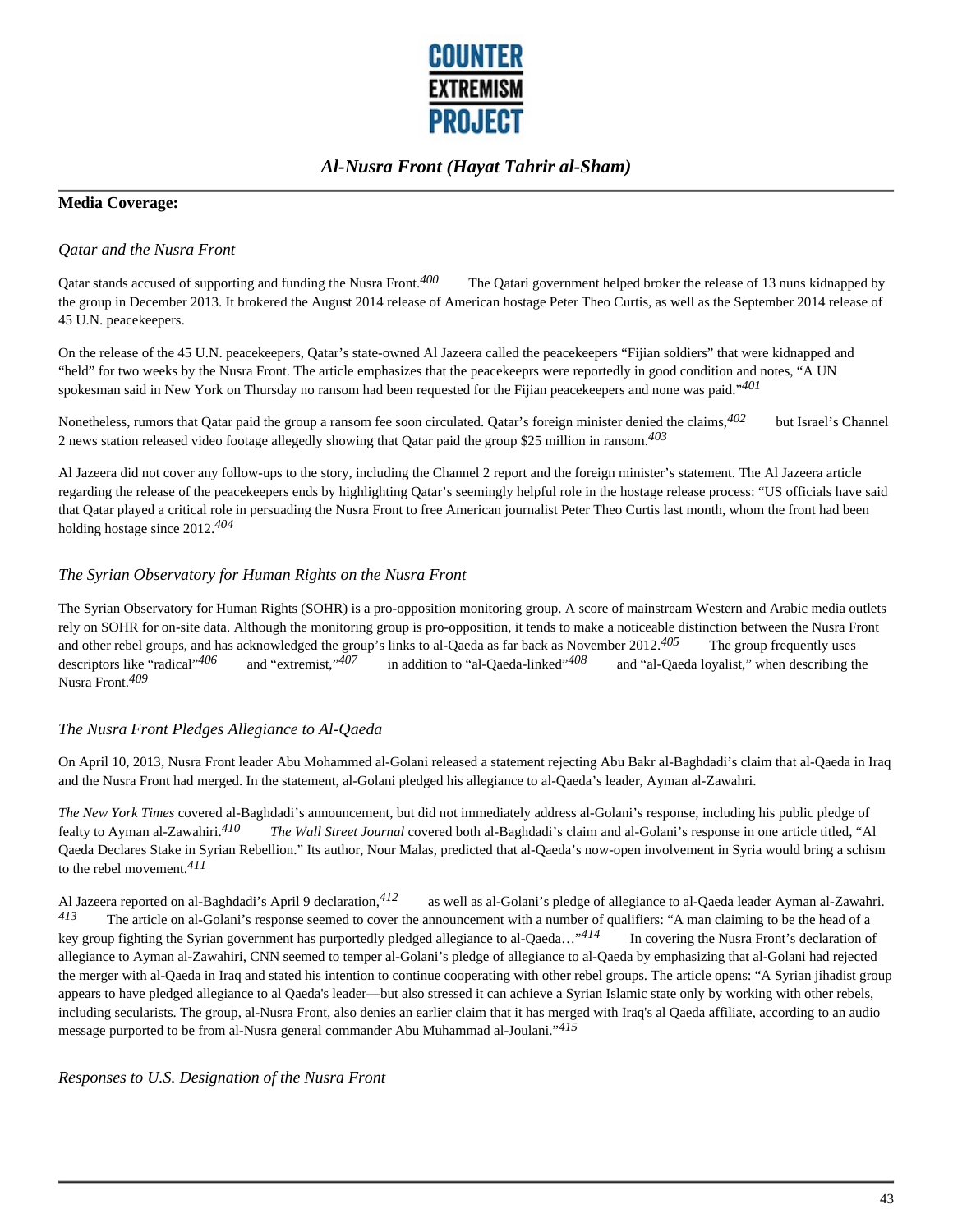## Media Coverage:

### *Qatar and the Nusra Front*

Qatar stands accused of supporting and funding the Nusra Front.[400] The Qatari government helped broker the release of 13 nuns kidnapped by the group in December 2013. It brokered the August 2014 release of American hostage Peter Theo Curtis, as well as the September 2014 release of 45 U.N. peacekeepers.

On the release of the 45 U.N. peacekeepers, Qatar's state-owned Al Jazeera called the peacekeepers "Fijian soldiers" that were kidnapped and "held" for two weeks by the Nusra Front. The article emphasizes that the peacekeeprs were reportedly in good condition and notes, "A UN spokesman said in New York on Thursday no ransom had been requested for the Fijian peacekeepers and none was paid."[401]

Nonetheless, rumors that Qatar paid the group a ransom fee soon circulated. Qatar's foreign minister denied the claims,[402] but Israel's Channel 2 news station released video footage allegedly showing that Qatar paid the group $25 million in ransom.[403]

Al Jazeera did not cover any follow-ups to the story, including the Channel 2 report and the foreign minister's statement. The Al Jazeera article regarding the release of the peacekeepers ends by highlighting Qatar's seemingly helpful role in the hostage release process: "US officials have said that Qatar played a critical role in persuading the Nusra Front to free American journalist Peter Theo Curtis last month, whom the front had been holding hostage since 2012.[404]

### *The Syrian Observatory for Human Rights on the Nusra Front*

The Syrian Observatory for Human Rights (SOHR) is a pro-opposition monitoring group. A score of mainstream Western and Arabic media outlets rely on SOHR for on-site data. Although the monitoring group is pro-opposition, it tends to make a noticeable distinction between the Nusra Front and other rebel groups, and has acknowledged the group's links to al-Qaeda as far back as November 2012.[405] The group frequently uses descriptors like "radical"[406] and "extremist,"[407] in addition to "al-Qaeda-linked"[408] and "al-Qaeda loyalist," when describing the Nusra Front.[409]

### *The Nusra Front Pledges Allegiance to Al-Qaeda*

On April 10, 2013, Nusra Front leader Abu Mohammed al-Golani released a statement rejecting Abu Bakr al-Baghdadi's claim that al-Qaeda in Iraq and the Nusra Front had merged. In the statement, al-Golani pledged his allegiance to al-Qaeda's leader, Ayman al-Zawahri.

*The New York Times* covered al-Baghdadi's announcement, but did not immediately address al-Golani's response, including his public pledge of fealty to Ayman al-Zawahiri.[410] *The Wall Street Journal* covered both al-Baghdadi's claim and al-Golani's response in one article titled, "Al Qaeda Declares Stake in Syrian Rebellion." Its author, Nour Malas, predicted that al-Qaeda's now-open involvement in Syria would bring a schism to the rebel movement.[411]

Al Jazeera reported on al-Baghdadi's April 9 declaration,[412] as well as al-Golani's pledge of allegiance to al-Qaeda leader Ayman al-Zawahri.[413] The article on al-Golani's response seemed to cover the announcement with a number of qualifiers: "A man claiming to be the head of a key group fighting the Syrian government has purportedly pledged allegiance to al-Qaeda…"[414] In covering the Nusra Front's declaration of allegiance to Ayman al-Zawahiri, CNN seemed to temper al-Golani's pledge of allegiance to al-Qaeda by emphasizing that al-Golani had rejected the merger with al-Qaeda in Iraq and stated his intention to continue cooperating with other rebel groups. The article opens: "A Syrian jihadist group appears to have pledged allegiance to al Qaeda's leader—but also stressed it can achieve a Syrian Islamic state only by working with other rebels, including secularists. The group, al-Nusra Front, also denies an earlier claim that it has merged with Iraq's al Qaeda affiliate, according to an audio message purported to be from al-Nusra general commander Abu Muhammad al-Joulani."[415]

### *Responses to U.S. Designation of the Nusra Front*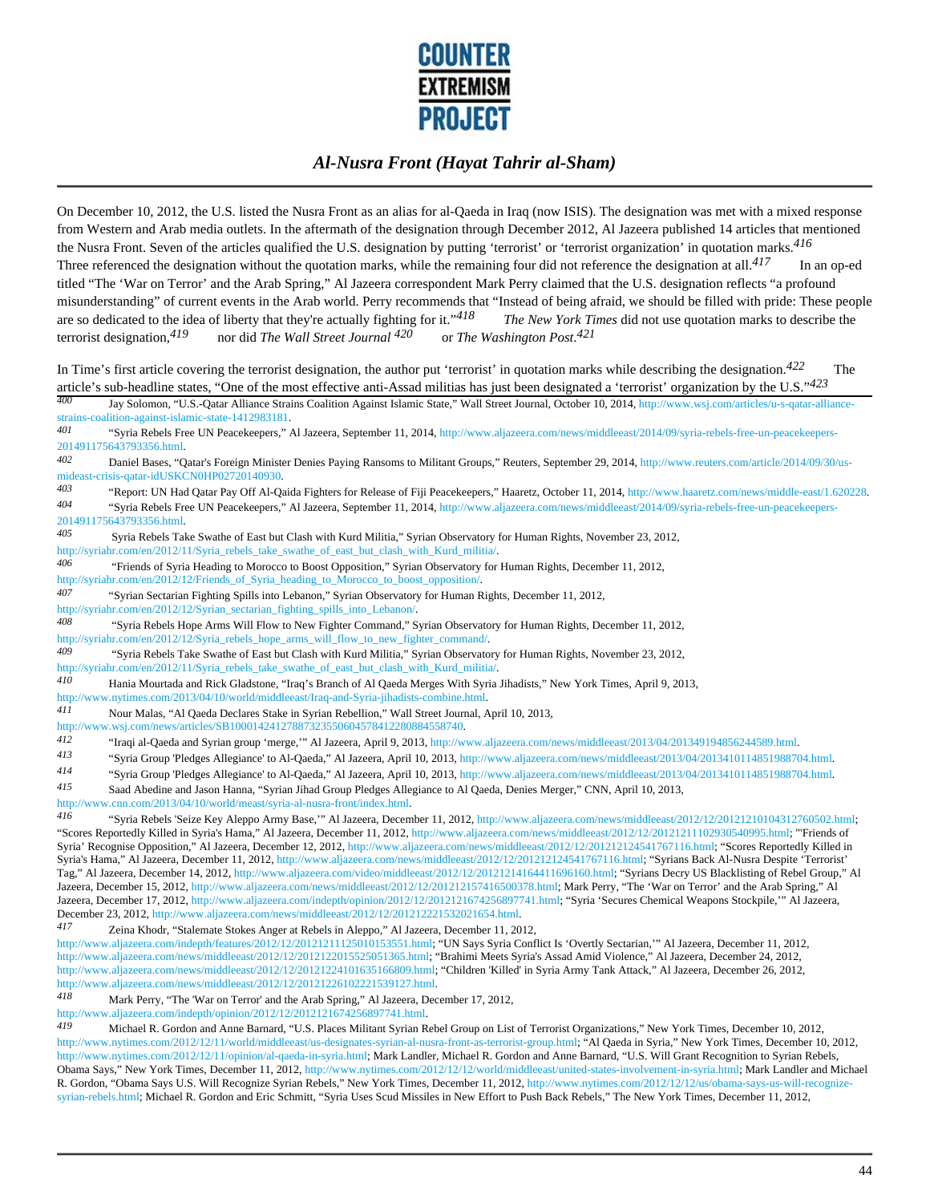On December 10, 2012, the U.S. listed the Nusra Front as an alias for al-Qaeda in Iraq (now ISIS). The designation was met with a mixed response from Western and Arab media outlets. In the aftermath of the designation through December 2012, Al Jazeera published 14 articles that mentioned the Nusra Front. Seven of the articles qualified the U.S. designation by putting 'terrorist' or 'terrorist organization' in quotation marks.[416] Three referenced the designation without the quotation marks, while the remaining four did not reference the designation at all.[417] In an op-ed titled "The 'War on Terror' and the Arab Spring," Al Jazeera correspondent Mark Perry claimed that the U.S. designation reflects "a profound misunderstanding" of current events in the Arab world. Perry recommends that "Instead of being afraid, we should be filled with pride: These people are so dedicated to the idea of liberty that they're actually fighting for it."[418] *The New York Times* did not use quotation marks to describe the terrorist designation,[419] nor did *The Wall Street Journal*[420] or *The Washington Post*.[421]

In Time's first article covering the terrorist designation, the author put 'terrorist' in quotation marks while describing the designation.[422] The article's sub-headline states, "One of the most effective anti-Assad militias has just been designated a 'terrorist' organization by the U.S."[423]

---

400 Jay Solomon, "U.S.-Qatar Alliance Strains Coalition Against Islamic State," Wall Street Journal, October 10, 2014, http://www.wsj.com/articles/u-s-qatar-alliance-strains-coalition-against-islamic-state-1412983181.

401 "Syria Rebels Free UN Peacekeepers," Al Jazeera, September 11, 2014, http://www.aljazeera.com/news/middleeast/2014/09/syria-rebels-free-un-peacekeepers-201491175643793356.html.

402 Daniel Bases, "Qatar's Foreign Minister Denies Paying Ransoms to Militant Groups," Reuters, September 29, 2014, http://www.reuters.com/article/2014/09/30/us-mideast-crisis-qatar-idUSKCN0HP02720140930.

403 "Report: UN Had Qatar Pay Off Al-Qaida Fighters for Release of Fiji Peacekeepers," Haaretz, October 11, 2014, http://www.haaretz.com/news/middle-east/1.620228.

404 "Syria Rebels Free UN Peacekeepers," Al Jazeera, September 11, 2014, http://www.aljazeera.com/news/middleeast/2014/09/syria-rebels-free-un-peacekeepers-201491175643793356.html.

405 Syria Rebels Take Swathe of East but Clash with Kurd Militia," Syrian Observatory for Human Rights, November 23, 2012, http://syriahr.com/en/2012/11/Syria_rebels_take_swathe_of_east_but_clash_with_Kurd_militia/.

406 "Friends of Syria Heading to Morocco to Boost Opposition," Syrian Observatory for Human Rights, December 11, 2012, http://syriahr.com/en/2012/12/Friends_of_Syria_heading_to_Morocco_to_boost_opposition/.

407 "Syrian Sectarian Fighting Spills into Lebanon," Syrian Observatory for Human Rights, December 11, 2012, http://syriahr.com/en/2012/12/Syrian_sectarian_fighting_spills_into_Lebanon/.

408 "Syria Rebels Hope Arms Will Flow to New Fighter Command," Syrian Observatory for Human Rights, December 11, 2012, http://syriahr.com/en/2012/12/Syria_rebels_hope_arms_will_flow_to_new_fighter_command/.

409 "Syria Rebels Take Swathe of East but Clash with Kurd Militia," Syrian Observatory for Human Rights, November 23, 2012, http://syriahr.com/en/2012/11/Syria_rebels_take_swathe_of_east_but_clash_with_Kurd_militia/.

410 Hania Mourtada and Rick Gladstone, "Iraq's Branch of Al Qaeda Merges With Syria Jihadists," New York Times, April 9, 2013, http://www.nytimes.com/2013/04/10/world/middleeast/Iraq-and-Syria-jihadists-combine.html.

411 Nour Malas, "Al Qaeda Declares Stake in Syrian Rebellion," Wall Street Journal, April 10, 2013, http://www.wsj.com/news/articles/SB10001424127887323550604578412280884558740.

412 "Iraqi al-Qaeda and Syrian group 'merge,'" Al Jazeera, April 9, 2013, http://www.aljazeera.com/news/middleeast/2013/04/201349194856244589.html.

413 "Syria Group 'Pledges Allegiance' to Al-Qaeda," Al Jazeera, April 10, 2013, http://www.aljazeera.com/news/middleeast/2013/04/2013410114851988704.html.

414 "Syria Group 'Pledges Allegiance' to Al-Qaeda," Al Jazeera, April 10, 2013, http://www.aljazeera.com/news/middleeast/2013/04/2013410114851988704.html.

415 Saad Abedine and Jason Hanna, "Syrian Jihad Group Pledges Allegiance to Al Qaeda, Denies Merger," CNN, April 10, 2013, http://www.cnn.com/2013/04/10/world/meast/syria-al-nusra-front/index.html.

416 "Syria Rebels 'Seize Key Aleppo Army Base,'" Al Jazeera, December 11, 2012, http://www.aljazeera.com/news/middleeast/2012/12/20121210104312760502.html; "Scores Reportedly Killed in Syria's Hama," Al Jazeera, December 11, 2012, http://www.aljazeera.com/news/middleeast/2012/12/20121211102930540995.html; "'Friends of Syria' Recognise Opposition," Al Jazeera, December 12, 2012, http://www.aljazeera.com/news/middleeast/2012/12/201212124541767116.html; "Scores Reportedly Killed in Syria's Hama," Al Jazeera, December 11, 2012, http://www.aljazeera.com/news/middleeast/2012/12/201212124541767116.html; "Syrians Back Al-Nusra Despite 'Terrorist' Tag," Al Jazeera, December 14, 2012, http://www.aljazeera.com/video/middleeast/2012/12/2012121416441l696160.html; "Syrians Decry US Blacklisting of Rebel Group," Al Jazeera, December 15, 2012, http://www.aljazeera.com/news/middleeast/2012/12/201212157416500378.html; Mark Perry, "The 'War on Terror' and the Arab Spring," Al Jazeera, December 17, 2012, http://www.aljazeera.com/indepth/opinion/2012/12/2012121674256897741.html; "Syria 'Secures Chemical Weapons Stockpile,'" Al Jazeera, December 23, 2012, http://www.aljazeera.com/news/middleeast/2012/12/201212221532021654.html.

417 Zeina Khodr, "Stalemate Stokes Anger at Rebels in Aleppo," Al Jazeera, December 11, 2012, http://www.aljazeera.com/indepth/features/2012/12/20121211125010153551.html; "UN Says Syria Conflict Is 'Overtly Sectarian,'" Al Jazeera, December 11, 2012, http://www.aljazeera.com/news/middleeast/2012/12/2012122015525051365.html; "Brahimi Meets Syria's Assad Amid Violence," Al Jazeera, December 24, 2012, http://www.aljazeera.com/news/middleeast/2012/12/20121224101635166809.html; "Children 'Killed' in Syria Army Tank Attack," Al Jazeera, December 26, 2012, http://www.aljazeera.com/news/middleeast/2012/12/20121226102221539127.html.

418 Mark Perry, "The 'War on Terror' and the Arab Spring," Al Jazeera, December 17, 2012, http://www.aljazeera.com/indepth/opinion/2012/12/2012121674256897741.html.

419 Michael R. Gordon and Anne Barnard, "U.S. Places Militant Syrian Rebel Group on List of Terrorist Organizations," New York Times, December 10, 2012, http://www.nytimes.com/2012/12/11/world/middleeast/us-designates-syrian-al-nusra-front-as-terrorist-group.html; "Al Qaeda in Syria," New York Times, December 10, 2012, http://www.nytimes.com/2012/12/11/opinion/al-qaeda-in-syria.html; Mark Landler, Michael R. Gordon and Anne Barnard, "U.S. Will Grant Recognition to Syrian Rebels, Obama Says," New York Times, December 11, 2012, http://www.nytimes.com/2012/12/12/world/middleeast/united-states-involvement-in-syria.html; Mark Landler and Michael R. Gordon, "Obama Says U.S. Will Recognize Syrian Rebels," New York Times, December 11, 2012, http://www.nytimes.com/2012/12/12/us/obama-says-us-will-recognize-syrian-rebels.html; Michael R. Gordon and Eric Schmitt, "Syria Uses Scud Missiles in New Effort to Push Back Rebels," The New York Times, December 11, 2012,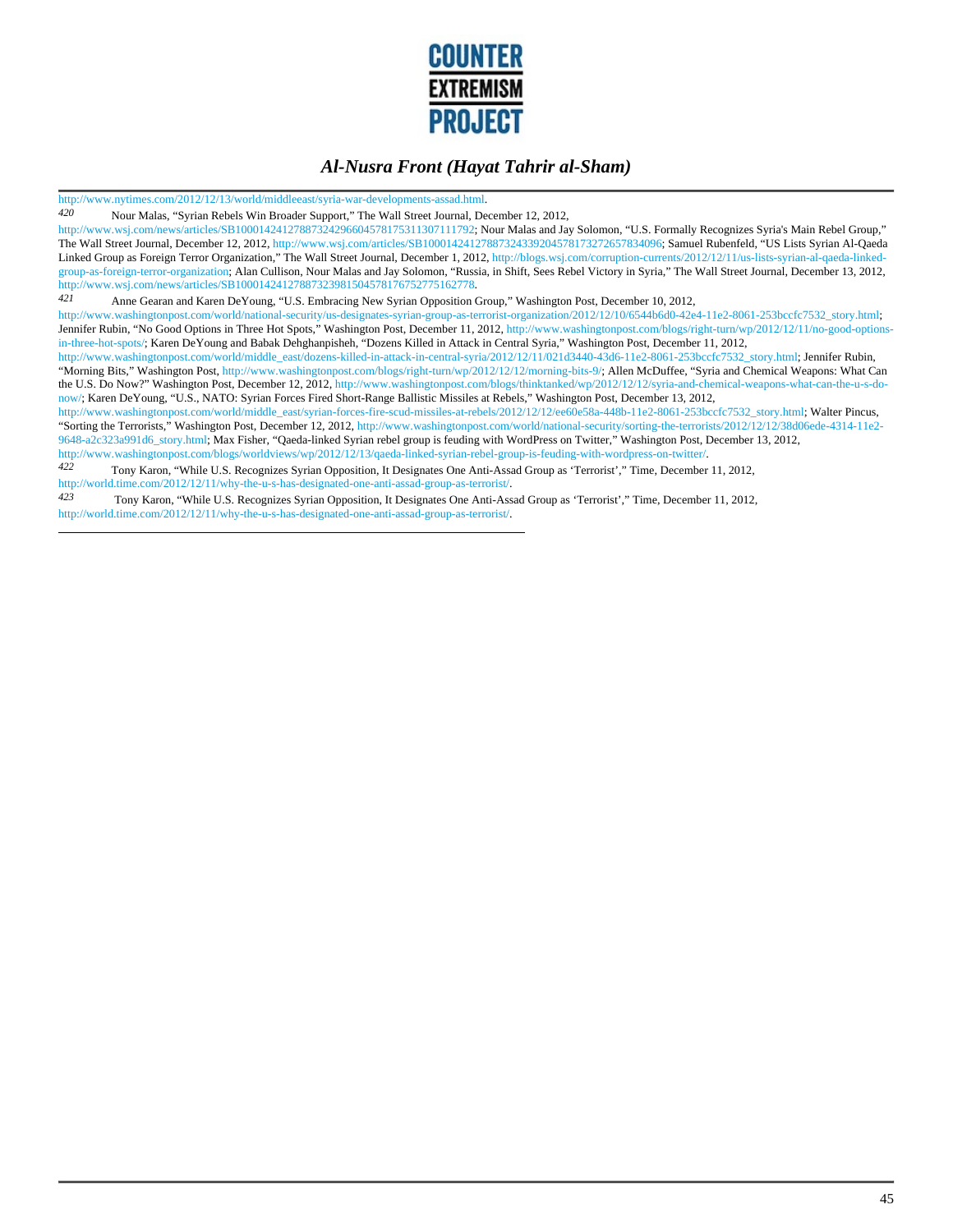http://www.nytimes.com/2012/12/13/world/middleeast/syria-war-developments-assad.html.

420 Nour Malas, "Syrian Rebels Win Broader Support," The Wall Street Journal, December 12, 2012, http://www.wsj.com/news/articles/SB10001424127887324296604578175311307111792; Nour Malas and Jay Solomon, "U.S. Formally Recognizes Syria's Main Rebel Group," The Wall Street Journal, December 12, 2012, http://www.wsj.com/articles/SB10001424127887324339204578173272657834096; Samuel Rubenfeld, "US Lists Syrian Al-Qaeda Linked Group as Foreign Terror Organization," The Wall Street Journal, December 1, 2012, http://blogs.wsj.com/corruption-currents/2012/12/11/us-lists-syrian-al-qaeda-linked-group-as-foreign-terror-organization; Alan Cullison, Nour Malas and Jay Solomon, "Russia, in Shift, Sees Rebel Victory in Syria," The Wall Street Journal, December 13, 2012, http://www.wsj.com/news/articles/SB10001424127887323981504578176752775162778.

421 Anne Gearan and Karen DeYoung, "U.S. Embracing New Syrian Opposition Group," Washington Post, December 10, 2012, http://www.washingtonpost.com/world/national-security/us-designates-syrian-group-as-terrorist-organization/2012/12/10/6544b6d0-42e4-11e2-8061-253bccfc7532_story.html; Jennifer Rubin, "No Good Options in Three Hot Spots," Washington Post, December 11, 2012, http://www.washingtonpost.com/blogs/right-turn/wp/2012/12/11/no-good-options-in-three-hot-spots/; Karen DeYoung and Babak Dehghanpisheh, "Dozens Killed in Attack in Central Syria," Washington Post, December 11, 2012, http://www.washingtonpost.com/world/middle_east/dozens-killed-in-attack-in-central-syria/2012/12/11/021d3440-43d6-11e2-8061-253bccfc7532_story.html; Jennifer Rubin, "Morning Bits," Washington Post, http://www.washingtonpost.com/blogs/right-turn/wp/2012/12/12/morning-bits-9/; Allen McDuffee, "Syria and Chemical Weapons: What Can the U.S. Do Now?" Washington Post, December 12, 2012, http://www.washingtonpost.com/blogs/thinktanked/wp/2012/12/12/syria-and-chemical-weapons-what-can-the-u-s-do-now/; Karen DeYoung, "U.S., NATO: Syrian Forces Fired Short-Range Ballistic Missiles at Rebels," Washington Post, December 13, 2012, http://www.washingtonpost.com/world/middle_east/syrian-forces-fire-scud-missiles-at-rebels/2012/12/12/ee60e58a-448b-11e2-8061-253bccfc7532_story.html; Walter Pincus, "Sorting the Terrorists," Washington Post, December 12, 2012, http://www.washingtonpost.com/world/national-security/sorting-the-terrorists/2012/12/12/38d06ede-4314-11e2-9648-a2c323a991d6_story.html; Max Fisher, "Qaeda-linked Syrian rebel group is feuding with WordPress on Twitter," Washington Post, December 13, 2012, http://www.washingtonpost.com/blogs/worldviews/wp/2012/12/13/qaeda-linked-syrian-rebel-group-is-feuding-with-wordpress-on-twitter/.

422 Tony Karon, "While U.S. Recognizes Syrian Opposition, It Designates One Anti-Assad Group as 'Terrorist'," Time, December 11, 2012, http://world.time.com/2012/12/11/why-the-u-s-has-designated-one-anti-assad-group-as-terrorist/.

423 Tony Karon, "While U.S. Recognizes Syrian Opposition, It Designates One Anti-Assad Group as 'Terrorist'," Time, December 11, 2012, http://world.time.com/2012/12/11/why-the-u-s-has-designated-one-anti-assad-group-as-terrorist/.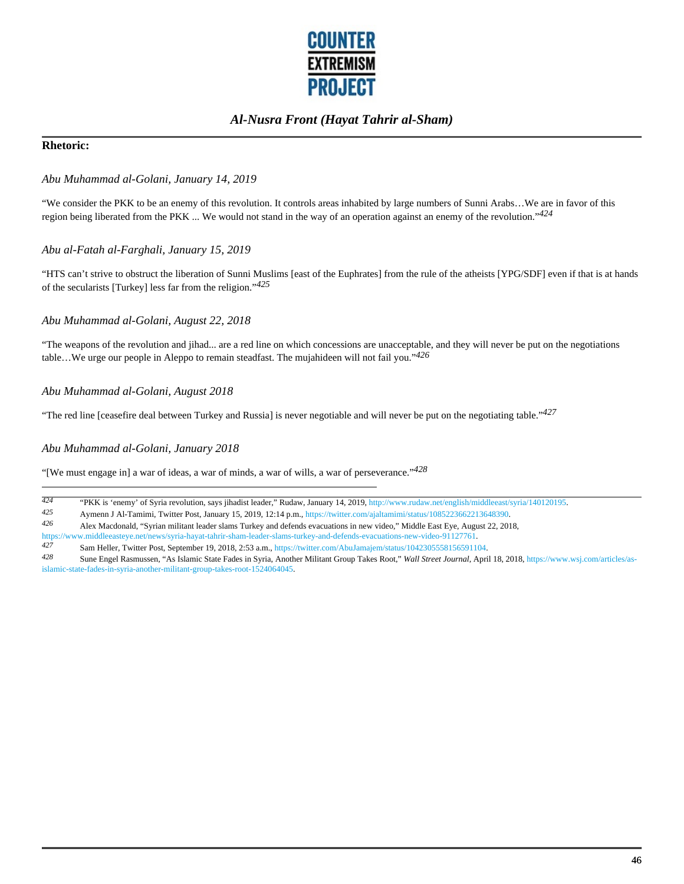**Rhetoric:**

*Abu Muhammad al-Golani, January 14, 2019*

"We consider the PKK to be an enemy of this revolution. It controls areas inhabited by large numbers of Sunni Arabs…We are in favor of this region being liberated from the PKK ... We would not stand in the way of an operation against an enemy of the revolution."[424]

*Abu al-Fatah al-Farghali, January 15, 2019*

"HTS can't strive to obstruct the liberation of Sunni Muslims [east of the Euphrates] from the rule of the atheists [YPG/SDF] even if that is at hands of the secularists [Turkey] less far from the religion."[425]

*Abu Muhammad al-Golani, August 22, 2018*

"The weapons of the revolution and jihad... are a red line on which concessions are unacceptable, and they will never be put on the negotiations table…We urge our people in Aleppo to remain steadfast. The mujahideen will not fail you."[426]

*Abu Muhammad al-Golani, August 2018*

"The red line [ceasefire deal between Turkey and Russia] is never negotiable and will never be put on the negotiating table."[427]

*Abu Muhammad al-Golani, January 2018*

"[We must engage in] a war of ideas, a war of minds, a war of wills, a war of perseverance."[428]

---

424 "PKK is 'enemy' of Syria revolution, says jihadist leader," Rudaw, January 14, 2019, http://www.rudaw.net/english/middleeast/syria/140120195.

425 Aymenn J Al-Tamimi, Twitter Post, January 15, 2019, 12:14 p.m., https://twitter.com/ajaltamimi/status/1085223662213648390.

426 Alex Macdonald, "Syrian militant leader slams Turkey and defends evacuations in new video," Middle East Eye, August 22, 2018, https://www.middleeasteye.net/news/syria-hayat-tahrir-sham-leader-slams-turkey-and-defends-evacuations-new-video-91127761.

427 Sam Heller, Twitter Post, September 19, 2018, 2:53 a.m., https://twitter.com/AbuJamajem/status/1042305558156591104.

428 Sune Engel Rasmussen, "As Islamic State Fades in Syria, Another Militant Group Takes Root," *Wall Street Journal*, April 18, 2018, https://www.wsj.com/articles/as-islamic-state-fades-in-syria-another-militant-group-takes-root-1524064045.